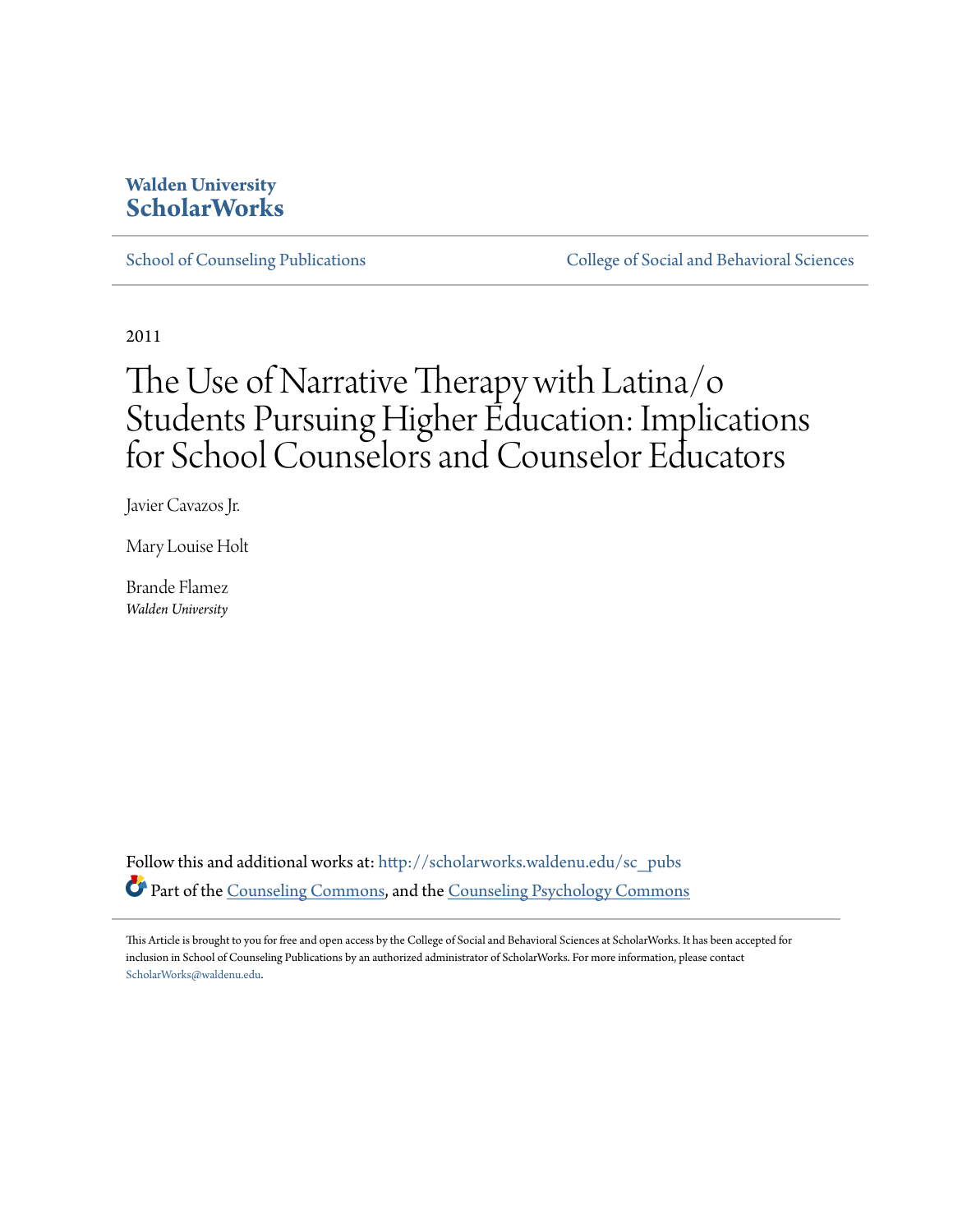**Walden University**
**ScholarWorks**

School of Counseling Publications | College of Social and Behavioral Sciences

2011

# The Use of Narrative Therapy with Latina/o Students Pursuing Higher Education: Implications for School Counselors and Counselor Educators

Javier Cavazos Jr.

Mary Louise Holt

Brande Flamez
*Walden University*

Follow this and additional works at: http://scholarworks.waldenu.edu/sc_pubs

Part of the Counseling Commons, and the Counseling Psychology Commons

This Article is brought to you for free and open access by the College of Social and Behavioral Sciences at ScholarWorks. It has been accepted for inclusion in School of Counseling Publications by an authorized administrator of ScholarWorks. For more information, please contact ScholarWorks@waldenu.edu.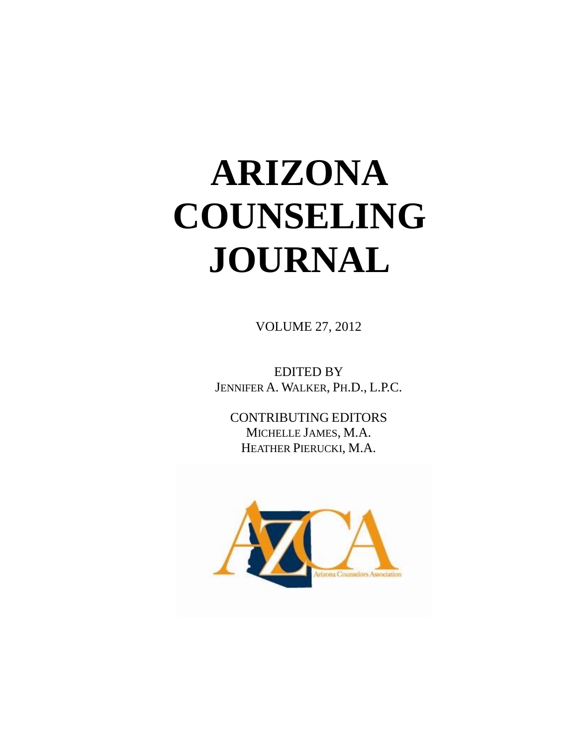# ARIZONA COUNSELING JOURNAL

VOLUME 27, 2012

EDITED BY
JENNIFER A. WALKER, PH.D., L.P.C.

CONTRIBUTING EDITORS
MICHELLE JAMES, M.A.
HEATHER PIERUCKI, M.A.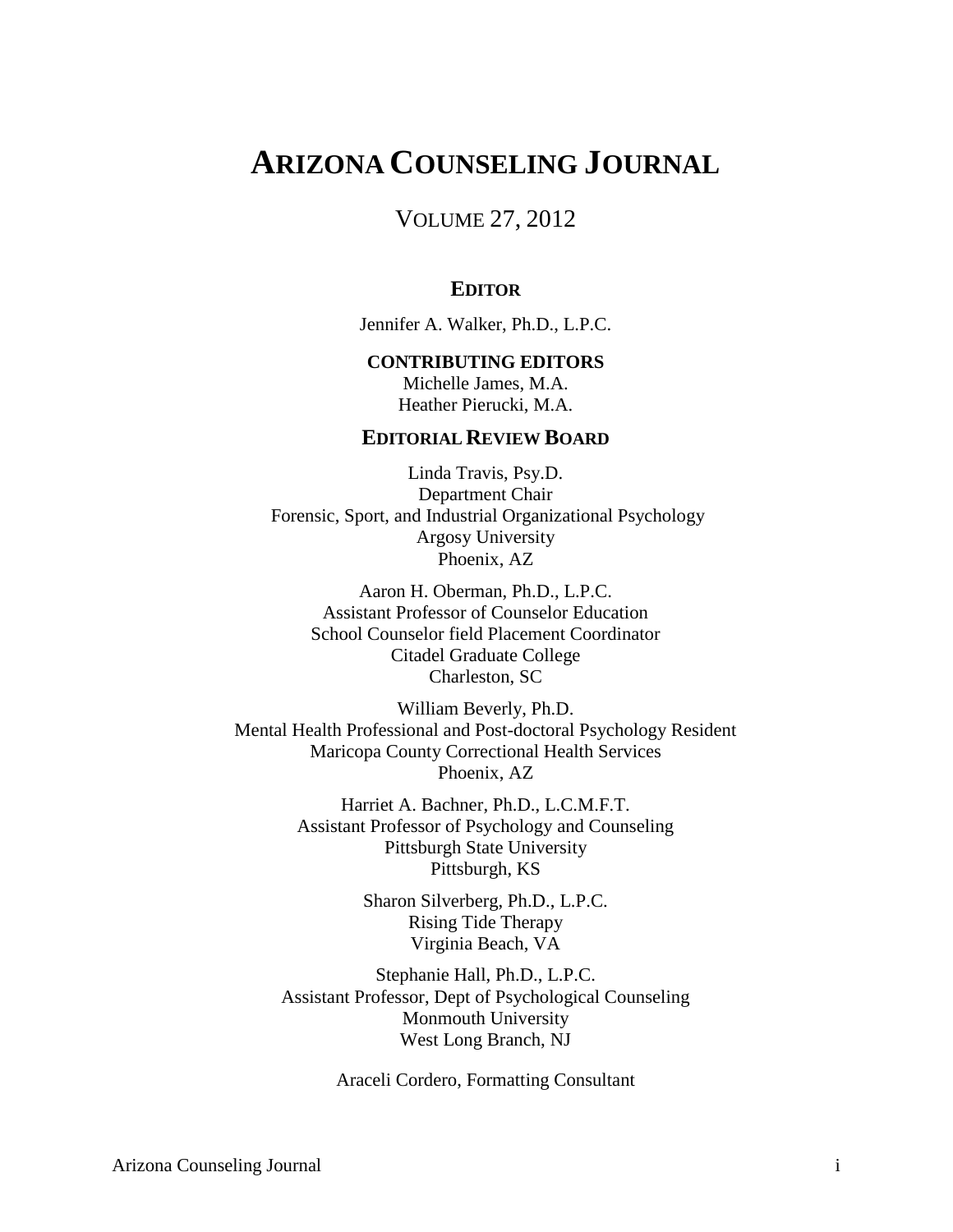# ARIZONA COUNSELING JOURNAL

VOLUME 27, 2012

**EDITOR**

Jennifer A. Walker, Ph.D., L.P.C.

**CONTRIBUTING EDITORS**

Michelle James, M.A.
Heather Pierucki, M.A.

**EDITORIAL REVIEW BOARD**

Linda Travis, Psy.D.
Department Chair
Forensic, Sport, and Industrial Organizational Psychology
Argosy University
Phoenix, AZ

Aaron H. Oberman, Ph.D., L.P.C.
Assistant Professor of Counselor Education
School Counselor field Placement Coordinator
Citadel Graduate College
Charleston, SC

William Beverly, Ph.D.
Mental Health Professional and Post-doctoral Psychology Resident
Maricopa County Correctional Health Services
Phoenix, AZ

Harriet A. Bachner, Ph.D., L.C.M.F.T.
Assistant Professor of Psychology and Counseling
Pittsburgh State University
Pittsburgh, KS

Sharon Silverberg, Ph.D., L.P.C.
Rising Tide Therapy
Virginia Beach, VA

Stephanie Hall, Ph.D., L.P.C.
Assistant Professor, Dept of Psychological Counseling
Monmouth University
West Long Branch, NJ

Araceli Cordero, Formatting Consultant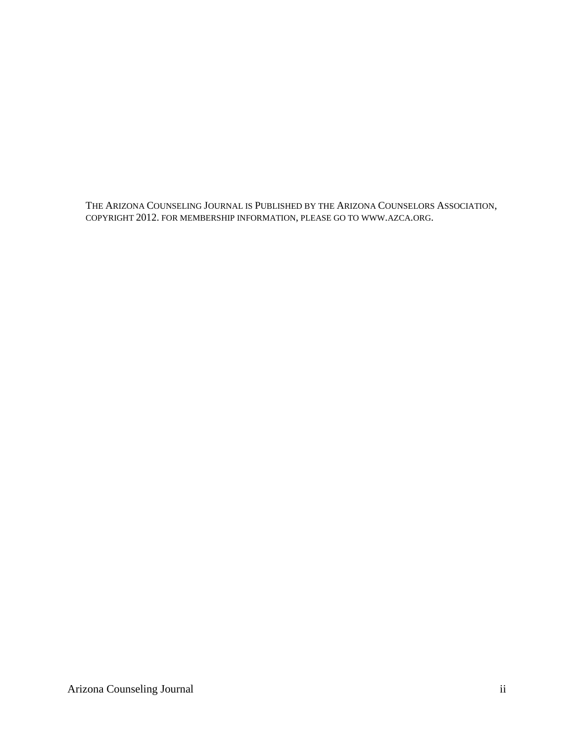THE ARIZONA COUNSELING JOURNAL IS PUBLISHED BY THE ARIZONA COUNSELORS ASSOCIATION, COPYRIGHT 2012. FOR MEMBERSHIP INFORMATION, PLEASE GO TO WWW.AZCA.ORG.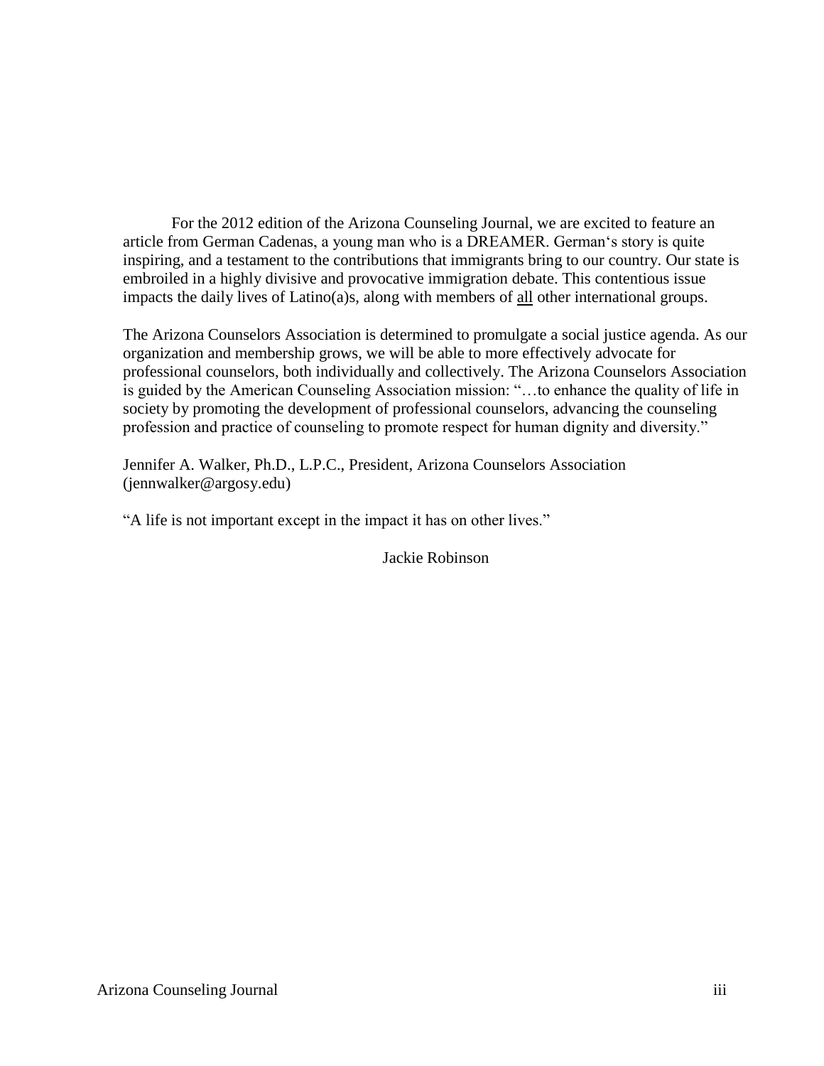For the 2012 edition of the Arizona Counseling Journal, we are excited to feature an article from German Cadenas, a young man who is a DREAMER. German's story is quite inspiring, and a testament to the contributions that immigrants bring to our country. Our state is embroiled in a highly divisive and provocative immigration debate. This contentious issue impacts the daily lives of Latino(a)s, along with members of <u>all</u> other international groups.

The Arizona Counselors Association is determined to promulgate a social justice agenda. As our organization and membership grows, we will be able to more effectively advocate for professional counselors, both individually and collectively. The Arizona Counselors Association is guided by the American Counseling Association mission: "…to enhance the quality of life in society by promoting the development of professional counselors, advancing the counseling profession and practice of counseling to promote respect for human dignity and diversity."

Jennifer A. Walker, Ph.D., L.P.C., President, Arizona Counselors Association (jennwalker@argosy.edu)

"A life is not important except in the impact it has on other lives."

Jackie Robinson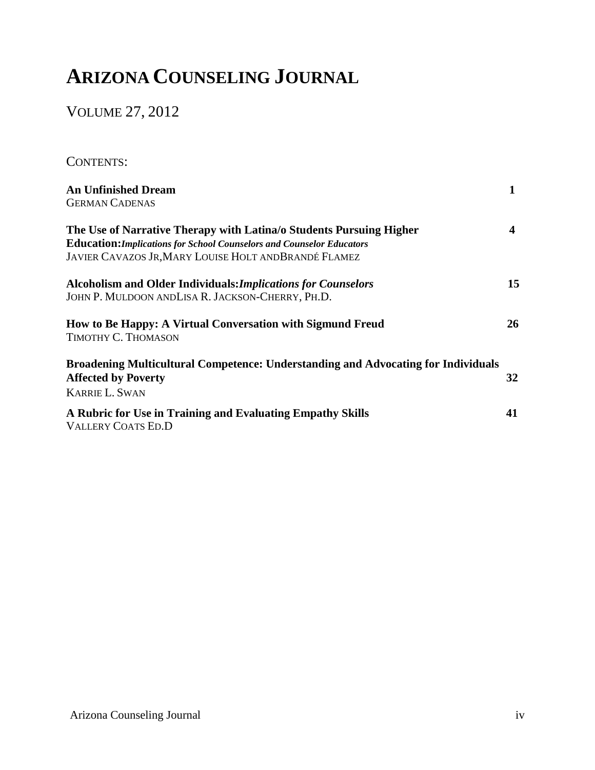# ARIZONA COUNSELING JOURNAL

VOLUME 27, 2012

CONTENTS:

| | |
|---|---|
| **An Unfinished Dream**<br>GERMAN CADENAS | **1** |
| **The Use of Narrative Therapy with Latina/o Students Pursuing Higher Education:** ***Implications for School Counselors and Counselor Educators***<br>JAVIER CAVAZOS JR, MARY LOUISE HOLT AND BRANDÉ FLAMEZ | **4** |
| **Alcoholism and Older Individuals:** ***Implications for Counselors***<br>JOHN P. MULDOON AND LISA R. JACKSON-CHERRY, PH.D. | **15** |
| **How to Be Happy: A Virtual Conversation with Sigmund Freud**<br>TIMOTHY C. THOMASON | **26** |
| **Broadening Multicultural Competence: Understanding and Advocating for Individuals Affected by Poverty**<br>KARRIE L. SWAN | **32** |
| **A Rubric for Use in Training and Evaluating Empathy Skills**<br>VALLERY COATS ED.D | **41** |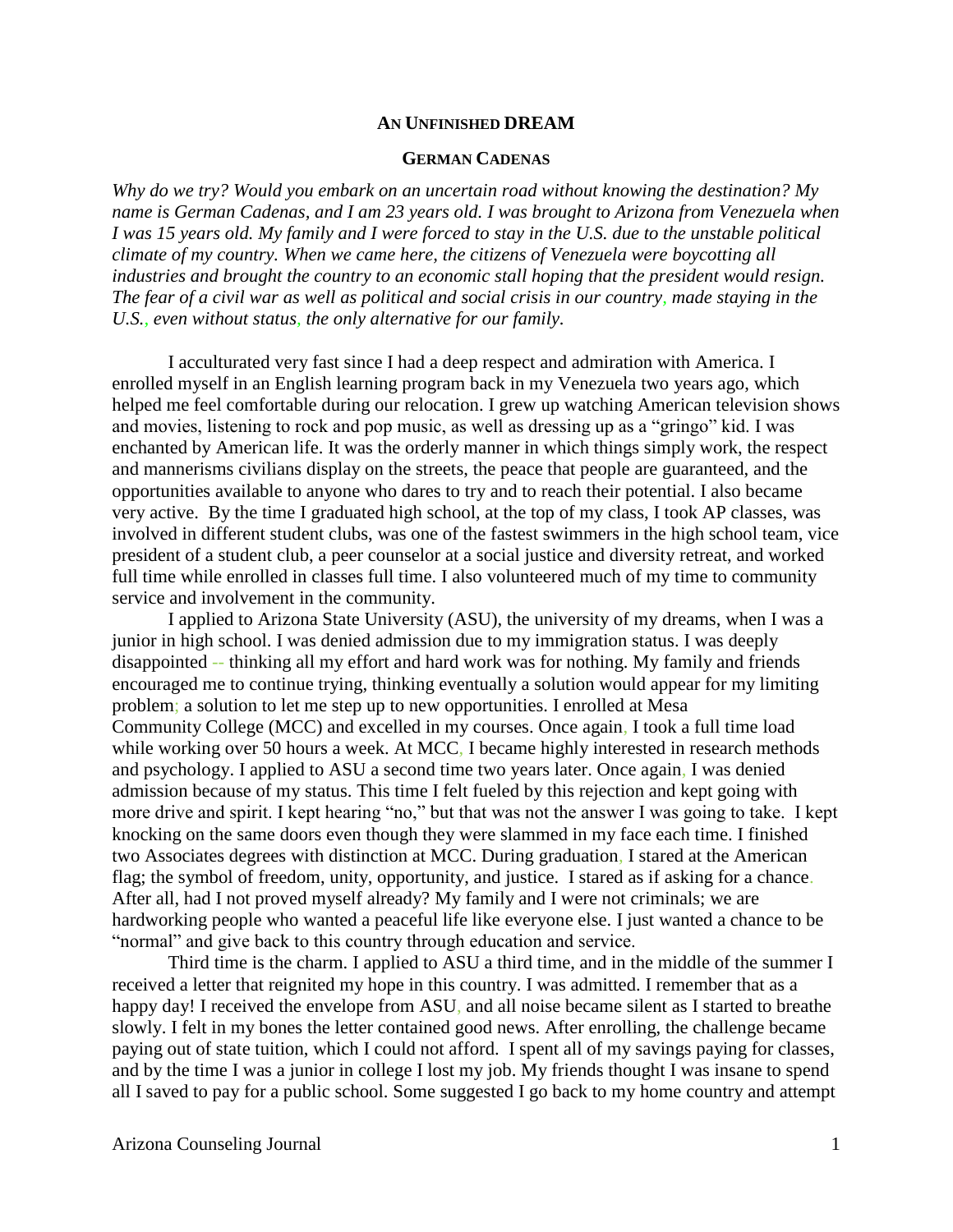# AN UNFINISHED DREAM

## GERMAN CADENAS

*Why do we try? Would you embark on an uncertain road without knowing the destination? My name is German Cadenas, and I am 23 years old. I was brought to Arizona from Venezuela when I was 15 years old. My family and I were forced to stay in the U.S. due to the unstable political climate of my country. When we came here, the citizens of Venezuela were boycotting all industries and brought the country to an economic stall hoping that the president would resign. The fear of a civil war as well as political and social crisis in our country, made staying in the U.S., even without status, the only alternative for our family.*

I acculturated very fast since I had a deep respect and admiration with America. I enrolled myself in an English learning program back in my Venezuela two years ago, which helped me feel comfortable during our relocation. I grew up watching American television shows and movies, listening to rock and pop music, as well as dressing up as a "gringo" kid. I was enchanted by American life. It was the orderly manner in which things simply work, the respect and mannerisms civilians display on the streets, the peace that people are guaranteed, and the opportunities available to anyone who dares to try and to reach their potential. I also became very active. By the time I graduated high school, at the top of my class, I took AP classes, was involved in different student clubs, was one of the fastest swimmers in the high school team, vice president of a student club, a peer counselor at a social justice and diversity retreat, and worked full time while enrolled in classes full time. I also volunteered much of my time to community service and involvement in the community.

I applied to Arizona State University (ASU), the university of my dreams, when I was a junior in high school. I was denied admission due to my immigration status. I was deeply disappointed -- thinking all my effort and hard work was for nothing. My family and friends encouraged me to continue trying, thinking eventually a solution would appear for my limiting problem; a solution to let me step up to new opportunities. I enrolled at Mesa Community College (MCC) and excelled in my courses. Once again, I took a full time load while working over 50 hours a week. At MCC, I became highly interested in research methods and psychology. I applied to ASU a second time two years later. Once again, I was denied admission because of my status. This time I felt fueled by this rejection and kept going with more drive and spirit. I kept hearing "no," but that was not the answer I was going to take. I kept knocking on the same doors even though they were slammed in my face each time. I finished two Associates degrees with distinction at MCC. During graduation, I stared at the American flag; the symbol of freedom, unity, opportunity, and justice. I stared as if asking for a chance. After all, had I not proved myself already? My family and I were not criminals; we are hardworking people who wanted a peaceful life like everyone else. I just wanted a chance to be "normal" and give back to this country through education and service.

Third time is the charm. I applied to ASU a third time, and in the middle of the summer I received a letter that reignited my hope in this country. I was admitted. I remember that as a happy day! I received the envelope from ASU, and all noise became silent as I started to breathe slowly. I felt in my bones the letter contained good news. After enrolling, the challenge became paying out of state tuition, which I could not afford. I spent all of my savings paying for classes, and by the time I was a junior in college I lost my job. My friends thought I was insane to spend all I saved to pay for a public school. Some suggested I go back to my home country and attempt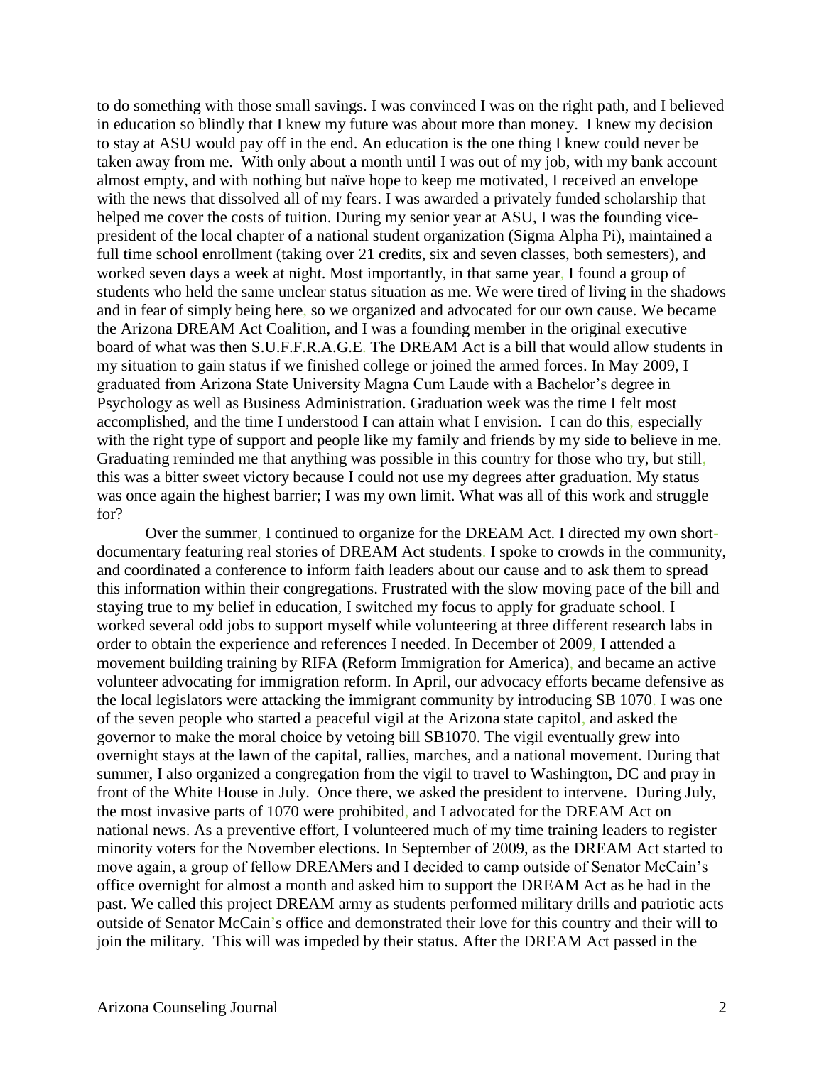to do something with those small savings. I was convinced I was on the right path, and I believed in education so blindly that I knew my future was about more than money. I knew my decision to stay at ASU would pay off in the end. An education is the one thing I knew could never be taken away from me. With only about a month until I was out of my job, with my bank account almost empty, and with nothing but naïve hope to keep me motivated, I received an envelope with the news that dissolved all of my fears. I was awarded a privately funded scholarship that helped me cover the costs of tuition. During my senior year at ASU, I was the founding vice-president of the local chapter of a national student organization (Sigma Alpha Pi), maintained a full time school enrollment (taking over 21 credits, six and seven classes, both semesters), and worked seven days a week at night. Most importantly, in that same year, I found a group of students who held the same unclear status situation as me. We were tired of living in the shadows and in fear of simply being here, so we organized and advocated for our own cause. We became the Arizona DREAM Act Coalition, and I was a founding member in the original executive board of what was then S.U.F.F.R.A.G.E. The DREAM Act is a bill that would allow students in my situation to gain status if we finished college or joined the armed forces. In May 2009, I graduated from Arizona State University Magna Cum Laude with a Bachelor's degree in Psychology as well as Business Administration. Graduation week was the time I felt most accomplished, and the time I understood I can attain what I envision. I can do this, especially with the right type of support and people like my family and friends by my side to believe in me. Graduating reminded me that anything was possible in this country for those who try, but still, this was a bitter sweet victory because I could not use my degrees after graduation. My status was once again the highest barrier; I was my own limit. What was all of this work and struggle for?

Over the summer, I continued to organize for the DREAM Act. I directed my own short-documentary featuring real stories of DREAM Act students. I spoke to crowds in the community, and coordinated a conference to inform faith leaders about our cause and to ask them to spread this information within their congregations. Frustrated with the slow moving pace of the bill and staying true to my belief in education, I switched my focus to apply for graduate school. I worked several odd jobs to support myself while volunteering at three different research labs in order to obtain the experience and references I needed. In December of 2009, I attended a movement building training by RIFA (Reform Immigration for America), and became an active volunteer advocating for immigration reform. In April, our advocacy efforts became defensive as the local legislators were attacking the immigrant community by introducing SB 1070. I was one of the seven people who started a peaceful vigil at the Arizona state capitol, and asked the governor to make the moral choice by vetoing bill SB1070. The vigil eventually grew into overnight stays at the lawn of the capital, rallies, marches, and a national movement. During that summer, I also organized a congregation from the vigil to travel to Washington, DC and pray in front of the White House in July. Once there, we asked the president to intervene. During July, the most invasive parts of 1070 were prohibited, and I advocated for the DREAM Act on national news. As a preventive effort, I volunteered much of my time training leaders to register minority voters for the November elections. In September of 2009, as the DREAM Act started to move again, a group of fellow DREAMers and I decided to camp outside of Senator McCain's office overnight for almost a month and asked him to support the DREAM Act as he had in the past. We called this project DREAM army as students performed military drills and patriotic acts outside of Senator McCain's office and demonstrated their love for this country and their will to join the military. This will was impeded by their status. After the DREAM Act passed in the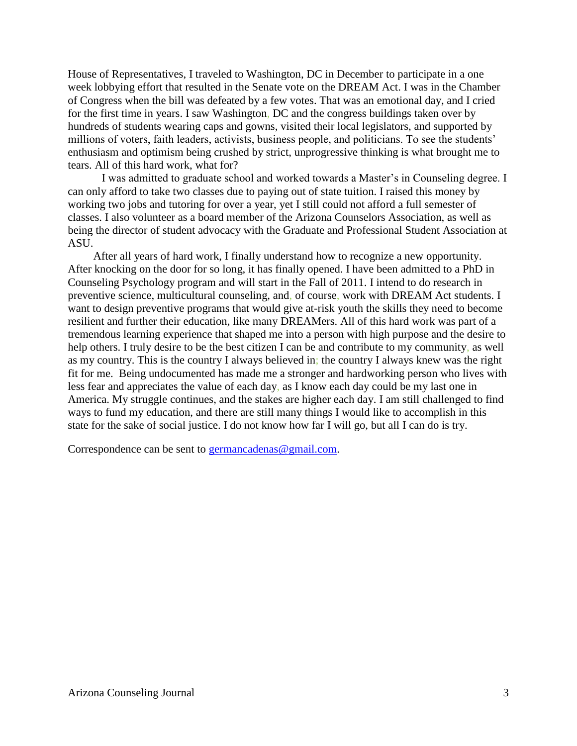House of Representatives, I traveled to Washington, DC in December to participate in a one week lobbying effort that resulted in the Senate vote on the DREAM Act. I was in the Chamber of Congress when the bill was defeated by a few votes. That was an emotional day, and I cried for the first time in years. I saw Washington, DC and the congress buildings taken over by hundreds of students wearing caps and gowns, visited their local legislators, and supported by millions of voters, faith leaders, activists, business people, and politicians. To see the students' enthusiasm and optimism being crushed by strict, unprogressive thinking is what brought me to tears. All of this hard work, what for?

I was admitted to graduate school and worked towards a Master's in Counseling degree. I can only afford to take two classes due to paying out of state tuition. I raised this money by working two jobs and tutoring for over a year, yet I still could not afford a full semester of classes. I also volunteer as a board member of the Arizona Counselors Association, as well as being the director of student advocacy with the Graduate and Professional Student Association at ASU.

After all years of hard work, I finally understand how to recognize a new opportunity. After knocking on the door for so long, it has finally opened. I have been admitted to a PhD in Counseling Psychology program and will start in the Fall of 2011. I intend to do research in preventive science, multicultural counseling, and, of course, work with DREAM Act students. I want to design preventive programs that would give at-risk youth the skills they need to become resilient and further their education, like many DREAMers. All of this hard work was part of a tremendous learning experience that shaped me into a person with high purpose and the desire to help others. I truly desire to be the best citizen I can be and contribute to my community, as well as my country. This is the country I always believed in; the country I always knew was the right fit for me. Being undocumented has made me a stronger and hardworking person who lives with less fear and appreciates the value of each day, as I know each day could be my last one in America. My struggle continues, and the stakes are higher each day. I am still challenged to find ways to fund my education, and there are still many things I would like to accomplish in this state for the sake of social justice. I do not know how far I will go, but all I can do is try.

Correspondence can be sent to germancadenas@gmail.com.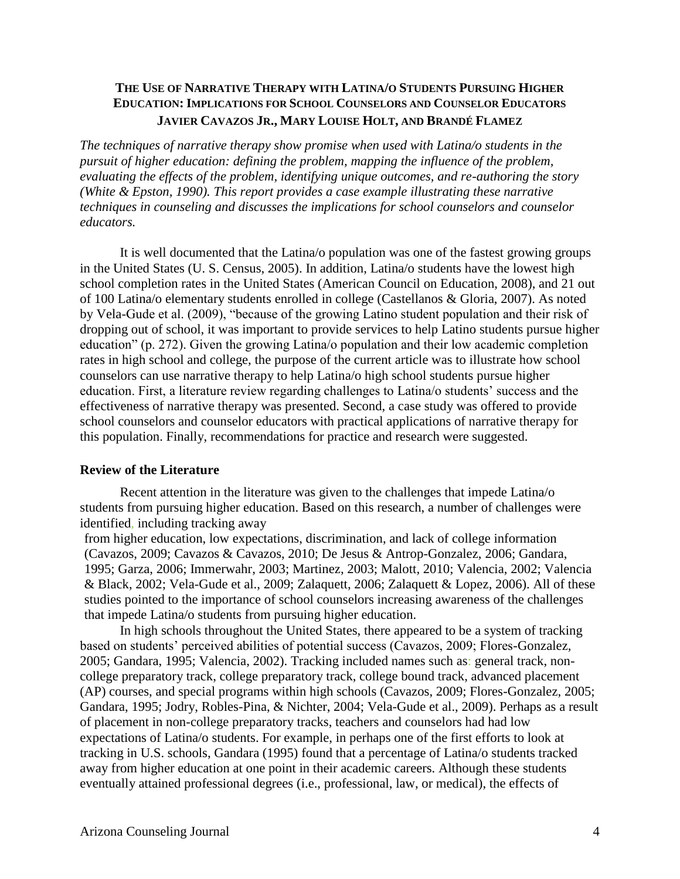**THE USE OF NARRATIVE THERAPY WITH LATINA/O STUDENTS PURSUING HIGHER EDUCATION: IMPLICATIONS FOR SCHOOL COUNSELORS AND COUNSELOR EDUCATORS**
**JAVIER CAVAZOS JR., MARY LOUISE HOLT, AND BRANDÉ FLAMEZ**

*The techniques of narrative therapy show promise when used with Latina/o students in the pursuit of higher education: defining the problem, mapping the influence of the problem, evaluating the effects of the problem, identifying unique outcomes, and re-authoring the story (White & Epston, 1990). This report provides a case example illustrating these narrative techniques in counseling and discusses the implications for school counselors and counselor educators.*

It is well documented that the Latina/o population was one of the fastest growing groups in the United States (U. S. Census, 2005). In addition, Latina/o students have the lowest high school completion rates in the United States (American Council on Education, 2008), and 21 out of 100 Latina/o elementary students enrolled in college (Castellanos & Gloria, 2007). As noted by Vela-Gude et al. (2009), "because of the growing Latino student population and their risk of dropping out of school, it was important to provide services to help Latino students pursue higher education" (p. 272). Given the growing Latina/o population and their low academic completion rates in high school and college, the purpose of the current article was to illustrate how school counselors can use narrative therapy to help Latina/o high school students pursue higher education. First, a literature review regarding challenges to Latina/o students' success and the effectiveness of narrative therapy was presented. Second, a case study was offered to provide school counselors and counselor educators with practical applications of narrative therapy for this population. Finally, recommendations for practice and research were suggested.

## Review of the Literature

Recent attention in the literature was given to the challenges that impede Latina/o students from pursuing higher education. Based on this research, a number of challenges were identified, including tracking away from higher education, low expectations, discrimination, and lack of college information (Cavazos, 2009; Cavazos & Cavazos, 2010; De Jesus & Antrop-Gonzalez, 2006; Gandara, 1995; Garza, 2006; Immerwahr, 2003; Martinez, 2003; Malott, 2010; Valencia, 2002; Valencia & Black, 2002; Vela-Gude et al., 2009; Zalaquett, 2006; Zalaquett & Lopez, 2006). All of these studies pointed to the importance of school counselors increasing awareness of the challenges that impede Latina/o students from pursuing higher education.

In high schools throughout the United States, there appeared to be a system of tracking based on students' perceived abilities of potential success (Cavazos, 2009; Flores-Gonzalez, 2005; Gandara, 1995; Valencia, 2002). Tracking included names such as: general track, non-college preparatory track, college preparatory track, college bound track, advanced placement (AP) courses, and special programs within high schools (Cavazos, 2009; Flores-Gonzalez, 2005; Gandara, 1995; Jodry, Robles-Pina, & Nichter, 2004; Vela-Gude et al., 2009). Perhaps as a result of placement in non-college preparatory tracks, teachers and counselors had had low expectations of Latina/o students. For example, in perhaps one of the first efforts to look at tracking in U.S. schools, Gandara (1995) found that a percentage of Latina/o students tracked away from higher education at one point in their academic careers. Although these students eventually attained professional degrees (i.e., professional, law, or medical), the effects of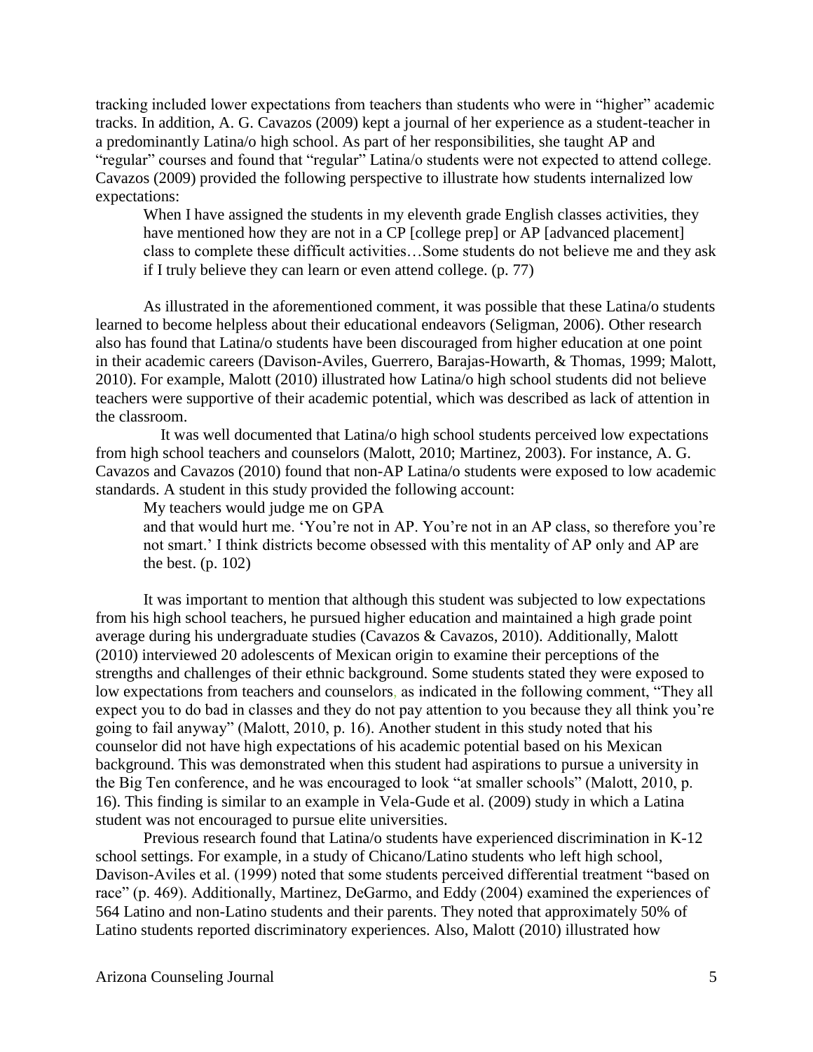tracking included lower expectations from teachers than students who were in "higher" academic tracks. In addition, A. G. Cavazos (2009) kept a journal of her experience as a student-teacher in a predominantly Latina/o high school. As part of her responsibilities, she taught AP and "regular" courses and found that "regular" Latina/o students were not expected to attend college. Cavazos (2009) provided the following perspective to illustrate how students internalized low expectations:

> When I have assigned the students in my eleventh grade English classes activities, they have mentioned how they are not in a CP [college prep] or AP [advanced placement] class to complete these difficult activities…Some students do not believe me and they ask if I truly believe they can learn or even attend college. (p. 77)

As illustrated in the aforementioned comment, it was possible that these Latina/o students learned to become helpless about their educational endeavors (Seligman, 2006). Other research also has found that Latina/o students have been discouraged from higher education at one point in their academic careers (Davison-Aviles, Guerrero, Barajas-Howarth, & Thomas, 1999; Malott, 2010). For example, Malott (2010) illustrated how Latina/o high school students did not believe teachers were supportive of their academic potential, which was described as lack of attention in the classroom.

It was well documented that Latina/o high school students perceived low expectations from high school teachers and counselors (Malott, 2010; Martinez, 2003). For instance, A. G. Cavazos and Cavazos (2010) found that non-AP Latina/o students were exposed to low academic standards. A student in this study provided the following account:

> My teachers would judge me on GPA
> and that would hurt me. 'You're not in AP. You're not in an AP class, so therefore you're not smart.' I think districts become obsessed with this mentality of AP only and AP are the best. (p. 102)

It was important to mention that although this student was subjected to low expectations from his high school teachers, he pursued higher education and maintained a high grade point average during his undergraduate studies (Cavazos & Cavazos, 2010). Additionally, Malott (2010) interviewed 20 adolescents of Mexican origin to examine their perceptions of the strengths and challenges of their ethnic background. Some students stated they were exposed to low expectations from teachers and counselors, as indicated in the following comment, "They all expect you to do bad in classes and they do not pay attention to you because they all think you're going to fail anyway" (Malott, 2010, p. 16). Another student in this study noted that his counselor did not have high expectations of his academic potential based on his Mexican background. This was demonstrated when this student had aspirations to pursue a university in the Big Ten conference, and he was encouraged to look "at smaller schools" (Malott, 2010, p. 16). This finding is similar to an example in Vela-Gude et al. (2009) study in which a Latina student was not encouraged to pursue elite universities.

Previous research found that Latina/o students have experienced discrimination in K-12 school settings. For example, in a study of Chicano/Latino students who left high school, Davison-Aviles et al. (1999) noted that some students perceived differential treatment "based on race" (p. 469). Additionally, Martinez, DeGarmo, and Eddy (2004) examined the experiences of 564 Latino and non-Latino students and their parents. They noted that approximately 50% of Latino students reported discriminatory experiences. Also, Malott (2010) illustrated how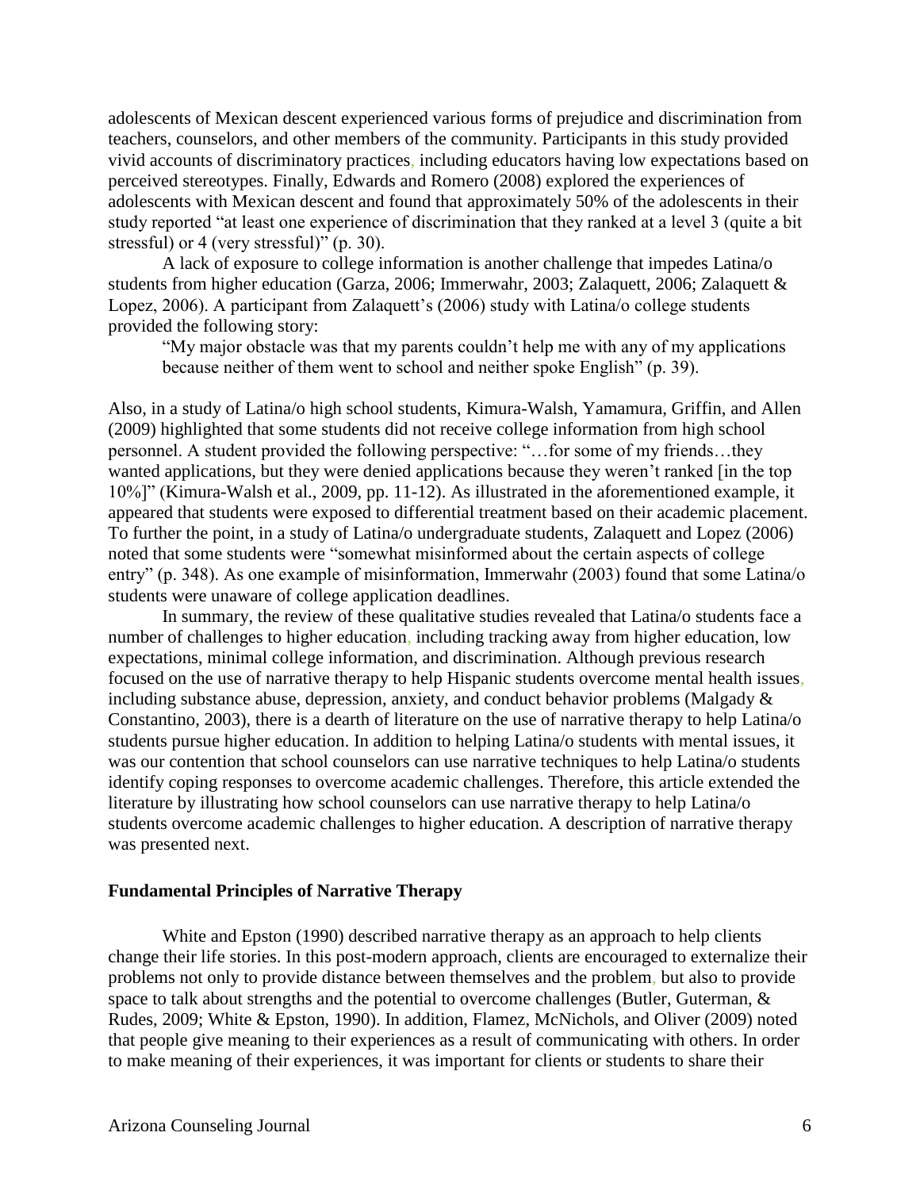adolescents of Mexican descent experienced various forms of prejudice and discrimination from teachers, counselors, and other members of the community. Participants in this study provided vivid accounts of discriminatory practices, including educators having low expectations based on perceived stereotypes. Finally, Edwards and Romero (2008) explored the experiences of adolescents with Mexican descent and found that approximately 50% of the adolescents in their study reported "at least one experience of discrimination that they ranked at a level 3 (quite a bit stressful) or 4 (very stressful)" (p. 30).

A lack of exposure to college information is another challenge that impedes Latina/o students from higher education (Garza, 2006; Immerwahr, 2003; Zalaquett, 2006; Zalaquett & Lopez, 2006). A participant from Zalaquett's (2006) study with Latina/o college students provided the following story:

> "My major obstacle was that my parents couldn't help me with any of my applications because neither of them went to school and neither spoke English" (p. 39).

Also, in a study of Latina/o high school students, Kimura-Walsh, Yamamura, Griffin, and Allen (2009) highlighted that some students did not receive college information from high school personnel. A student provided the following perspective: "…for some of my friends…they wanted applications, but they were denied applications because they weren't ranked [in the top 10%]" (Kimura-Walsh et al., 2009, pp. 11-12). As illustrated in the aforementioned example, it appeared that students were exposed to differential treatment based on their academic placement. To further the point, in a study of Latina/o undergraduate students, Zalaquett and Lopez (2006) noted that some students were "somewhat misinformed about the certain aspects of college entry" (p. 348). As one example of misinformation, Immerwahr (2003) found that some Latina/o students were unaware of college application deadlines.

In summary, the review of these qualitative studies revealed that Latina/o students face a number of challenges to higher education, including tracking away from higher education, low expectations, minimal college information, and discrimination. Although previous research focused on the use of narrative therapy to help Hispanic students overcome mental health issues, including substance abuse, depression, anxiety, and conduct behavior problems (Malgady & Constantino, 2003), there is a dearth of literature on the use of narrative therapy to help Latina/o students pursue higher education. In addition to helping Latina/o students with mental issues, it was our contention that school counselors can use narrative techniques to help Latina/o students identify coping responses to overcome academic challenges. Therefore, this article extended the literature by illustrating how school counselors can use narrative therapy to help Latina/o students overcome academic challenges to higher education. A description of narrative therapy was presented next.

**Fundamental Principles of Narrative Therapy**

White and Epston (1990) described narrative therapy as an approach to help clients change their life stories. In this post-modern approach, clients are encouraged to externalize their problems not only to provide distance between themselves and the problem, but also to provide space to talk about strengths and the potential to overcome challenges (Butler, Guterman, & Rudes, 2009; White & Epston, 1990). In addition, Flamez, McNichols, and Oliver (2009) noted that people give meaning to their experiences as a result of communicating with others. In order to make meaning of their experiences, it was important for clients or students to share their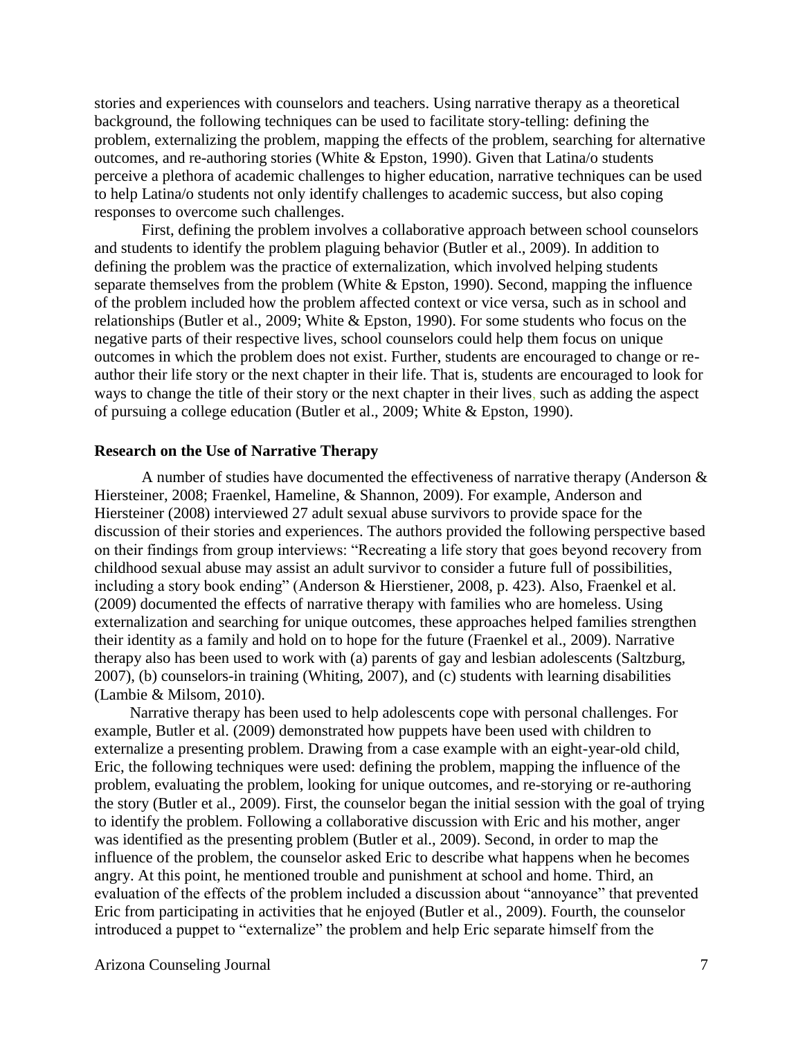stories and experiences with counselors and teachers. Using narrative therapy as a theoretical background, the following techniques can be used to facilitate story-telling: defining the problem, externalizing the problem, mapping the effects of the problem, searching for alternative outcomes, and re-authoring stories (White & Epston, 1990). Given that Latina/o students perceive a plethora of academic challenges to higher education, narrative techniques can be used to help Latina/o students not only identify challenges to academic success, but also coping responses to overcome such challenges.

First, defining the problem involves a collaborative approach between school counselors and students to identify the problem plaguing behavior (Butler et al., 2009). In addition to defining the problem was the practice of externalization, which involved helping students separate themselves from the problem (White & Epston, 1990). Second, mapping the influence of the problem included how the problem affected context or vice versa, such as in school and relationships (Butler et al., 2009; White & Epston, 1990). For some students who focus on the negative parts of their respective lives, school counselors could help them focus on unique outcomes in which the problem does not exist. Further, students are encouraged to change or re-author their life story or the next chapter in their life. That is, students are encouraged to look for ways to change the title of their story or the next chapter in their lives, such as adding the aspect of pursuing a college education (Butler et al., 2009; White & Epston, 1990).

**Research on the Use of Narrative Therapy**

A number of studies have documented the effectiveness of narrative therapy (Anderson & Hiersteiner, 2008; Fraenkel, Hameline, & Shannon, 2009). For example, Anderson and Hiersteiner (2008) interviewed 27 adult sexual abuse survivors to provide space for the discussion of their stories and experiences. The authors provided the following perspective based on their findings from group interviews: "Recreating a life story that goes beyond recovery from childhood sexual abuse may assist an adult survivor to consider a future full of possibilities, including a story book ending" (Anderson & Hierstiener, 2008, p. 423). Also, Fraenkel et al. (2009) documented the effects of narrative therapy with families who are homeless. Using externalization and searching for unique outcomes, these approaches helped families strengthen their identity as a family and hold on to hope for the future (Fraenkel et al., 2009). Narrative therapy also has been used to work with (a) parents of gay and lesbian adolescents (Saltzburg, 2007), (b) counselors-in training (Whiting, 2007), and (c) students with learning disabilities (Lambie & Milsom, 2010).

Narrative therapy has been used to help adolescents cope with personal challenges. For example, Butler et al. (2009) demonstrated how puppets have been used with children to externalize a presenting problem. Drawing from a case example with an eight-year-old child, Eric, the following techniques were used: defining the problem, mapping the influence of the problem, evaluating the problem, looking for unique outcomes, and re-storying or re-authoring the story (Butler et al., 2009). First, the counselor began the initial session with the goal of trying to identify the problem. Following a collaborative discussion with Eric and his mother, anger was identified as the presenting problem (Butler et al., 2009). Second, in order to map the influence of the problem, the counselor asked Eric to describe what happens when he becomes angry. At this point, he mentioned trouble and punishment at school and home. Third, an evaluation of the effects of the problem included a discussion about "annoyance" that prevented Eric from participating in activities that he enjoyed (Butler et al., 2009). Fourth, the counselor introduced a puppet to "externalize" the problem and help Eric separate himself from the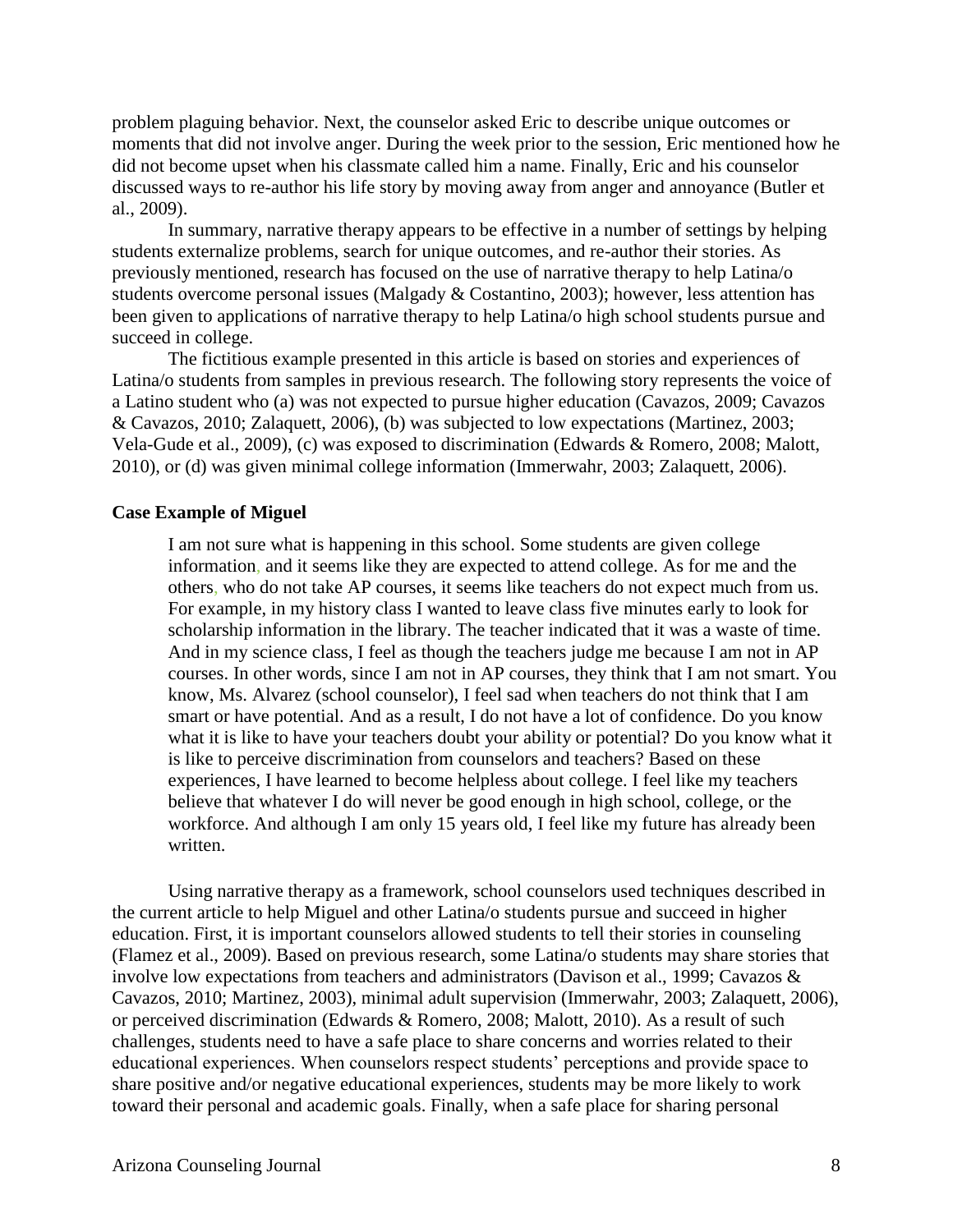problem plaguing behavior. Next, the counselor asked Eric to describe unique outcomes or moments that did not involve anger. During the week prior to the session, Eric mentioned how he did not become upset when his classmate called him a name. Finally, Eric and his counselor discussed ways to re-author his life story by moving away from anger and annoyance (Butler et al., 2009).

In summary, narrative therapy appears to be effective in a number of settings by helping students externalize problems, search for unique outcomes, and re-author their stories. As previously mentioned, research has focused on the use of narrative therapy to help Latina/o students overcome personal issues (Malgady & Costantino, 2003); however, less attention has been given to applications of narrative therapy to help Latina/o high school students pursue and succeed in college.

The fictitious example presented in this article is based on stories and experiences of Latina/o students from samples in previous research. The following story represents the voice of a Latino student who (a) was not expected to pursue higher education (Cavazos, 2009; Cavazos & Cavazos, 2010; Zalaquett, 2006), (b) was subjected to low expectations (Martinez, 2003; Vela-Gude et al., 2009), (c) was exposed to discrimination (Edwards & Romero, 2008; Malott, 2010), or (d) was given minimal college information (Immerwahr, 2003; Zalaquett, 2006).

**Case Example of Miguel**

> I am not sure what is happening in this school. Some students are given college information, and it seems like they are expected to attend college. As for me and the others, who do not take AP courses, it seems like teachers do not expect much from us. For example, in my history class I wanted to leave class five minutes early to look for scholarship information in the library. The teacher indicated that it was a waste of time. And in my science class, I feel as though the teachers judge me because I am not in AP courses. In other words, since I am not in AP courses, they think that I am not smart. You know, Ms. Alvarez (school counselor), I feel sad when teachers do not think that I am smart or have potential. And as a result, I do not have a lot of confidence. Do you know what it is like to have your teachers doubt your ability or potential? Do you know what it is like to perceive discrimination from counselors and teachers? Based on these experiences, I have learned to become helpless about college. I feel like my teachers believe that whatever I do will never be good enough in high school, college, or the workforce. And although I am only 15 years old, I feel like my future has already been written.

Using narrative therapy as a framework, school counselors used techniques described in the current article to help Miguel and other Latina/o students pursue and succeed in higher education. First, it is important counselors allowed students to tell their stories in counseling (Flamez et al., 2009). Based on previous research, some Latina/o students may share stories that involve low expectations from teachers and administrators (Davison et al., 1999; Cavazos & Cavazos, 2010; Martinez, 2003), minimal adult supervision (Immerwahr, 2003; Zalaquett, 2006), or perceived discrimination (Edwards & Romero, 2008; Malott, 2010). As a result of such challenges, students need to have a safe place to share concerns and worries related to their educational experiences. When counselors respect students' perceptions and provide space to share positive and/or negative educational experiences, students may be more likely to work toward their personal and academic goals. Finally, when a safe place for sharing personal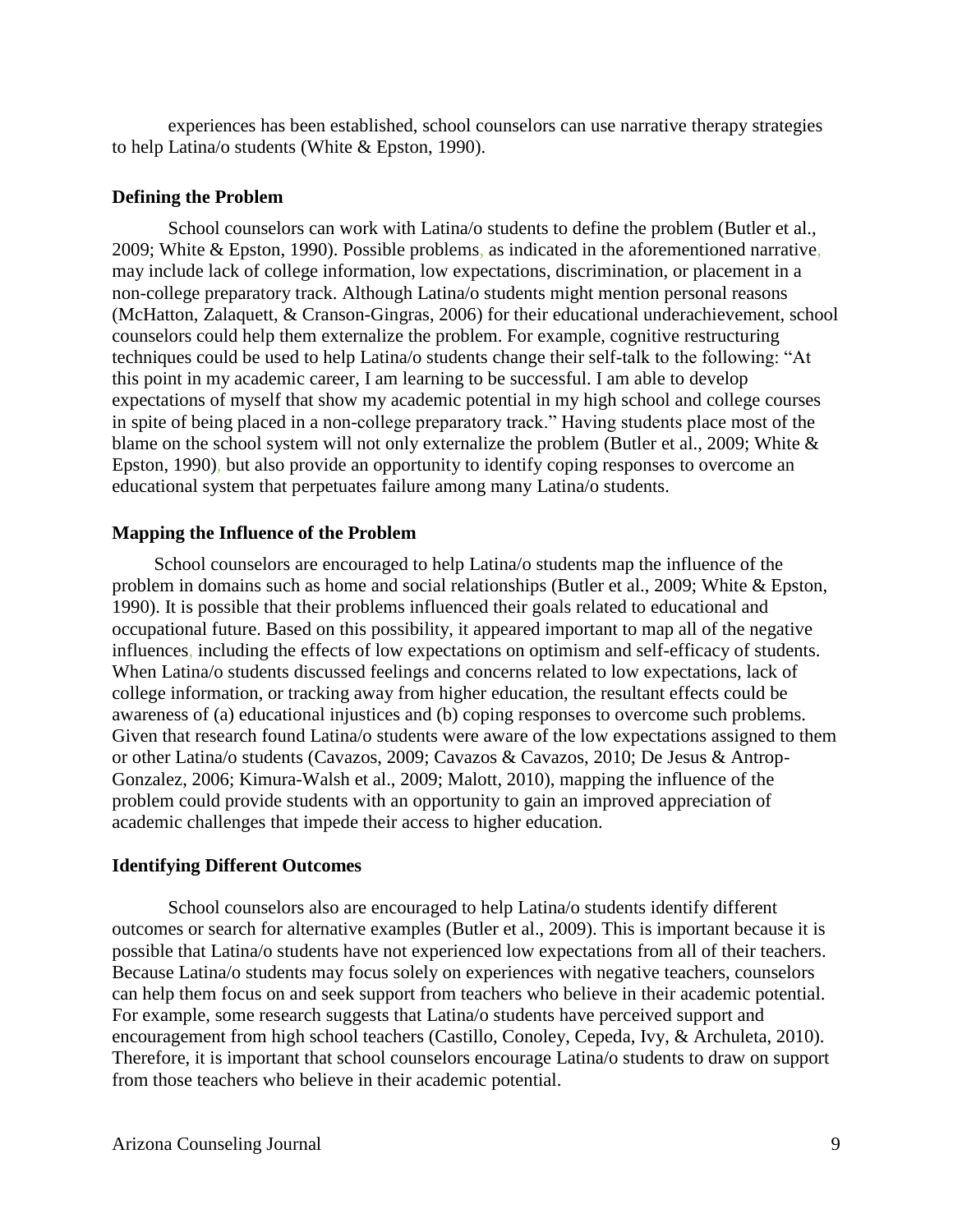experiences has been established, school counselors can use narrative therapy strategies to help Latina/o students (White & Epston, 1990).

### Defining the Problem

School counselors can work with Latina/o students to define the problem (Butler et al., 2009; White & Epston, 1990). Possible problems, as indicated in the aforementioned narrative, may include lack of college information, low expectations, discrimination, or placement in a non-college preparatory track. Although Latina/o students might mention personal reasons (McHatton, Zalaquett, & Cranson-Gingras, 2006) for their educational underachievement, school counselors could help them externalize the problem. For example, cognitive restructuring techniques could be used to help Latina/o students change their self-talk to the following: "At this point in my academic career, I am learning to be successful. I am able to develop expectations of myself that show my academic potential in my high school and college courses in spite of being placed in a non-college preparatory track." Having students place most of the blame on the school system will not only externalize the problem (Butler et al., 2009; White & Epston, 1990), but also provide an opportunity to identify coping responses to overcome an educational system that perpetuates failure among many Latina/o students.

### Mapping the Influence of the Problem

School counselors are encouraged to help Latina/o students map the influence of the problem in domains such as home and social relationships (Butler et al., 2009; White & Epston, 1990). It is possible that their problems influenced their goals related to educational and occupational future. Based on this possibility, it appeared important to map all of the negative influences, including the effects of low expectations on optimism and self-efficacy of students. When Latina/o students discussed feelings and concerns related to low expectations, lack of college information, or tracking away from higher education, the resultant effects could be awareness of (a) educational injustices and (b) coping responses to overcome such problems. Given that research found Latina/o students were aware of the low expectations assigned to them or other Latina/o students (Cavazos, 2009; Cavazos & Cavazos, 2010; De Jesus & Antrop-Gonzalez, 2006; Kimura-Walsh et al., 2009; Malott, 2010), mapping the influence of the problem could provide students with an opportunity to gain an improved appreciation of academic challenges that impede their access to higher education.

### Identifying Different Outcomes

School counselors also are encouraged to help Latina/o students identify different outcomes or search for alternative examples (Butler et al., 2009). This is important because it is possible that Latina/o students have not experienced low expectations from all of their teachers. Because Latina/o students may focus solely on experiences with negative teachers, counselors can help them focus on and seek support from teachers who believe in their academic potential. For example, some research suggests that Latina/o students have perceived support and encouragement from high school teachers (Castillo, Conoley, Cepeda, Ivy, & Archuleta, 2010). Therefore, it is important that school counselors encourage Latina/o students to draw on support from those teachers who believe in their academic potential.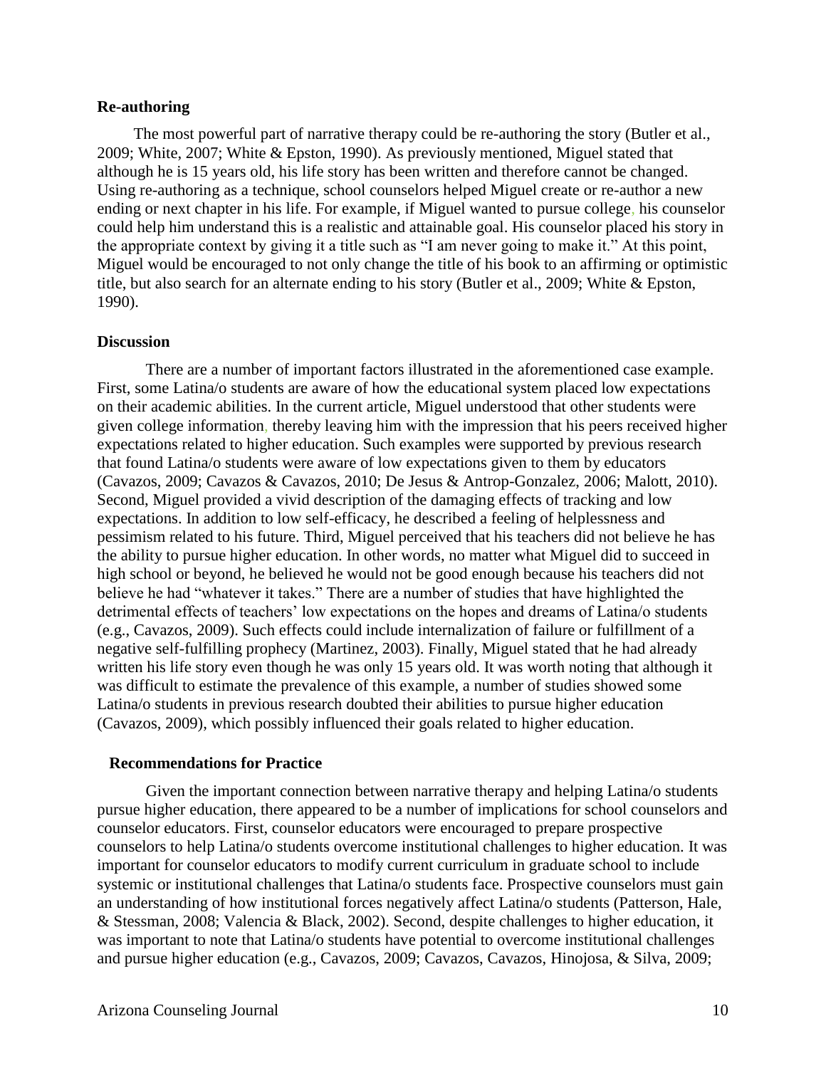### Re-authoring

The most powerful part of narrative therapy could be re-authoring the story (Butler et al., 2009; White, 2007; White & Epston, 1990). As previously mentioned, Miguel stated that although he is 15 years old, his life story has been written and therefore cannot be changed. Using re-authoring as a technique, school counselors helped Miguel create or re-author a new ending or next chapter in his life. For example, if Miguel wanted to pursue college, his counselor could help him understand this is a realistic and attainable goal. His counselor placed his story in the appropriate context by giving it a title such as "I am never going to make it." At this point, Miguel would be encouraged to not only change the title of his book to an affirming or optimistic title, but also search for an alternate ending to his story (Butler et al., 2009; White & Epston, 1990).

### Discussion

There are a number of important factors illustrated in the aforementioned case example. First, some Latina/o students are aware of how the educational system placed low expectations on their academic abilities. In the current article, Miguel understood that other students were given college information, thereby leaving him with the impression that his peers received higher expectations related to higher education. Such examples were supported by previous research that found Latina/o students were aware of low expectations given to them by educators (Cavazos, 2009; Cavazos & Cavazos, 2010; De Jesus & Antrop-Gonzalez, 2006; Malott, 2010). Second, Miguel provided a vivid description of the damaging effects of tracking and low expectations. In addition to low self-efficacy, he described a feeling of helplessness and pessimism related to his future. Third, Miguel perceived that his teachers did not believe he has the ability to pursue higher education. In other words, no matter what Miguel did to succeed in high school or beyond, he believed he would not be good enough because his teachers did not believe he had "whatever it takes." There are a number of studies that have highlighted the detrimental effects of teachers' low expectations on the hopes and dreams of Latina/o students (e.g., Cavazos, 2009). Such effects could include internalization of failure or fulfillment of a negative self-fulfilling prophecy (Martinez, 2003). Finally, Miguel stated that he had already written his life story even though he was only 15 years old. It was worth noting that although it was difficult to estimate the prevalence of this example, a number of studies showed some Latina/o students in previous research doubted their abilities to pursue higher education (Cavazos, 2009), which possibly influenced their goals related to higher education.

### Recommendations for Practice

Given the important connection between narrative therapy and helping Latina/o students pursue higher education, there appeared to be a number of implications for school counselors and counselor educators. First, counselor educators were encouraged to prepare prospective counselors to help Latina/o students overcome institutional challenges to higher education. It was important for counselor educators to modify current curriculum in graduate school to include systemic or institutional challenges that Latina/o students face. Prospective counselors must gain an understanding of how institutional forces negatively affect Latina/o students (Patterson, Hale, & Stessman, 2008; Valencia & Black, 2002). Second, despite challenges to higher education, it was important to note that Latina/o students have potential to overcome institutional challenges and pursue higher education (e.g., Cavazos, 2009; Cavazos, Cavazos, Hinojosa, & Silva, 2009;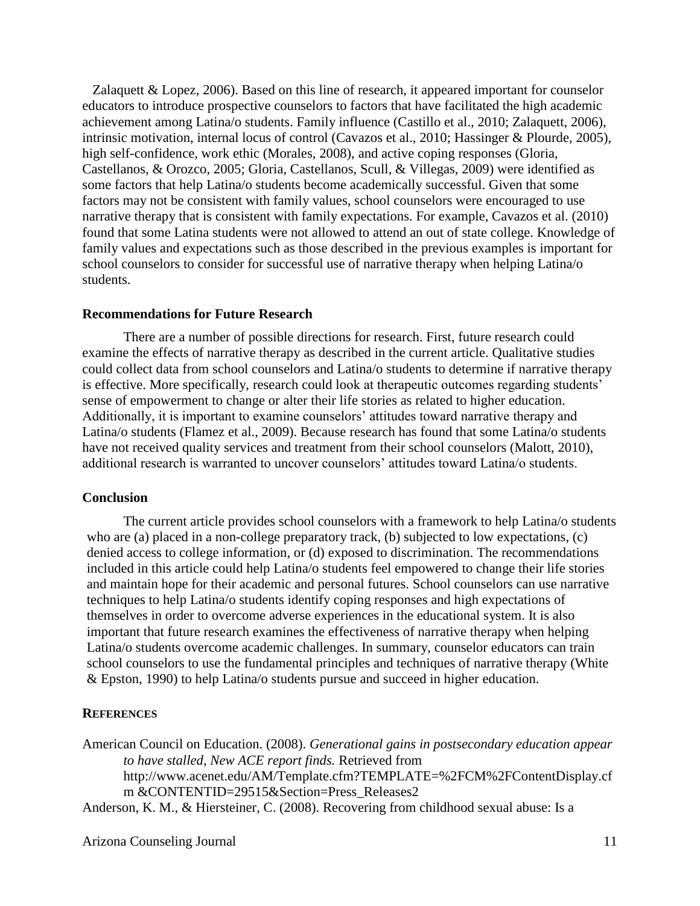Zalaquett & Lopez, 2006). Based on this line of research, it appeared important for counselor educators to introduce prospective counselors to factors that have facilitated the high academic achievement among Latina/o students. Family influence (Castillo et al., 2010; Zalaquett, 2006), intrinsic motivation, internal locus of control (Cavazos et al., 2010; Hassinger & Plourde, 2005), high self-confidence, work ethic (Morales, 2008), and active coping responses (Gloria, Castellanos, & Orozco, 2005; Gloria, Castellanos, Scull, & Villegas, 2009) were identified as some factors that help Latina/o students become academically successful. Given that some factors may not be consistent with family values, school counselors were encouraged to use narrative therapy that is consistent with family expectations. For example, Cavazos et al. (2010) found that some Latina students were not allowed to attend an out of state college. Knowledge of family values and expectations such as those described in the previous examples is important for school counselors to consider for successful use of narrative therapy when helping Latina/o students.

### Recommendations for Future Research

There are a number of possible directions for research. First, future research could examine the effects of narrative therapy as described in the current article. Qualitative studies could collect data from school counselors and Latina/o students to determine if narrative therapy is effective. More specifically, research could look at therapeutic outcomes regarding students' sense of empowerment to change or alter their life stories as related to higher education. Additionally, it is important to examine counselors' attitudes toward narrative therapy and Latina/o students (Flamez et al., 2009). Because research has found that some Latina/o students have not received quality services and treatment from their school counselors (Malott, 2010), additional research is warranted to uncover counselors' attitudes toward Latina/o students.

### Conclusion

The current article provides school counselors with a framework to help Latina/o students who are (a) placed in a non-college preparatory track, (b) subjected to low expectations, (c) denied access to college information, or (d) exposed to discrimination. The recommendations included in this article could help Latina/o students feel empowered to change their life stories and maintain hope for their academic and personal futures. School counselors can use narrative techniques to help Latina/o students identify coping responses and high expectations of themselves in order to overcome adverse experiences in the educational system. It is also important that future research examines the effectiveness of narrative therapy when helping Latina/o students overcome academic challenges. In summary, counselor educators can train school counselors to use the fundamental principles and techniques of narrative therapy (White & Epston, 1990) to help Latina/o students pursue and succeed in higher education.

### References

American Council on Education. (2008). *Generational gains in postsecondary education appear to have stalled, New ACE report finds.* Retrieved from http://www.acenet.edu/AM/Template.cfm?TEMPLATE=%2FCM%2FContentDisplay.cfm &CONTENTID=29515&Section=Press_Releases2

Anderson, K. M., & Hiersteiner, C. (2008). Recovering from childhood sexual abuse: Is a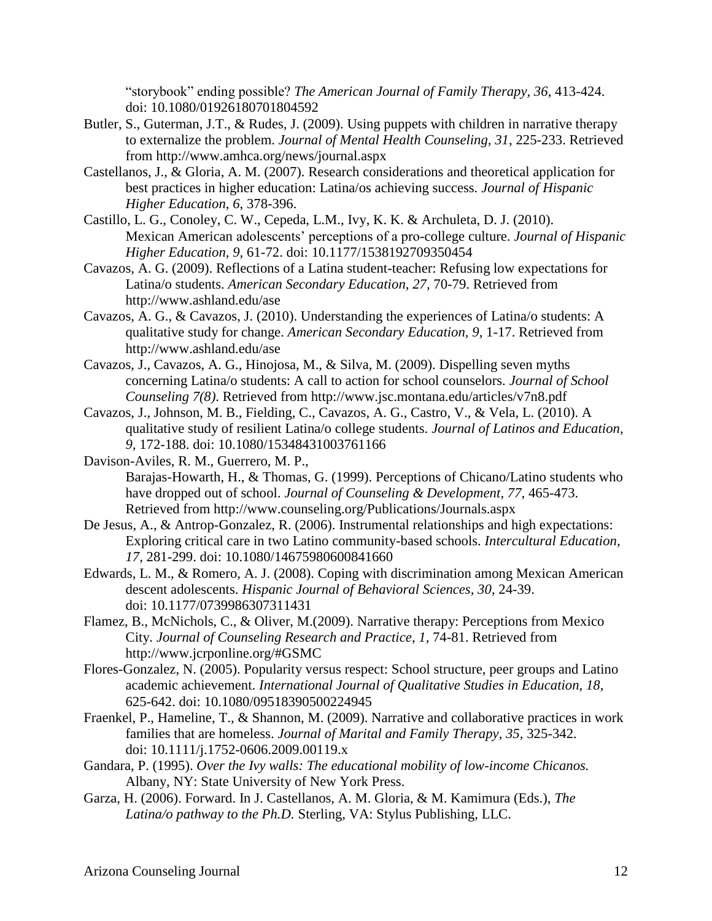"storybook" ending possible? *The American Journal of Family Therapy, 36*, 413-424. doi: 10.1080/01926180701804592

Butler, S., Guterman, J.T., & Rudes, J. (2009). Using puppets with children in narrative therapy to externalize the problem. *Journal of Mental Health Counseling, 31*, 225-233. Retrieved from http://www.amhca.org/news/journal.aspx

Castellanos, J., & Gloria, A. M. (2007). Research considerations and theoretical application for best practices in higher education: Latina/os achieving success. *Journal of Hispanic Higher Education, 6*, 378-396.

Castillo, L. G., Conoley, C. W., Cepeda, L.M., Ivy, K. K. & Archuleta, D. J. (2010). Mexican American adolescents' perceptions of a pro-college culture. *Journal of Hispanic Higher Education, 9*, 61-72. doi: 10.1177/1538192709350454

Cavazos, A. G. (2009). Reflections of a Latina student-teacher: Refusing low expectations for Latina/o students. *American Secondary Education, 27*, 70-79. Retrieved from http://www.ashland.edu/ase

Cavazos, A. G., & Cavazos, J. (2010). Understanding the experiences of Latina/o students: A qualitative study for change. *American Secondary Education, 9*, 1-17. Retrieved from http://www.ashland.edu/ase

Cavazos, J., Cavazos, A. G., Hinojosa, M., & Silva, M. (2009). Dispelling seven myths concerning Latina/o students: A call to action for school counselors. *Journal of School Counseling 7(8)*. Retrieved from http://www.jsc.montana.edu/articles/v7n8.pdf

Cavazos, J., Johnson, M. B., Fielding, C., Cavazos, A. G., Castro, V., & Vela, L. (2010). A qualitative study of resilient Latina/o college students. *Journal of Latinos and Education, 9*, 172-188. doi: 10.1080/15348431003761166

Davison-Aviles, R. M., Guerrero, M. P., Barajas-Howarth, H., & Thomas, G. (1999). Perceptions of Chicano/Latino students who have dropped out of school. *Journal of Counseling & Development, 77*, 465-473. Retrieved from http://www.counseling.org/Publications/Journals.aspx

De Jesus, A., & Antrop-Gonzalez, R. (2006). Instrumental relationships and high expectations: Exploring critical care in two Latino community-based schools. *Intercultural Education, 17*, 281-299. doi: 10.1080/14675980600841660

Edwards, L. M., & Romero, A. J. (2008). Coping with discrimination among Mexican American descent adolescents. *Hispanic Journal of Behavioral Sciences, 30*, 24-39. doi: 10.1177/0739986307311431

Flamez, B., McNichols, C., & Oliver, M.(2009). Narrative therapy: Perceptions from Mexico City. *Journal of Counseling Research and Practice, 1*, 74-81. Retrieved from http://www.jcrponline.org/#GSMC

Flores-Gonzalez, N. (2005). Popularity versus respect: School structure, peer groups and Latino academic achievement. *International Journal of Qualitative Studies in Education, 18*, 625-642. doi: 10.1080/09518390500224945

Fraenkel, P., Hameline, T., & Shannon, M. (2009). Narrative and collaborative practices in work families that are homeless. *Journal of Marital and Family Therapy, 35*, 325-342. doi: 10.1111/j.1752-0606.2009.00119.x

Gandara, P. (1995). *Over the Ivy walls: The educational mobility of low-income Chicanos.* Albany, NY: State University of New York Press.

Garza, H. (2006). Forward. In J. Castellanos, A. M. Gloria, & M. Kamimura (Eds.), *The Latina/o pathway to the Ph.D.* Sterling, VA: Stylus Publishing, LLC.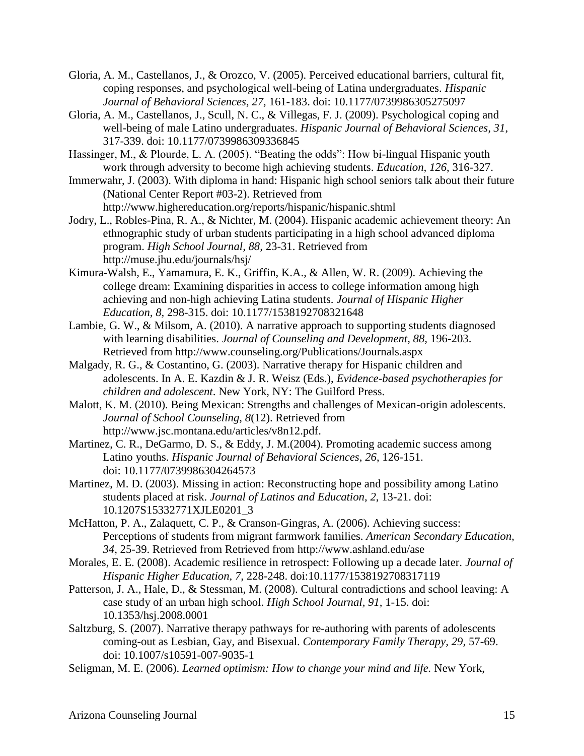Gloria, A. M., Castellanos, J., & Orozco, V. (2005). Perceived educational barriers, cultural fit, coping responses, and psychological well-being of Latina undergraduates. *Hispanic Journal of Behavioral Sciences, 27*, 161-183. doi: 10.1177/0739986305275097

Gloria, A. M., Castellanos, J., Scull, N. C., & Villegas, F. J. (2009). Psychological coping and well-being of male Latino undergraduates. *Hispanic Journal of Behavioral Sciences*, *31*, 317-339. doi: 10.1177/0739986309336845

Hassinger, M., & Plourde, L. A. (2005). "Beating the odds": How bi-lingual Hispanic youth work through adversity to become high achieving students. *Education*, *126*, 316-327.

Immerwahr, J. (2003). With diploma in hand: Hispanic high school seniors talk about their future (National Center Report #03-2). Retrieved from http://www.highereducation.org/reports/hispanic/hispanic.shtml

Jodry, L., Robles-Pina, R. A., & Nichter, M. (2004). Hispanic academic achievement theory: An ethnographic study of urban students participating in a high school advanced diploma program. *High School Journal, 88,* 23-31. Retrieved from http://muse.jhu.edu/journals/hsj/

Kimura-Walsh, E., Yamamura, E. K., Griffin, K.A., & Allen, W. R. (2009). Achieving the college dream: Examining disparities in access to college information among high achieving and non-high achieving Latina students. *Journal of Hispanic Higher Education, 8*, 298-315. doi: 10.1177/1538192708321648

Lambie, G. W., & Milsom, A. (2010). A narrative approach to supporting students diagnosed with learning disabilities. *Journal of Counseling and Development, 88,* 196-203. Retrieved from http://www.counseling.org/Publications/Journals.aspx

Malgady, R. G., & Costantino, G. (2003). Narrative therapy for Hispanic children and adolescents. In A. E. Kazdin & J. R. Weisz (Eds.), *Evidence-based psychotherapies for children and adolescent*. New York, NY: The Guilford Press.

Malott, K. M. (2010). Being Mexican: Strengths and challenges of Mexican-origin adolescents. *Journal of School Counseling, 8*(12). Retrieved from http://www.jsc.montana.edu/articles/v8n12.pdf.

Martinez, C. R., DeGarmo, D. S., & Eddy, J. M.(2004). Promoting academic success among Latino youths. *Hispanic Journal of Behavioral Sciences*, *26*, 126-151. doi: 10.1177/0739986304264573

Martinez, M. D. (2003). Missing in action: Reconstructing hope and possibility among Latino students placed at risk. *Journal of Latinos and Education*, *2*, 13-21. doi: 10.1207S15332771XJLE0201_3

McHatton, P. A., Zalaquett, C. P., & Cranson-Gingras, A. (2006). Achieving success: Perceptions of students from migrant farmwork families. *American Secondary Education, 34*, 25-39. Retrieved from Retrieved from http://www.ashland.edu/ase

Morales, E. E. (2008). Academic resilience in retrospect: Following up a decade later. *Journal of Hispanic Higher Education*, *7*, 228-248. doi:10.1177/1538192708317119

Patterson, J. A., Hale, D., & Stessman, M. (2008). Cultural contradictions and school leaving: A case study of an urban high school. *High School Journal, 91*, 1-15. doi: 10.1353/hsj.2008.0001

Saltzburg, S. (2007). Narrative therapy pathways for re-authoring with parents of adolescents coming-out as Lesbian, Gay, and Bisexual. *Contemporary Family Therapy, 29*, 57-69. doi: 10.1007/s10591-007-9035-1

Seligman, M. E. (2006). *Learned optimism: How to change your mind and life.* New York,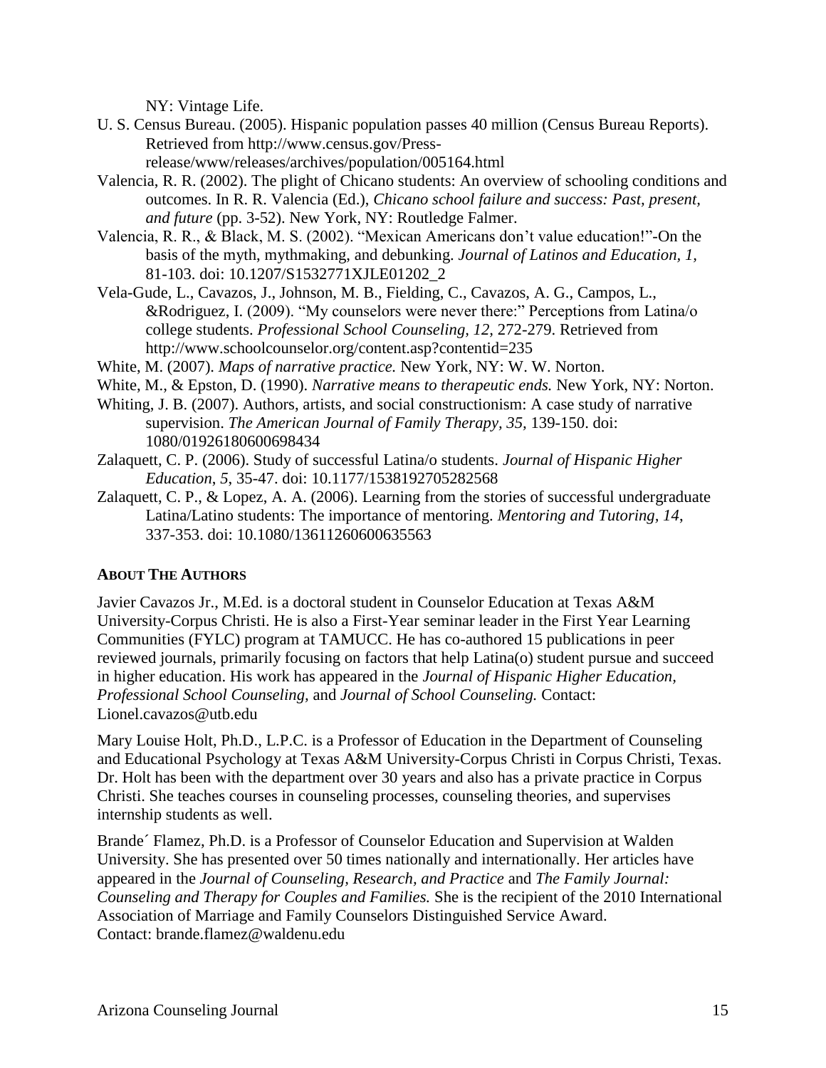NY: Vintage Life.

U. S. Census Bureau. (2005). Hispanic population passes 40 million (Census Bureau Reports). Retrieved from http://www.census.gov/Press-release/www/releases/archives/population/005164.html

Valencia, R. R. (2002). The plight of Chicano students: An overview of schooling conditions and outcomes. In R. R. Valencia (Ed.), *Chicano school failure and success: Past, present, and future* (pp. 3-52). New York, NY: Routledge Falmer.

Valencia, R. R., & Black, M. S. (2002). "Mexican Americans don't value education!"-On the basis of the myth, mythmaking, and debunking. *Journal of Latinos and Education, 1,* 81-103. doi: 10.1207/S1532771XJLE01202_2

Vela-Gude, L., Cavazos, J., Johnson, M. B., Fielding, C., Cavazos, A. G., Campos, L., &Rodriguez, I. (2009). "My counselors were never there:" Perceptions from Latina/o college students. *Professional School Counseling, 12,* 272-279. Retrieved from http://www.schoolcounselor.org/content.asp?contentid=235

White, M. (2007). *Maps of narrative practice.* New York, NY: W. W. Norton.

White, M., & Epston, D. (1990). *Narrative means to therapeutic ends.* New York, NY: Norton.

Whiting, J. B. (2007). Authors, artists, and social constructionism: A case study of narrative supervision. *The American Journal of Family Therapy, 35,* 139-150. doi: 1080/01926180600698434

Zalaquett, C. P. (2006). Study of successful Latina/o students. *Journal of Hispanic Higher Education*, *5*, 35-47. doi: 10.1177/1538192705282568

Zalaquett, C. P., & Lopez, A. A. (2006). Learning from the stories of successful undergraduate Latina/Latino students: The importance of mentoring. *Mentoring and Tutoring, 14*, 337-353. doi: 10.1080/13611260600635563

**About The Authors**

Javier Cavazos Jr., M.Ed. is a doctoral student in Counselor Education at Texas A&M University-Corpus Christi. He is also a First-Year seminar leader in the First Year Learning Communities (FYLC) program at TAMUCC. He has co-authored 15 publications in peer reviewed journals, primarily focusing on factors that help Latina(o) student pursue and succeed in higher education. His work has appeared in the *Journal of Hispanic Higher Education, Professional School Counseling,* and *Journal of School Counseling.* Contact: Lionel.cavazos@utb.edu

Mary Louise Holt, Ph.D., L.P.C. is a Professor of Education in the Department of Counseling and Educational Psychology at Texas A&M University-Corpus Christi in Corpus Christi, Texas. Dr. Holt has been with the department over 30 years and also has a private practice in Corpus Christi. She teaches courses in counseling processes, counseling theories, and supervises internship students as well.

Brande´ Flamez, Ph.D. is a Professor of Counselor Education and Supervision at Walden University. She has presented over 50 times nationally and internationally. Her articles have appeared in the *Journal of Counseling, Research, and Practice* and *The Family Journal: Counseling and Therapy for Couples and Families.* She is the recipient of the 2010 International Association of Marriage and Family Counselors Distinguished Service Award. Contact: brande.flamez@waldenu.edu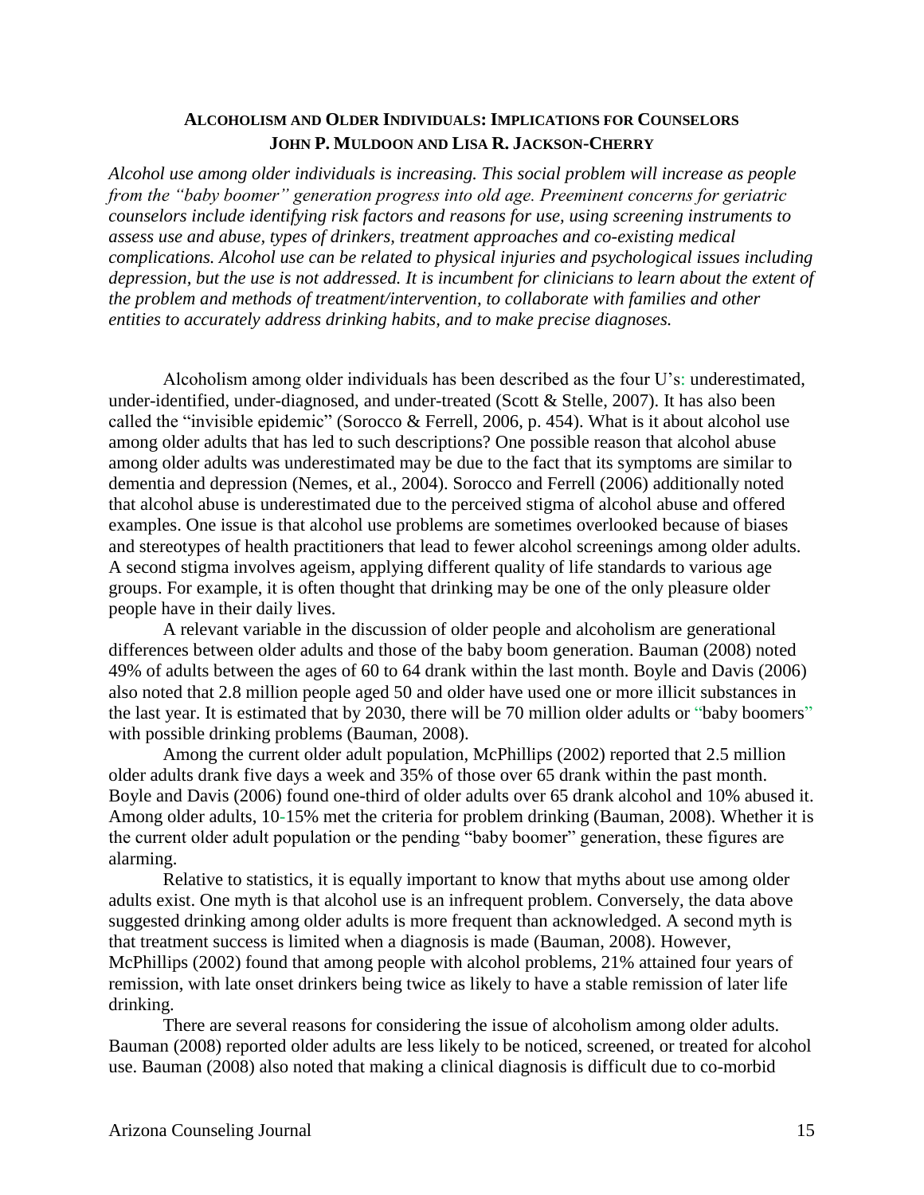## ALCOHOLISM AND OLDER INDIVIDUALS: IMPLICATIONS FOR COUNSELORS

**JOHN P. MULDOON AND LISA R. JACKSON-CHERRY**

***Alcohol use among older individuals is increasing. This social problem will increase as people from the "baby boomer" generation progress into old age. Preeminent concerns for geriatric counselors include identifying risk factors and reasons for use, using screening instruments to assess use and abuse, types of drinkers, treatment approaches and co-existing medical complications. Alcohol use can be related to physical injuries and psychological issues including depression, but the use is not addressed. It is incumbent for clinicians to learn about the extent of the problem and methods of treatment/intervention, to collaborate with families and other entities to accurately address drinking habits, and to make precise diagnoses.***

Alcoholism among older individuals has been described as the four U's: underestimated, under-identified, under-diagnosed, and under-treated (Scott & Stelle, 2007). It has also been called the "invisible epidemic" (Sorocco & Ferrell, 2006, p. 454). What is it about alcohol use among older adults that has led to such descriptions? One possible reason that alcohol abuse among older adults was underestimated may be due to the fact that its symptoms are similar to dementia and depression (Nemes, et al., 2004). Sorocco and Ferrell (2006) additionally noted that alcohol abuse is underestimated due to the perceived stigma of alcohol abuse and offered examples. One issue is that alcohol use problems are sometimes overlooked because of biases and stereotypes of health practitioners that lead to fewer alcohol screenings among older adults. A second stigma involves ageism, applying different quality of life standards to various age groups. For example, it is often thought that drinking may be one of the only pleasure older people have in their daily lives.

A relevant variable in the discussion of older people and alcoholism are generational differences between older adults and those of the baby boom generation. Bauman (2008) noted 49% of adults between the ages of 60 to 64 drank within the last month. Boyle and Davis (2006) also noted that 2.8 million people aged 50 and older have used one or more illicit substances in the last year. It is estimated that by 2030, there will be 70 million older adults or "baby boomers" with possible drinking problems (Bauman, 2008).

Among the current older adult population, McPhillips (2002) reported that 2.5 million older adults drank five days a week and 35% of those over 65 drank within the past month. Boyle and Davis (2006) found one-third of older adults over 65 drank alcohol and 10% abused it. Among older adults, 10-15% met the criteria for problem drinking (Bauman, 2008). Whether it is the current older adult population or the pending "baby boomer" generation, these figures are alarming.

Relative to statistics, it is equally important to know that myths about use among older adults exist. One myth is that alcohol use is an infrequent problem. Conversely, the data above suggested drinking among older adults is more frequent than acknowledged. A second myth is that treatment success is limited when a diagnosis is made (Bauman, 2008). However, McPhillips (2002) found that among people with alcohol problems, 21% attained four years of remission, with late onset drinkers being twice as likely to have a stable remission of later life drinking.

There are several reasons for considering the issue of alcoholism among older adults. Bauman (2008) reported older adults are less likely to be noticed, screened, or treated for alcohol use. Bauman (2008) also noted that making a clinical diagnosis is difficult due to co-morbid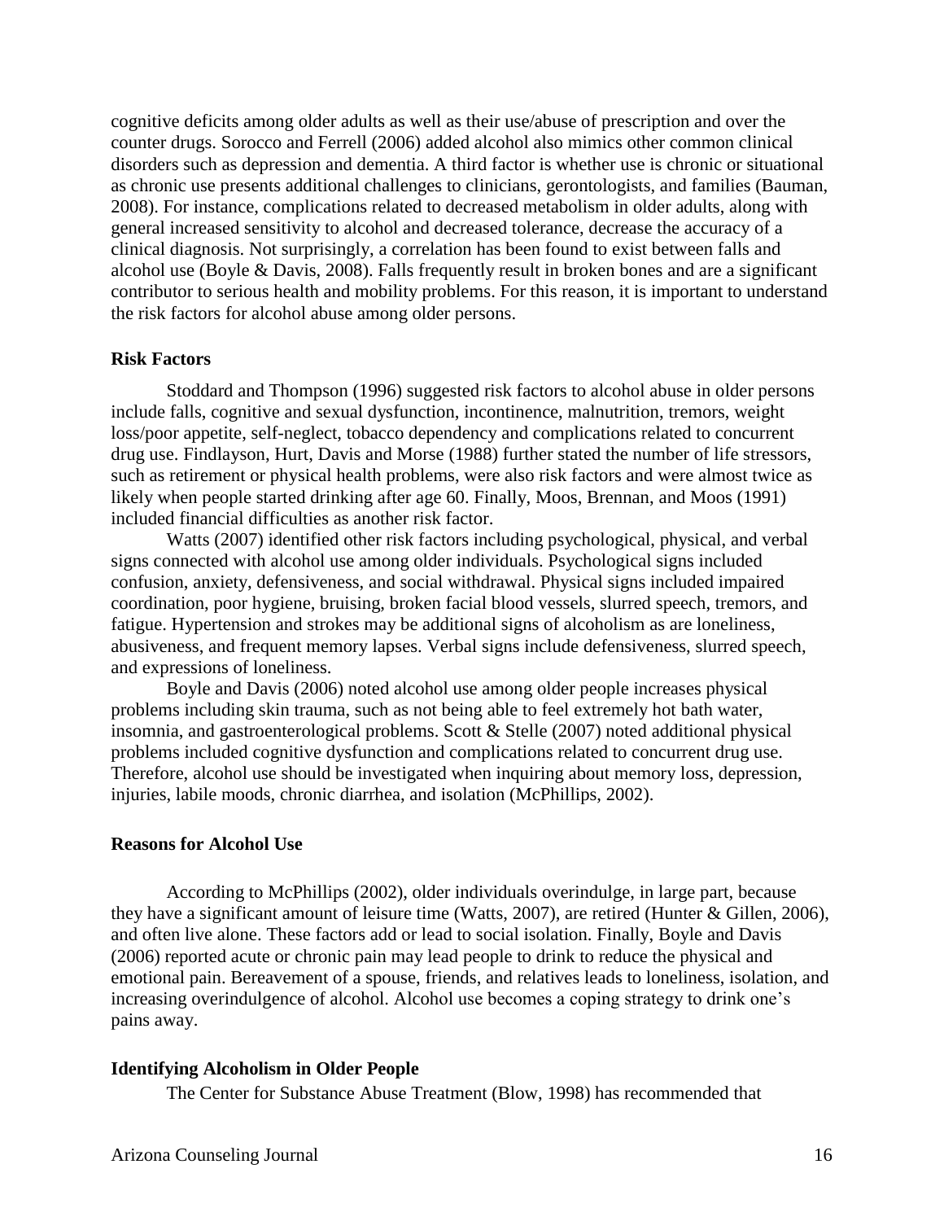cognitive deficits among older adults as well as their use/abuse of prescription and over the counter drugs. Sorocco and Ferrell (2006) added alcohol also mimics other common clinical disorders such as depression and dementia. A third factor is whether use is chronic or situational as chronic use presents additional challenges to clinicians, gerontologists, and families (Bauman, 2008). For instance, complications related to decreased metabolism in older adults, along with general increased sensitivity to alcohol and decreased tolerance, decrease the accuracy of a clinical diagnosis. Not surprisingly, a correlation has been found to exist between falls and alcohol use (Boyle & Davis, 2008). Falls frequently result in broken bones and are a significant contributor to serious health and mobility problems. For this reason, it is important to understand the risk factors for alcohol abuse among older persons.

**Risk Factors**

Stoddard and Thompson (1996) suggested risk factors to alcohol abuse in older persons include falls, cognitive and sexual dysfunction, incontinence, malnutrition, tremors, weight loss/poor appetite, self-neglect, tobacco dependency and complications related to concurrent drug use. Findlayson, Hurt, Davis and Morse (1988) further stated the number of life stressors, such as retirement or physical health problems, were also risk factors and were almost twice as likely when people started drinking after age 60. Finally, Moos, Brennan, and Moos (1991) included financial difficulties as another risk factor.

Watts (2007) identified other risk factors including psychological, physical, and verbal signs connected with alcohol use among older individuals. Psychological signs included confusion, anxiety, defensiveness, and social withdrawal. Physical signs included impaired coordination, poor hygiene, bruising, broken facial blood vessels, slurred speech, tremors, and fatigue. Hypertension and strokes may be additional signs of alcoholism as are loneliness, abusiveness, and frequent memory lapses. Verbal signs include defensiveness, slurred speech, and expressions of loneliness.

Boyle and Davis (2006) noted alcohol use among older people increases physical problems including skin trauma, such as not being able to feel extremely hot bath water, insomnia, and gastroenterological problems. Scott & Stelle (2007) noted additional physical problems included cognitive dysfunction and complications related to concurrent drug use. Therefore, alcohol use should be investigated when inquiring about memory loss, depression, injuries, labile moods, chronic diarrhea, and isolation (McPhillips, 2002).

**Reasons for Alcohol Use**

According to McPhillips (2002), older individuals overindulge, in large part, because they have a significant amount of leisure time (Watts, 2007), are retired (Hunter & Gillen, 2006), and often live alone. These factors add or lead to social isolation. Finally, Boyle and Davis (2006) reported acute or chronic pain may lead people to drink to reduce the physical and emotional pain. Bereavement of a spouse, friends, and relatives leads to loneliness, isolation, and increasing overindulgence of alcohol. Alcohol use becomes a coping strategy to drink one's pains away.

**Identifying Alcoholism in Older People**

The Center for Substance Abuse Treatment (Blow, 1998) has recommended that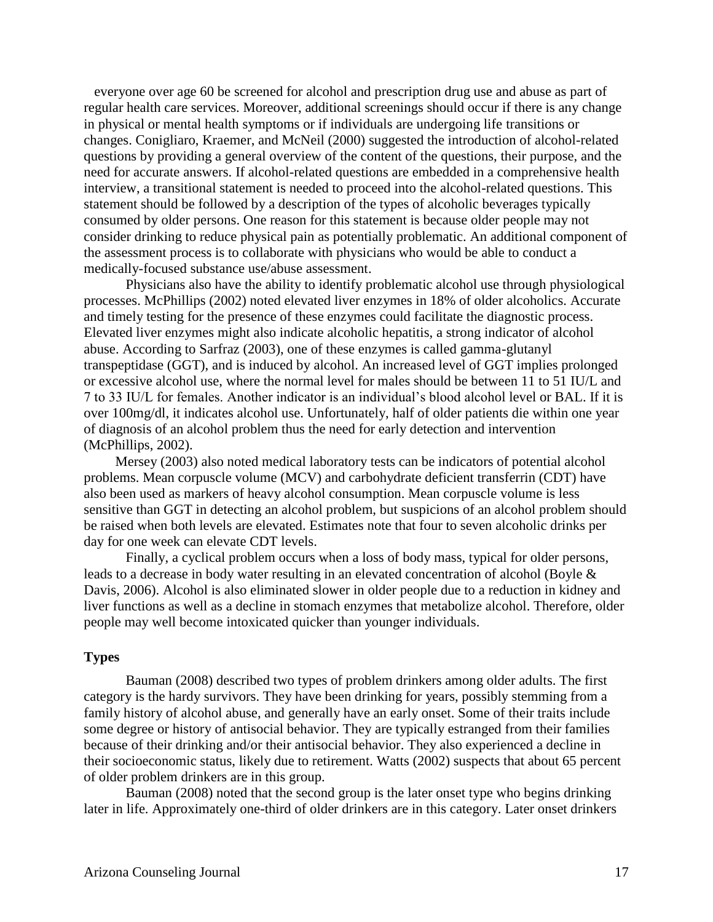everyone over age 60 be screened for alcohol and prescription drug use and abuse as part of regular health care services. Moreover, additional screenings should occur if there is any change in physical or mental health symptoms or if individuals are undergoing life transitions or changes. Conigliaro, Kraemer, and McNeil (2000) suggested the introduction of alcohol-related questions by providing a general overview of the content of the questions, their purpose, and the need for accurate answers. If alcohol-related questions are embedded in a comprehensive health interview, a transitional statement is needed to proceed into the alcohol-related questions. This statement should be followed by a description of the types of alcoholic beverages typically consumed by older persons. One reason for this statement is because older people may not consider drinking to reduce physical pain as potentially problematic. An additional component of the assessment process is to collaborate with physicians who would be able to conduct a medically-focused substance use/abuse assessment.

Physicians also have the ability to identify problematic alcohol use through physiological processes. McPhillips (2002) noted elevated liver enzymes in 18% of older alcoholics. Accurate and timely testing for the presence of these enzymes could facilitate the diagnostic process. Elevated liver enzymes might also indicate alcoholic hepatitis, a strong indicator of alcohol abuse. According to Sarfraz (2003), one of these enzymes is called gamma-glutanyl transpeptidase (GGT), and is induced by alcohol. An increased level of GGT implies prolonged or excessive alcohol use, where the normal level for males should be between 11 to 51 IU/L and 7 to 33 IU/L for females. Another indicator is an individual's blood alcohol level or BAL. If it is over 100mg/dl, it indicates alcohol use. Unfortunately, half of older patients die within one year of diagnosis of an alcohol problem thus the need for early detection and intervention (McPhillips, 2002).

Mersey (2003) also noted medical laboratory tests can be indicators of potential alcohol problems. Mean corpuscle volume (MCV) and carbohydrate deficient transferrin (CDT) have also been used as markers of heavy alcohol consumption. Mean corpuscle volume is less sensitive than GGT in detecting an alcohol problem, but suspicions of an alcohol problem should be raised when both levels are elevated. Estimates note that four to seven alcoholic drinks per day for one week can elevate CDT levels.

Finally, a cyclical problem occurs when a loss of body mass, typical for older persons, leads to a decrease in body water resulting in an elevated concentration of alcohol (Boyle & Davis, 2006). Alcohol is also eliminated slower in older people due to a reduction in kidney and liver functions as well as a decline in stomach enzymes that metabolize alcohol. Therefore, older people may well become intoxicated quicker than younger individuals.

**Types**

Bauman (2008) described two types of problem drinkers among older adults. The first category is the hardy survivors. They have been drinking for years, possibly stemming from a family history of alcohol abuse, and generally have an early onset. Some of their traits include some degree or history of antisocial behavior. They are typically estranged from their families because of their drinking and/or their antisocial behavior. They also experienced a decline in their socioeconomic status, likely due to retirement. Watts (2002) suspects that about 65 percent of older problem drinkers are in this group.

Bauman (2008) noted that the second group is the later onset type who begins drinking later in life. Approximately one-third of older drinkers are in this category. Later onset drinkers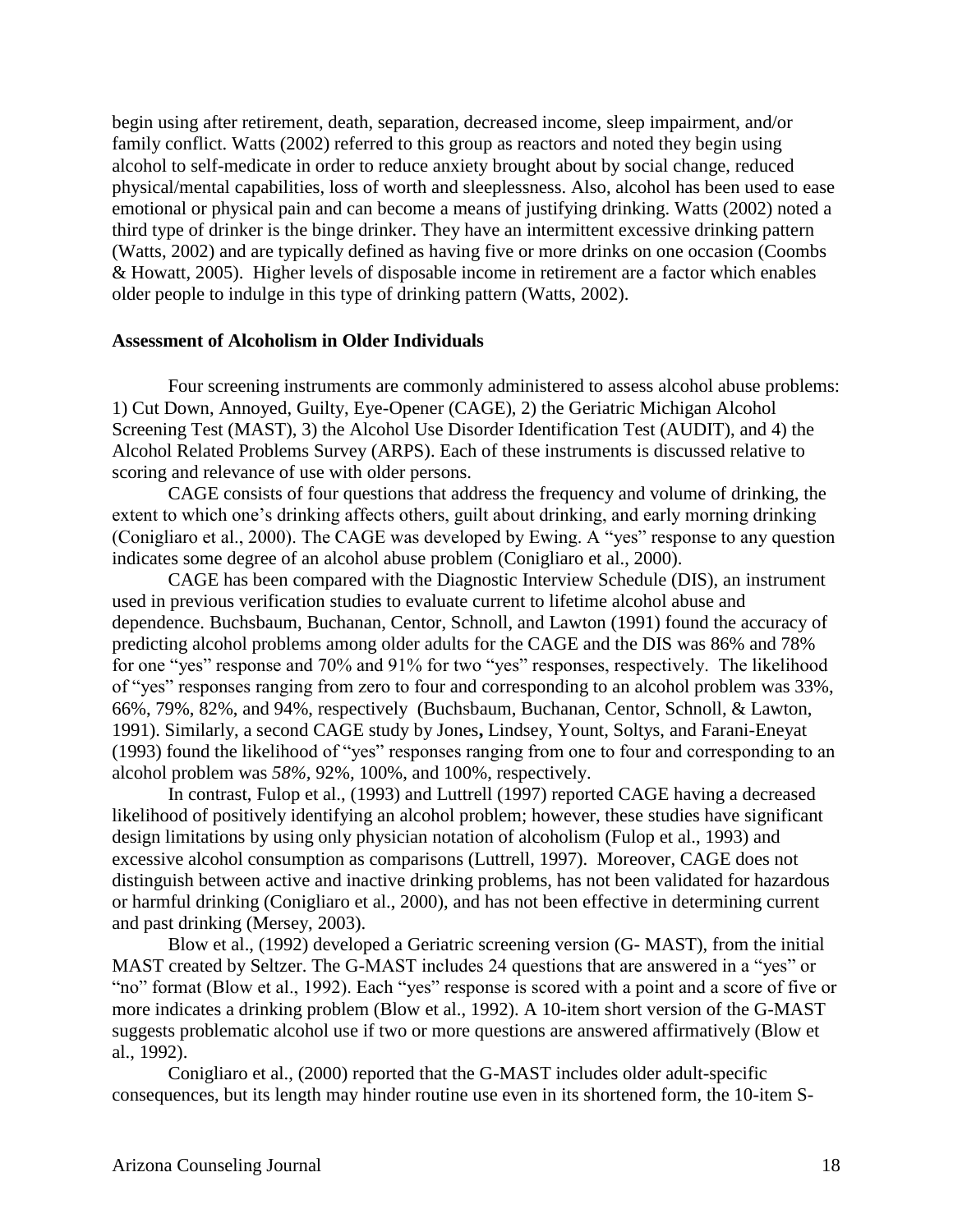begin using after retirement, death, separation, decreased income, sleep impairment, and/or family conflict. Watts (2002) referred to this group as reactors and noted they begin using alcohol to self-medicate in order to reduce anxiety brought about by social change, reduced physical/mental capabilities, loss of worth and sleeplessness. Also, alcohol has been used to ease emotional or physical pain and can become a means of justifying drinking. Watts (2002) noted a third type of drinker is the binge drinker. They have an intermittent excessive drinking pattern (Watts, 2002) and are typically defined as having five or more drinks on one occasion (Coombs & Howatt, 2005). Higher levels of disposable income in retirement are a factor which enables older people to indulge in this type of drinking pattern (Watts, 2002).

**Assessment of Alcoholism in Older Individuals**

Four screening instruments are commonly administered to assess alcohol abuse problems: 1) Cut Down, Annoyed, Guilty, Eye-Opener (CAGE), 2) the Geriatric Michigan Alcohol Screening Test (MAST), 3) the Alcohol Use Disorder Identification Test (AUDIT), and 4) the Alcohol Related Problems Survey (ARPS). Each of these instruments is discussed relative to scoring and relevance of use with older persons.

CAGE consists of four questions that address the frequency and volume of drinking, the extent to which one's drinking affects others, guilt about drinking, and early morning drinking (Conigliaro et al., 2000). The CAGE was developed by Ewing. A "yes" response to any question indicates some degree of an alcohol abuse problem (Conigliaro et al., 2000).

CAGE has been compared with the Diagnostic Interview Schedule (DIS), an instrument used in previous verification studies to evaluate current to lifetime alcohol abuse and dependence. Buchsbaum, Buchanan, Centor, Schnoll, and Lawton (1991) found the accuracy of predicting alcohol problems among older adults for the CAGE and the DIS was 86% and 78% for one "yes" response and 70% and 91% for two "yes" responses, respectively. The likelihood of "yes" responses ranging from zero to four and corresponding to an alcohol problem was 33%, 66%, 79%, 82%, and 94%, respectively (Buchsbaum, Buchanan, Centor, Schnoll, & Lawton, 1991). Similarly, a second CAGE study by Jones**,** Lindsey, Yount, Soltys, and Farani-Eneyat (1993) found the likelihood of "yes" responses ranging from one to four and corresponding to an alcohol problem was *58%,* 92%, 100%, and 100%, respectively.

In contrast, Fulop et al., (1993) and Luttrell (1997) reported CAGE having a decreased likelihood of positively identifying an alcohol problem; however, these studies have significant design limitations by using only physician notation of alcoholism (Fulop et al., 1993) and excessive alcohol consumption as comparisons (Luttrell, 1997). Moreover, CAGE does not distinguish between active and inactive drinking problems, has not been validated for hazardous or harmful drinking (Conigliaro et al., 2000), and has not been effective in determining current and past drinking (Mersey, 2003).

Blow et al., (1992) developed a Geriatric screening version (G- MAST), from the initial MAST created by Seltzer. The G-MAST includes 24 questions that are answered in a "yes" or "no" format (Blow et al., 1992). Each "yes" response is scored with a point and a score of five or more indicates a drinking problem (Blow et al., 1992). A 10-item short version of the G-MAST suggests problematic alcohol use if two or more questions are answered affirmatively (Blow et al., 1992).

Conigliaro et al., (2000) reported that the G-MAST includes older adult-specific consequences, but its length may hinder routine use even in its shortened form, the 10-item S-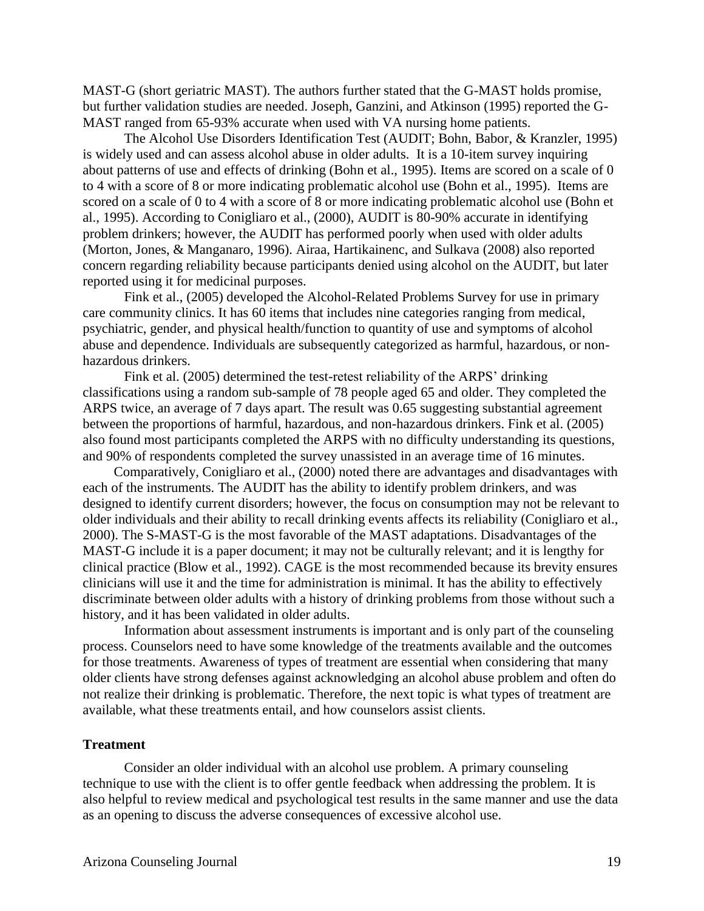MAST-G (short geriatric MAST). The authors further stated that the G-MAST holds promise, but further validation studies are needed. Joseph, Ganzini, and Atkinson (1995) reported the G-MAST ranged from 65-93% accurate when used with VA nursing home patients.

The Alcohol Use Disorders Identification Test (AUDIT; Bohn, Babor, & Kranzler, 1995) is widely used and can assess alcohol abuse in older adults. It is a 10-item survey inquiring about patterns of use and effects of drinking (Bohn et al., 1995). Items are scored on a scale of 0 to 4 with a score of 8 or more indicating problematic alcohol use (Bohn et al., 1995). Items are scored on a scale of 0 to 4 with a score of 8 or more indicating problematic alcohol use (Bohn et al., 1995). According to Conigliaro et al., (2000), AUDIT is 80-90% accurate in identifying problem drinkers; however, the AUDIT has performed poorly when used with older adults (Morton, Jones, & Manganaro, 1996). Airaa, Hartikainenc, and Sulkava (2008) also reported concern regarding reliability because participants denied using alcohol on the AUDIT, but later reported using it for medicinal purposes.

Fink et al., (2005) developed the Alcohol-Related Problems Survey for use in primary care community clinics. It has 60 items that includes nine categories ranging from medical, psychiatric, gender, and physical health/function to quantity of use and symptoms of alcohol abuse and dependence. Individuals are subsequently categorized as harmful, hazardous, or non-hazardous drinkers.

Fink et al. (2005) determined the test-retest reliability of the ARPS' drinking classifications using a random sub-sample of 78 people aged 65 and older. They completed the ARPS twice, an average of 7 days apart. The result was 0.65 suggesting substantial agreement between the proportions of harmful, hazardous, and non-hazardous drinkers. Fink et al. (2005) also found most participants completed the ARPS with no difficulty understanding its questions, and 90% of respondents completed the survey unassisted in an average time of 16 minutes.

Comparatively, Conigliaro et al., (2000) noted there are advantages and disadvantages with each of the instruments. The AUDIT has the ability to identify problem drinkers, and was designed to identify current disorders; however, the focus on consumption may not be relevant to older individuals and their ability to recall drinking events affects its reliability (Conigliaro et al., 2000). The S-MAST-G is the most favorable of the MAST adaptations. Disadvantages of the MAST-G include it is a paper document; it may not be culturally relevant; and it is lengthy for clinical practice (Blow et al., 1992). CAGE is the most recommended because its brevity ensures clinicians will use it and the time for administration is minimal. It has the ability to effectively discriminate between older adults with a history of drinking problems from those without such a history, and it has been validated in older adults.

Information about assessment instruments is important and is only part of the counseling process. Counselors need to have some knowledge of the treatments available and the outcomes for those treatments. Awareness of types of treatment are essential when considering that many older clients have strong defenses against acknowledging an alcohol abuse problem and often do not realize their drinking is problematic. Therefore, the next topic is what types of treatment are available, what these treatments entail, and how counselors assist clients.

**Treatment**

Consider an older individual with an alcohol use problem. A primary counseling technique to use with the client is to offer gentle feedback when addressing the problem. It is also helpful to review medical and psychological test results in the same manner and use the data as an opening to discuss the adverse consequences of excessive alcohol use.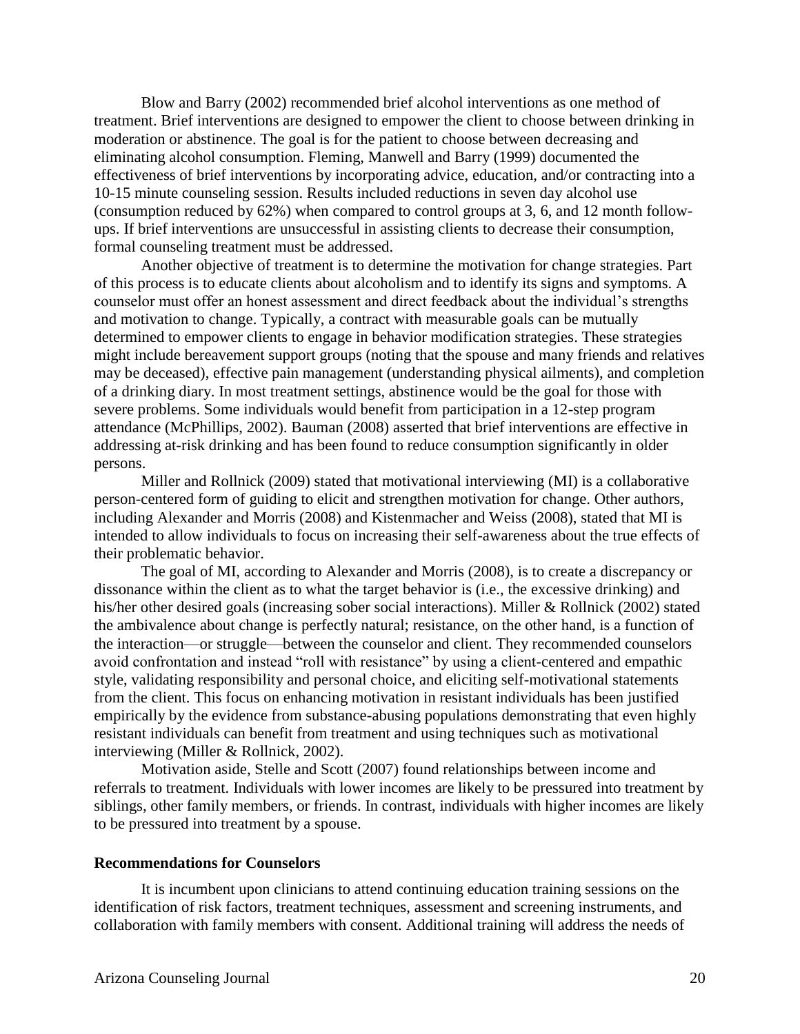Blow and Barry (2002) recommended brief alcohol interventions as one method of treatment. Brief interventions are designed to empower the client to choose between drinking in moderation or abstinence. The goal is for the patient to choose between decreasing and eliminating alcohol consumption. Fleming, Manwell and Barry (1999) documented the effectiveness of brief interventions by incorporating advice, education, and/or contracting into a 10-15 minute counseling session. Results included reductions in seven day alcohol use (consumption reduced by 62%) when compared to control groups at 3, 6, and 12 month follow-ups. If brief interventions are unsuccessful in assisting clients to decrease their consumption, formal counseling treatment must be addressed.

Another objective of treatment is to determine the motivation for change strategies. Part of this process is to educate clients about alcoholism and to identify its signs and symptoms. A counselor must offer an honest assessment and direct feedback about the individual's strengths and motivation to change. Typically, a contract with measurable goals can be mutually determined to empower clients to engage in behavior modification strategies. These strategies might include bereavement support groups (noting that the spouse and many friends and relatives may be deceased), effective pain management (understanding physical ailments), and completion of a drinking diary. In most treatment settings, abstinence would be the goal for those with severe problems. Some individuals would benefit from participation in a 12-step program attendance (McPhillips, 2002). Bauman (2008) asserted that brief interventions are effective in addressing at-risk drinking and has been found to reduce consumption significantly in older persons.

Miller and Rollnick (2009) stated that motivational interviewing (MI) is a collaborative person-centered form of guiding to elicit and strengthen motivation for change. Other authors, including Alexander and Morris (2008) and Kistenmacher and Weiss (2008), stated that MI is intended to allow individuals to focus on increasing their self-awareness about the true effects of their problematic behavior.

The goal of MI, according to Alexander and Morris (2008), is to create a discrepancy or dissonance within the client as to what the target behavior is (i.e., the excessive drinking) and his/her other desired goals (increasing sober social interactions). Miller & Rollnick (2002) stated the ambivalence about change is perfectly natural; resistance, on the other hand, is a function of the interaction—or struggle—between the counselor and client. They recommended counselors avoid confrontation and instead "roll with resistance" by using a client-centered and empathic style, validating responsibility and personal choice, and eliciting self-motivational statements from the client. This focus on enhancing motivation in resistant individuals has been justified empirically by the evidence from substance-abusing populations demonstrating that even highly resistant individuals can benefit from treatment and using techniques such as motivational interviewing (Miller & Rollnick, 2002).

Motivation aside, Stelle and Scott (2007) found relationships between income and referrals to treatment. Individuals with lower incomes are likely to be pressured into treatment by siblings, other family members, or friends. In contrast, individuals with higher incomes are likely to be pressured into treatment by a spouse.

### Recommendations for Counselors

It is incumbent upon clinicians to attend continuing education training sessions on the identification of risk factors, treatment techniques, assessment and screening instruments, and collaboration with family members with consent. Additional training will address the needs of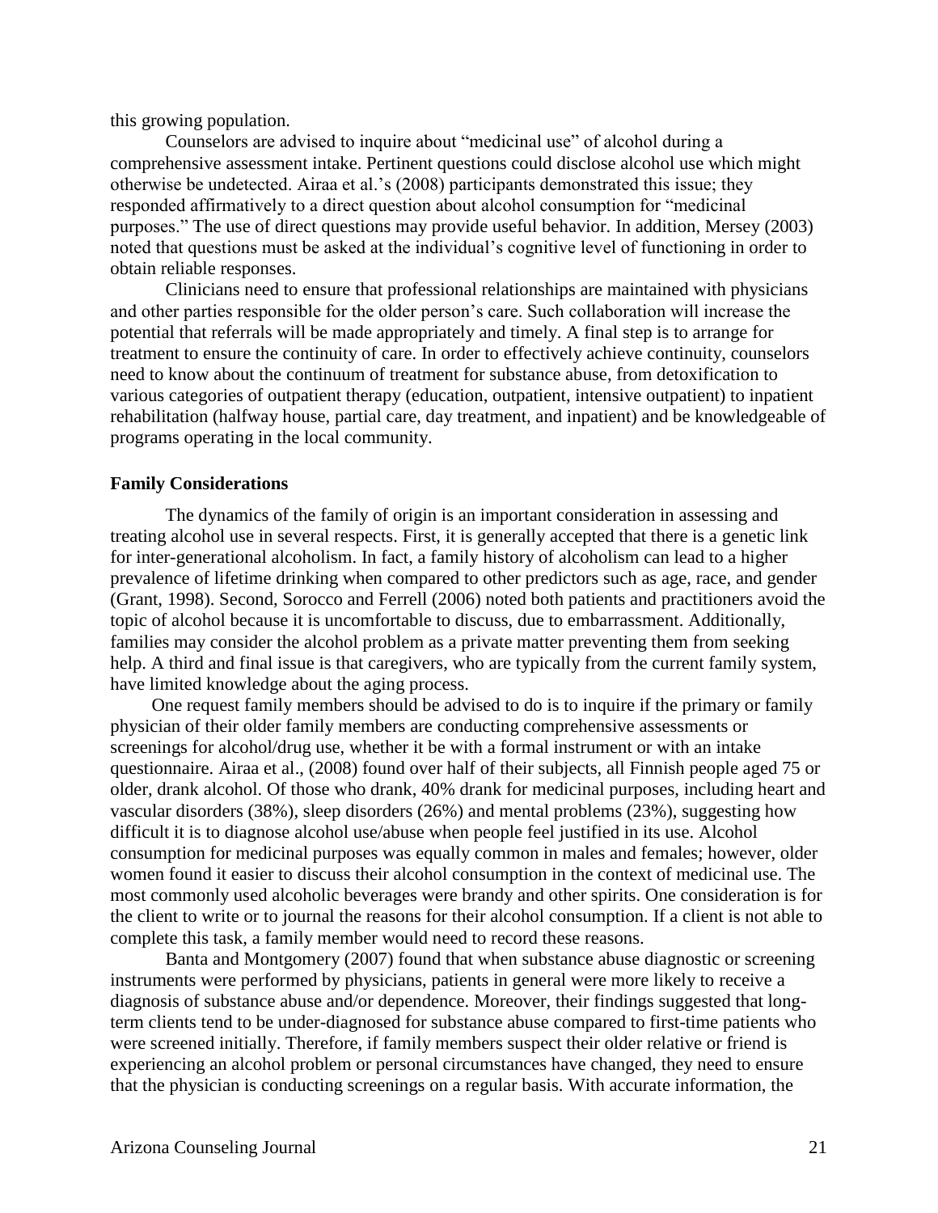this growing population.

Counselors are advised to inquire about "medicinal use" of alcohol during a comprehensive assessment intake. Pertinent questions could disclose alcohol use which might otherwise be undetected. Airaa et al.'s (2008) participants demonstrated this issue; they responded affirmatively to a direct question about alcohol consumption for "medicinal purposes." The use of direct questions may provide useful behavior. In addition, Mersey (2003) noted that questions must be asked at the individual's cognitive level of functioning in order to obtain reliable responses.

Clinicians need to ensure that professional relationships are maintained with physicians and other parties responsible for the older person's care. Such collaboration will increase the potential that referrals will be made appropriately and timely. A final step is to arrange for treatment to ensure the continuity of care. In order to effectively achieve continuity, counselors need to know about the continuum of treatment for substance abuse, from detoxification to various categories of outpatient therapy (education, outpatient, intensive outpatient) to inpatient rehabilitation (halfway house, partial care, day treatment, and inpatient) and be knowledgeable of programs operating in the local community.

**Family Considerations**

The dynamics of the family of origin is an important consideration in assessing and treating alcohol use in several respects. First, it is generally accepted that there is a genetic link for inter-generational alcoholism. In fact, a family history of alcoholism can lead to a higher prevalence of lifetime drinking when compared to other predictors such as age, race, and gender (Grant, 1998). Second, Sorocco and Ferrell (2006) noted both patients and practitioners avoid the topic of alcohol because it is uncomfortable to discuss, due to embarrassment. Additionally, families may consider the alcohol problem as a private matter preventing them from seeking help. A third and final issue is that caregivers, who are typically from the current family system, have limited knowledge about the aging process.

One request family members should be advised to do is to inquire if the primary or family physician of their older family members are conducting comprehensive assessments or screenings for alcohol/drug use, whether it be with a formal instrument or with an intake questionnaire. Airaa et al., (2008) found over half of their subjects, all Finnish people aged 75 or older, drank alcohol. Of those who drank, 40% drank for medicinal purposes, including heart and vascular disorders (38%), sleep disorders (26%) and mental problems (23%), suggesting how difficult it is to diagnose alcohol use/abuse when people feel justified in its use. Alcohol consumption for medicinal purposes was equally common in males and females; however, older women found it easier to discuss their alcohol consumption in the context of medicinal use. The most commonly used alcoholic beverages were brandy and other spirits. One consideration is for the client to write or to journal the reasons for their alcohol consumption. If a client is not able to complete this task, a family member would need to record these reasons.

Banta and Montgomery (2007) found that when substance abuse diagnostic or screening instruments were performed by physicians, patients in general were more likely to receive a diagnosis of substance abuse and/or dependence. Moreover, their findings suggested that long-term clients tend to be under-diagnosed for substance abuse compared to first-time patients who were screened initially. Therefore, if family members suspect their older relative or friend is experiencing an alcohol problem or personal circumstances have changed, they need to ensure that the physician is conducting screenings on a regular basis. With accurate information, the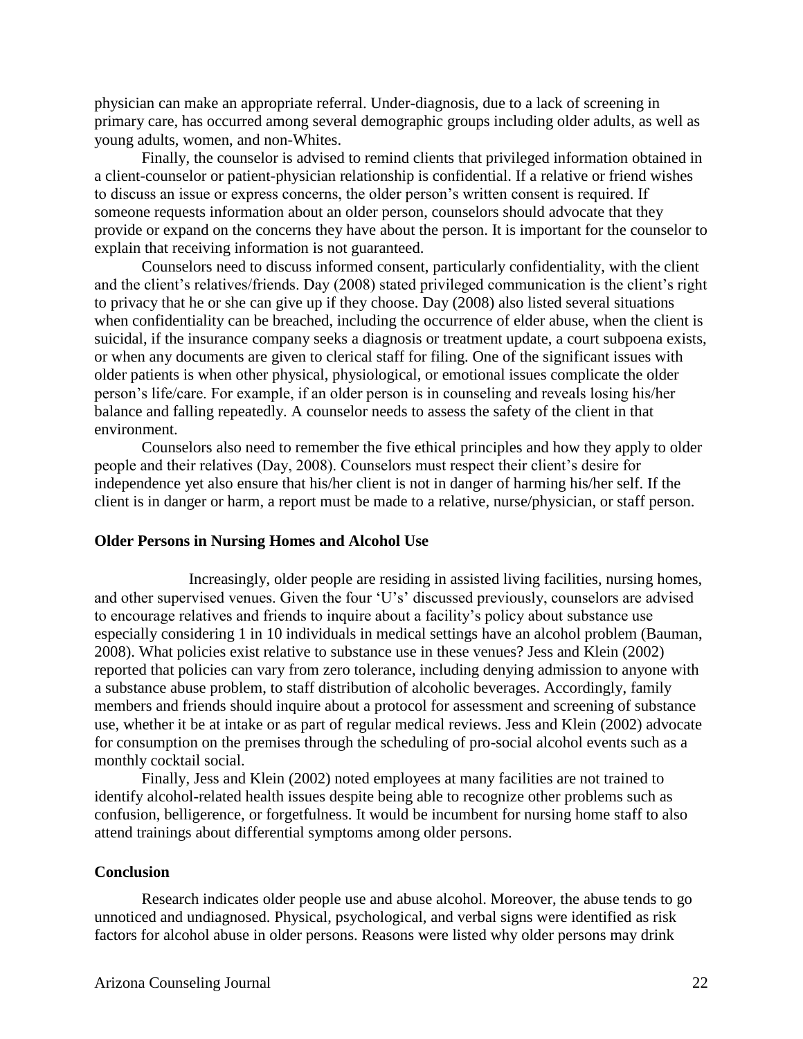physician can make an appropriate referral. Under-diagnosis, due to a lack of screening in primary care, has occurred among several demographic groups including older adults, as well as young adults, women, and non-Whites.

Finally, the counselor is advised to remind clients that privileged information obtained in a client-counselor or patient-physician relationship is confidential. If a relative or friend wishes to discuss an issue or express concerns, the older person's written consent is required. If someone requests information about an older person, counselors should advocate that they provide or expand on the concerns they have about the person. It is important for the counselor to explain that receiving information is not guaranteed.

Counselors need to discuss informed consent, particularly confidentiality, with the client and the client's relatives/friends. Day (2008) stated privileged communication is the client's right to privacy that he or she can give up if they choose. Day (2008) also listed several situations when confidentiality can be breached, including the occurrence of elder abuse, when the client is suicidal, if the insurance company seeks a diagnosis or treatment update, a court subpoena exists, or when any documents are given to clerical staff for filing. One of the significant issues with older patients is when other physical, physiological, or emotional issues complicate the older person's life/care. For example, if an older person is in counseling and reveals losing his/her balance and falling repeatedly. A counselor needs to assess the safety of the client in that environment.

Counselors also need to remember the five ethical principles and how they apply to older people and their relatives (Day, 2008). Counselors must respect their client's desire for independence yet also ensure that his/her client is not in danger of harming his/her self. If the client is in danger or harm, a report must be made to a relative, nurse/physician, or staff person.

**Older Persons in Nursing Homes and Alcohol Use**

Increasingly, older people are residing in assisted living facilities, nursing homes, and other supervised venues. Given the four 'U's' discussed previously, counselors are advised to encourage relatives and friends to inquire about a facility's policy about substance use especially considering 1 in 10 individuals in medical settings have an alcohol problem (Bauman, 2008). What policies exist relative to substance use in these venues? Jess and Klein (2002) reported that policies can vary from zero tolerance, including denying admission to anyone with a substance abuse problem, to staff distribution of alcoholic beverages. Accordingly, family members and friends should inquire about a protocol for assessment and screening of substance use, whether it be at intake or as part of regular medical reviews. Jess and Klein (2002) advocate for consumption on the premises through the scheduling of pro-social alcohol events such as a monthly cocktail social.

Finally, Jess and Klein (2002) noted employees at many facilities are not trained to identify alcohol-related health issues despite being able to recognize other problems such as confusion, belligerence, or forgetfulness. It would be incumbent for nursing home staff to also attend trainings about differential symptoms among older persons.

**Conclusion**

Research indicates older people use and abuse alcohol. Moreover, the abuse tends to go unnoticed and undiagnosed. Physical, psychological, and verbal signs were identified as risk factors for alcohol abuse in older persons. Reasons were listed why older persons may drink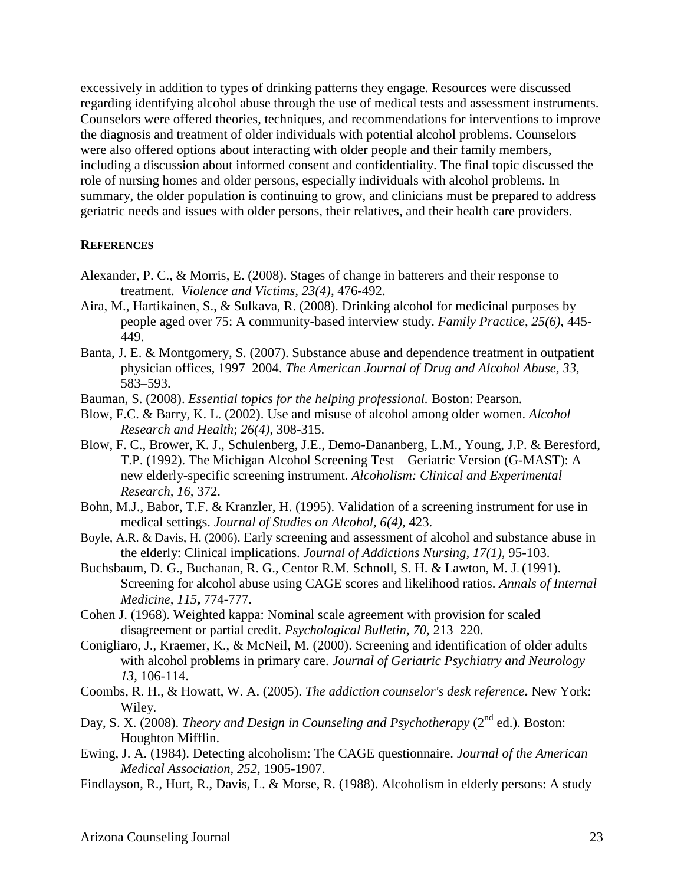excessively in addition to types of drinking patterns they engage. Resources were discussed regarding identifying alcohol abuse through the use of medical tests and assessment instruments. Counselors were offered theories, techniques, and recommendations for interventions to improve the diagnosis and treatment of older individuals with potential alcohol problems. Counselors were also offered options about interacting with older people and their family members, including a discussion about informed consent and confidentiality. The final topic discussed the role of nursing homes and older persons, especially individuals with alcohol problems. In summary, the older population is continuing to grow, and clinicians must be prepared to address geriatric needs and issues with older persons, their relatives, and their health care providers.

## REFERENCES

Alexander, P. C., & Morris, E. (2008). Stages of change in batterers and their response to treatment. *Violence and Victims, 23(4)*, 476-492.

Aira, M., Hartikainen, S., & Sulkava, R. (2008). Drinking alcohol for medicinal purposes by people aged over 75: A community-based interview study. *Family Practice, 25(6)*, 445-449.

Banta, J. E. & Montgomery, S. (2007). Substance abuse and dependence treatment in outpatient physician offices, 1997–2004. *The American Journal of Drug and Alcohol Abuse, 33*, 583–593.

Bauman, S. (2008). *Essential topics for the helping professional*. Boston: Pearson.

Blow, F.C. & Barry, K. L. (2002). Use and misuse of alcohol among older women. *Alcohol Research and Health*; *26(4)*, 308-315.

Blow, F. C., Brower, K. J., Schulenberg, J.E., Demo-Dananberg, L.M., Young, J.P. & Beresford, T.P. (1992). The Michigan Alcohol Screening Test – Geriatric Version (G-MAST): A new elderly-specific screening instrument. *Alcoholism: Clinical and Experimental Research, 16*, 372.

Bohn, M.J., Babor, T.F. & Kranzler, H. (1995). Validation of a screening instrument for use in medical settings. *Journal of Studies on Alcohol, 6(4)*, 423.

Boyle, A.R. & Davis, H. (2006). Early screening and assessment of alcohol and substance abuse in the elderly: Clinical implications. *Journal of Addictions Nursing, 17(1)*, 95-103.

Buchsbaum, D. G., Buchanan, R. G., Centor R.M. Schnoll, S. H. & Lawton, M. J. (1991). Screening for alcohol abuse using CAGE scores and likelihood ratios. *Annals of Internal Medicine, 115***,** 774-777.

Cohen J. (1968). Weighted kappa: Nominal scale agreement with provision for scaled disagreement or partial credit. *Psychological Bulletin, 70,* 213–220.

Conigliaro, J., Kraemer, K., & McNeil, M. (2000). Screening and identification of older adults with alcohol problems in primary care. *Journal of Geriatric Psychiatry and Neurology 13,* 106-114.

Coombs, R. H., & Howatt, W. A. (2005). *The addiction counselor's desk reference***.** New York: Wiley.

Day, S. X. (2008). *Theory and Design in Counseling and Psychotherapy* (2nd ed.). Boston: Houghton Mifflin.

Ewing, J. A. (1984). Detecting alcoholism: The CAGE questionnaire. *Journal of the American Medical Association, 252,* 1905-1907.

Findlayson, R., Hurt, R., Davis, L. & Morse, R. (1988). Alcoholism in elderly persons: A study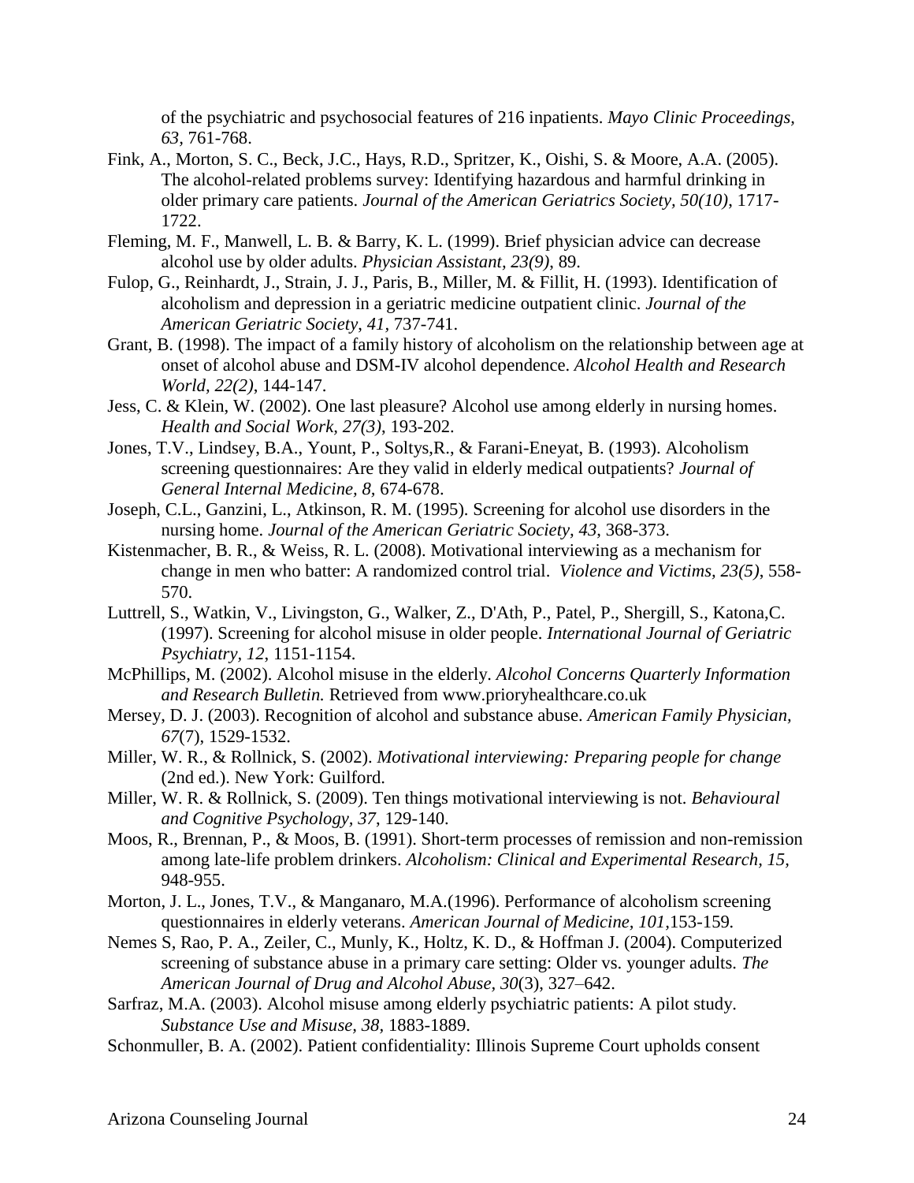of the psychiatric and psychosocial features of 216 inpatients. *Mayo Clinic Proceedings, 63*, 761-768.

Fink, A., Morton, S. C., Beck, J.C., Hays, R.D., Spritzer, K., Oishi, S. & Moore, A.A. (2005). The alcohol-related problems survey: Identifying hazardous and harmful drinking in older primary care patients. *Journal of the American Geriatrics Society, 50(10)*, 1717-1722.

Fleming, M. F., Manwell, L. B. & Barry, K. L. (1999). Brief physician advice can decrease alcohol use by older adults. *Physician Assistant, 23(9)*, 89.

Fulop, G., Reinhardt, J., Strain, J. J., Paris, B., Miller, M. & Fillit, H. (1993). Identification of alcoholism and depression in a geriatric medicine outpatient clinic. *Journal of the American Geriatric Society, 41*, 737-741.

Grant, B. (1998). The impact of a family history of alcoholism on the relationship between age at onset of alcohol abuse and DSM-IV alcohol dependence. *Alcohol Health and Research World, 22(2)*, 144-147.

Jess, C. & Klein, W. (2002). One last pleasure? Alcohol use among elderly in nursing homes. *Health and Social Work, 27(3)*, 193-202.

Jones, T.V., Lindsey, B.A., Yount, P., Soltys,R., & Farani-Eneyat, B. (1993). Alcoholism screening questionnaires: Are they valid in elderly medical outpatients? *Journal of General Internal Medicine, 8*, 674-678.

Joseph, C.L., Ganzini, L., Atkinson, R. M. (1995). Screening for alcohol use disorders in the nursing home. *Journal of the American Geriatric Society, 43*, 368-373.

Kistenmacher, B. R., & Weiss, R. L. (2008). Motivational interviewing as a mechanism for change in men who batter: A randomized control trial. *Violence and Victims, 23(5)*, 558-570.

Luttrell, S., Watkin, V., Livingston, G., Walker, Z., D'Ath, P., Patel, P., Shergill, S., Katona,C. (1997). Screening for alcohol misuse in older people. *International Journal of Geriatric Psychiatry, 12*, 1151-1154.

McPhillips, M. (2002). Alcohol misuse in the elderly. *Alcohol Concerns Quarterly Information and Research Bulletin.* Retrieved from www.prioryhealthcare.co.uk

Mersey, D. J. (2003). Recognition of alcohol and substance abuse. *American Family Physician, 67*(7), 1529-1532.

Miller, W. R., & Rollnick, S. (2002). *Motivational interviewing: Preparing people for change* (2nd ed.). New York: Guilford.

Miller, W. R. & Rollnick, S. (2009). Ten things motivational interviewing is not. *Behavioural and Cognitive Psychology, 37*, 129-140.

Moos, R., Brennan, P., & Moos, B. (1991). Short-term processes of remission and non-remission among late-life problem drinkers. *Alcoholism: Clinical and Experimental Research, 15,* 948-955.

Morton, J. L., Jones, T.V., & Manganaro, M.A.(1996). Performance of alcoholism screening questionnaires in elderly veterans. *American Journal of Medicine, 101*,153-159*.*

Nemes S, Rao, P. A., Zeiler, C., Munly, K., Holtz, K. D., & Hoffman J. (2004). Computerized screening of substance abuse in a primary care setting: Older vs. younger adults. *The American Journal of Drug and Alcohol Abuse, 30*(3), 327–642.

Sarfraz, M.A. (2003). Alcohol misuse among elderly psychiatric patients: A pilot study. *Substance Use and Misuse, 38,* 1883-1889.

Schonmuller, B. A. (2002). Patient confidentiality: Illinois Supreme Court upholds consent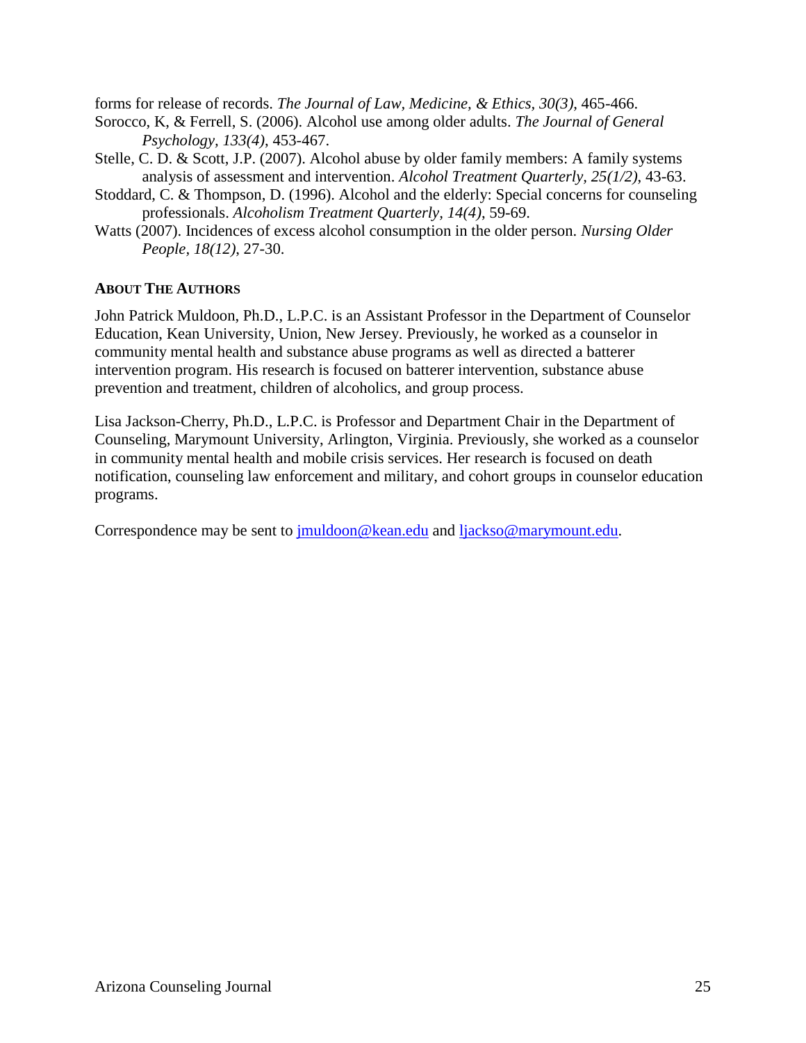forms for release of records. *The Journal of Law, Medicine, & Ethics, 30(3)*, 465-466.

Sorocco, K, & Ferrell, S. (2006). Alcohol use among older adults. *The Journal of General Psychology, 133(4)*, 453-467.

Stelle, C. D. & Scott, J.P. (2007). Alcohol abuse by older family members: A family systems analysis of assessment and intervention. *Alcohol Treatment Quarterly, 25(1/2)*, 43-63.

Stoddard, C. & Thompson, D. (1996). Alcohol and the elderly: Special concerns for counseling professionals. *Alcoholism Treatment Quarterly, 14(4)*, 59-69.

Watts (2007). Incidences of excess alcohol consumption in the older person. *Nursing Older People, 18(12)*, 27-30.

**ABOUT THE AUTHORS**

John Patrick Muldoon, Ph.D., L.P.C. is an Assistant Professor in the Department of Counselor Education, Kean University, Union, New Jersey. Previously, he worked as a counselor in community mental health and substance abuse programs as well as directed a batterer intervention program. His research is focused on batterer intervention, substance abuse prevention and treatment, children of alcoholics, and group process.

Lisa Jackson-Cherry, Ph.D., L.P.C. is Professor and Department Chair in the Department of Counseling, Marymount University, Arlington, Virginia. Previously, she worked as a counselor in community mental health and mobile crisis services. Her research is focused on death notification, counseling law enforcement and military, and cohort groups in counselor education programs.

Correspondence may be sent to jmuldoon@kean.edu and ljackso@marymount.edu.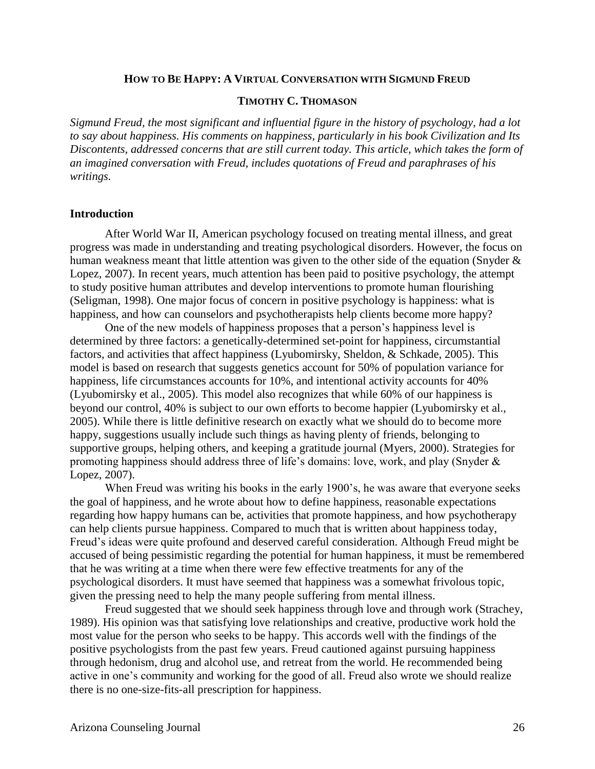**HOW TO BE HAPPY: A VIRTUAL CONVERSATION WITH SIGMUND FREUD**

**TIMOTHY C. THOMASON**

*Sigmund Freud, the most significant and influential figure in the history of psychology, had a lot to say about happiness. His comments on happiness, particularly in his book Civilization and Its Discontents, addressed concerns that are still current today. This article, which takes the form of an imagined conversation with Freud, includes quotations of Freud and paraphrases of his writings.*

## Introduction

After World War II, American psychology focused on treating mental illness, and great progress was made in understanding and treating psychological disorders. However, the focus on human weakness meant that little attention was given to the other side of the equation (Snyder & Lopez, 2007). In recent years, much attention has been paid to positive psychology, the attempt to study positive human attributes and develop interventions to promote human flourishing (Seligman, 1998). One major focus of concern in positive psychology is happiness: what is happiness, and how can counselors and psychotherapists help clients become more happy?

One of the new models of happiness proposes that a person's happiness level is determined by three factors: a genetically-determined set-point for happiness, circumstantial factors, and activities that affect happiness (Lyubomirsky, Sheldon, & Schkade, 2005). This model is based on research that suggests genetics account for 50% of population variance for happiness, life circumstances accounts for 10%, and intentional activity accounts for 40% (Lyubomirsky et al., 2005). This model also recognizes that while 60% of our happiness is beyond our control, 40% is subject to our own efforts to become happier (Lyubomirsky et al., 2005). While there is little definitive research on exactly what we should do to become more happy, suggestions usually include such things as having plenty of friends, belonging to supportive groups, helping others, and keeping a gratitude journal (Myers, 2000). Strategies for promoting happiness should address three of life's domains: love, work, and play (Snyder & Lopez, 2007).

When Freud was writing his books in the early 1900's, he was aware that everyone seeks the goal of happiness, and he wrote about how to define happiness, reasonable expectations regarding how happy humans can be, activities that promote happiness, and how psychotherapy can help clients pursue happiness. Compared to much that is written about happiness today, Freud's ideas were quite profound and deserved careful consideration. Although Freud might be accused of being pessimistic regarding the potential for human happiness, it must be remembered that he was writing at a time when there were few effective treatments for any of the psychological disorders. It must have seemed that happiness was a somewhat frivolous topic, given the pressing need to help the many people suffering from mental illness.

Freud suggested that we should seek happiness through love and through work (Strachey, 1989). His opinion was that satisfying love relationships and creative, productive work hold the most value for the person who seeks to be happy. This accords well with the findings of the positive psychologists from the past few years. Freud cautioned against pursuing happiness through hedonism, drug and alcohol use, and retreat from the world. He recommended being active in one's community and working for the good of all. Freud also wrote we should realize there is no one-size-fits-all prescription for happiness.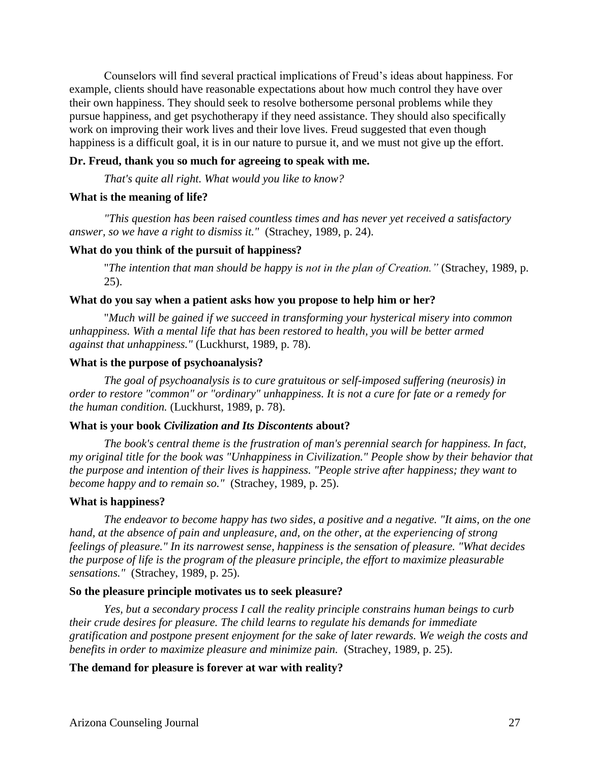Counselors will find several practical implications of Freud's ideas about happiness. For example, clients should have reasonable expectations about how much control they have over their own happiness. They should seek to resolve bothersome personal problems while they pursue happiness, and get psychotherapy if they need assistance. They should also specifically work on improving their work lives and their love lives. Freud suggested that even though happiness is a difficult goal, it is in our nature to pursue it, and we must not give up the effort.

**Dr. Freud, thank you so much for agreeing to speak with me.**

*That's quite all right. What would you like to know?*

**What is the meaning of life?**

*"This question has been raised countless times and has never yet received a satisfactory answer, so we have a right to dismiss it."* (Strachey, 1989, p. 24).

**What do you think of the pursuit of happiness?**

"*The intention that man should be happy is not in the plan of Creation."* (Strachey, 1989, p. 25).

**What do you say when a patient asks how you propose to help him or her?**

"*Much will be gained if we succeed in transforming your hysterical misery into common unhappiness. With a mental life that has been restored to health, you will be better armed against that unhappiness."* (Luckhurst, 1989, p. 78).

**What is the purpose of psychoanalysis?**

*The goal of psychoanalysis is to cure gratuitous or self-imposed suffering (neurosis) in order to restore "common" or "ordinary" unhappiness. It is not a cure for fate or a remedy for the human condition.* (Luckhurst, 1989, p. 78).

**What is your book *Civilization and Its Discontents* about?**

*The book's central theme is the frustration of man's perennial search for happiness. In fact, my original title for the book was "Unhappiness in Civilization." People show by their behavior that the purpose and intention of their lives is happiness. "People strive after happiness; they want to become happy and to remain so."* (Strachey, 1989, p. 25).

**What is happiness?**

*The endeavor to become happy has two sides, a positive and a negative. "It aims, on the one hand, at the absence of pain and unpleasure, and, on the other, at the experiencing of strong feelings of pleasure." In its narrowest sense, happiness is the sensation of pleasure. "What decides the purpose of life is the program of the pleasure principle, the effort to maximize pleasurable sensations."* (Strachey, 1989, p. 25).

**So the pleasure principle motivates us to seek pleasure?**

*Yes, but a secondary process I call the reality principle constrains human beings to curb their crude desires for pleasure. The child learns to regulate his demands for immediate gratification and postpone present enjoyment for the sake of later rewards. We weigh the costs and benefits in order to maximize pleasure and minimize pain.* (Strachey, 1989, p. 25).

**The demand for pleasure is forever at war with reality?**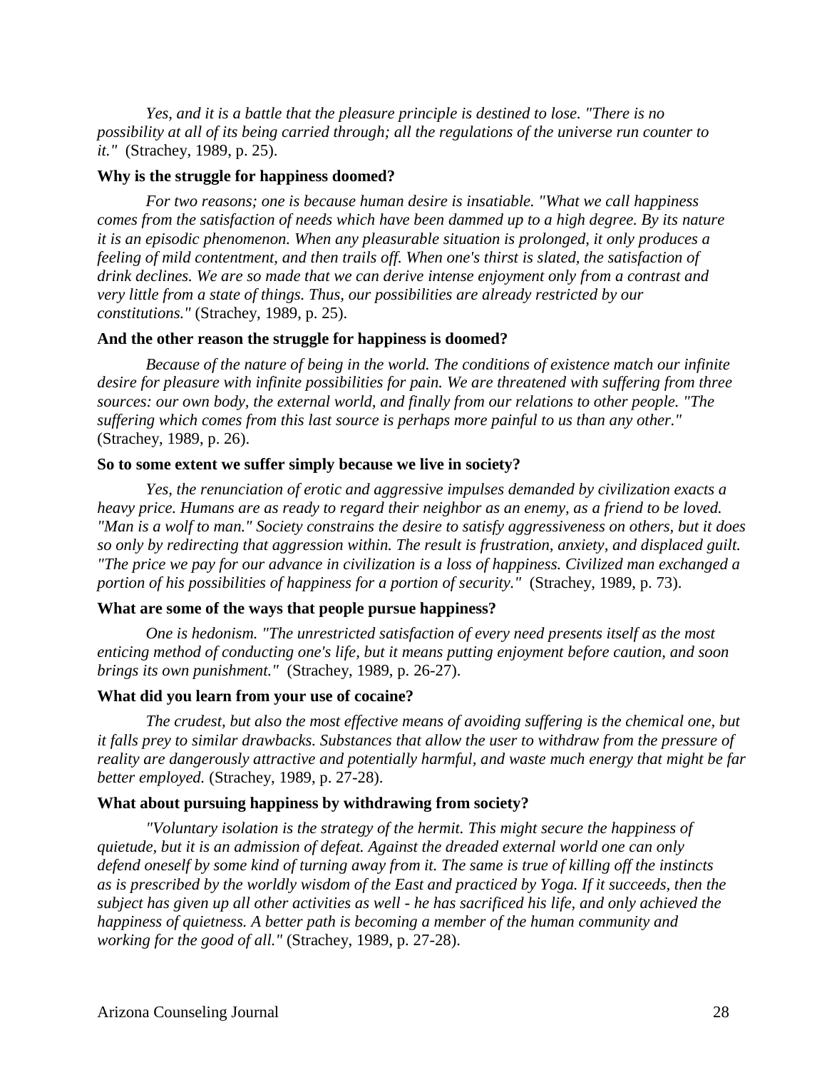*Yes, and it is a battle that the pleasure principle is destined to lose. "There is no possibility at all of its being carried through; all the regulations of the universe run counter to it."* (Strachey, 1989, p. 25).

**Why is the struggle for happiness doomed?**

*For two reasons; one is because human desire is insatiable. "What we call happiness comes from the satisfaction of needs which have been dammed up to a high degree. By its nature it is an episodic phenomenon. When any pleasurable situation is prolonged, it only produces a feeling of mild contentment, and then trails off. When one's thirst is slated, the satisfaction of drink declines. We are so made that we can derive intense enjoyment only from a contrast and very little from a state of things. Thus, our possibilities are already restricted by our constitutions."* (Strachey, 1989, p. 25).

**And the other reason the struggle for happiness is doomed?**

*Because of the nature of being in the world. The conditions of existence match our infinite desire for pleasure with infinite possibilities for pain. We are threatened with suffering from three sources: our own body, the external world, and finally from our relations to other people. "The suffering which comes from this last source is perhaps more painful to us than any other."* (Strachey, 1989, p. 26).

**So to some extent we suffer simply because we live in society?**

*Yes, the renunciation of erotic and aggressive impulses demanded by civilization exacts a heavy price. Humans are as ready to regard their neighbor as an enemy, as a friend to be loved. "Man is a wolf to man." Society constrains the desire to satisfy aggressiveness on others, but it does so only by redirecting that aggression within. The result is frustration, anxiety, and displaced guilt. "The price we pay for our advance in civilization is a loss of happiness. Civilized man exchanged a portion of his possibilities of happiness for a portion of security."* (Strachey, 1989, p. 73).

**What are some of the ways that people pursue happiness?**

*One is hedonism. "The unrestricted satisfaction of every need presents itself as the most enticing method of conducting one's life, but it means putting enjoyment before caution, and soon brings its own punishment."* (Strachey, 1989, p. 26-27).

**What did you learn from your use of cocaine?**

*The crudest, but also the most effective means of avoiding suffering is the chemical one, but it falls prey to similar drawbacks. Substances that allow the user to withdraw from the pressure of reality are dangerously attractive and potentially harmful, and waste much energy that might be far better employed.* (Strachey, 1989, p. 27-28).

**What about pursuing happiness by withdrawing from society?**

*"Voluntary isolation is the strategy of the hermit. This might secure the happiness of quietude, but it is an admission of defeat. Against the dreaded external world one can only defend oneself by some kind of turning away from it. The same is true of killing off the instincts as is prescribed by the worldly wisdom of the East and practiced by Yoga. If it succeeds, then the subject has given up all other activities as well - he has sacrificed his life, and only achieved the happiness of quietness. A better path is becoming a member of the human community and working for the good of all."* (Strachey, 1989, p. 27-28).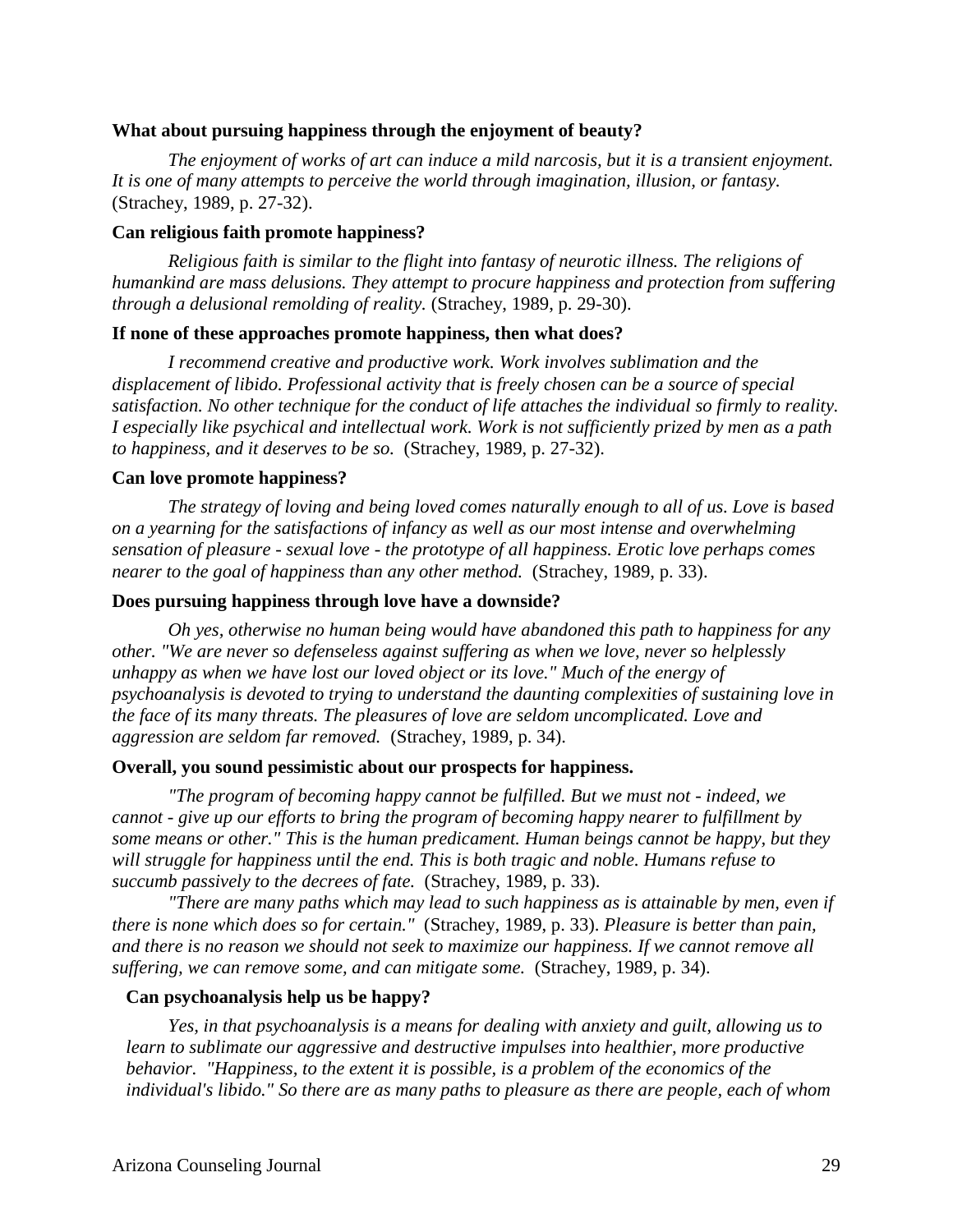**What about pursuing happiness through the enjoyment of beauty?**

*The enjoyment of works of art can induce a mild narcosis, but it is a transient enjoyment. It is one of many attempts to perceive the world through imagination, illusion, or fantasy.* (Strachey, 1989, p. 27-32).

**Can religious faith promote happiness?**

*Religious faith is similar to the flight into fantasy of neurotic illness. The religions of humankind are mass delusions. They attempt to procure happiness and protection from suffering through a delusional remolding of reality.* (Strachey, 1989, p. 29-30).

**If none of these approaches promote happiness, then what does?**

*I recommend creative and productive work. Work involves sublimation and the displacement of libido. Professional activity that is freely chosen can be a source of special satisfaction. No other technique for the conduct of life attaches the individual so firmly to reality. I especially like psychical and intellectual work. Work is not sufficiently prized by men as a path to happiness, and it deserves to be so.* (Strachey, 1989, p. 27-32).

**Can love promote happiness?**

*The strategy of loving and being loved comes naturally enough to all of us. Love is based on a yearning for the satisfactions of infancy as well as our most intense and overwhelming sensation of pleasure - sexual love - the prototype of all happiness. Erotic love perhaps comes nearer to the goal of happiness than any other method.* (Strachey, 1989, p. 33).

**Does pursuing happiness through love have a downside?**

*Oh yes, otherwise no human being would have abandoned this path to happiness for any other. "We are never so defenseless against suffering as when we love, never so helplessly unhappy as when we have lost our loved object or its love." Much of the energy of psychoanalysis is devoted to trying to understand the daunting complexities of sustaining love in the face of its many threats. The pleasures of love are seldom uncomplicated. Love and aggression are seldom far removed.* (Strachey, 1989, p. 34).

**Overall, you sound pessimistic about our prospects for happiness.**

*"The program of becoming happy cannot be fulfilled. But we must not - indeed, we cannot - give up our efforts to bring the program of becoming happy nearer to fulfillment by some means or other." This is the human predicament. Human beings cannot be happy, but they will struggle for happiness until the end. This is both tragic and noble. Humans refuse to succumb passively to the decrees of fate.* (Strachey, 1989, p. 33).

*"There are many paths which may lead to such happiness as is attainable by men, even if there is none which does so for certain."* (Strachey, 1989, p. 33). *Pleasure is better than pain, and there is no reason we should not seek to maximize our happiness. If we cannot remove all suffering, we can remove some, and can mitigate some.* (Strachey, 1989, p. 34).

**Can psychoanalysis help us be happy?**

*Yes, in that psychoanalysis is a means for dealing with anxiety and guilt, allowing us to learn to sublimate our aggressive and destructive impulses into healthier, more productive behavior. "Happiness, to the extent it is possible, is a problem of the economics of the individual's libido." So there are as many paths to pleasure as there are people, each of whom*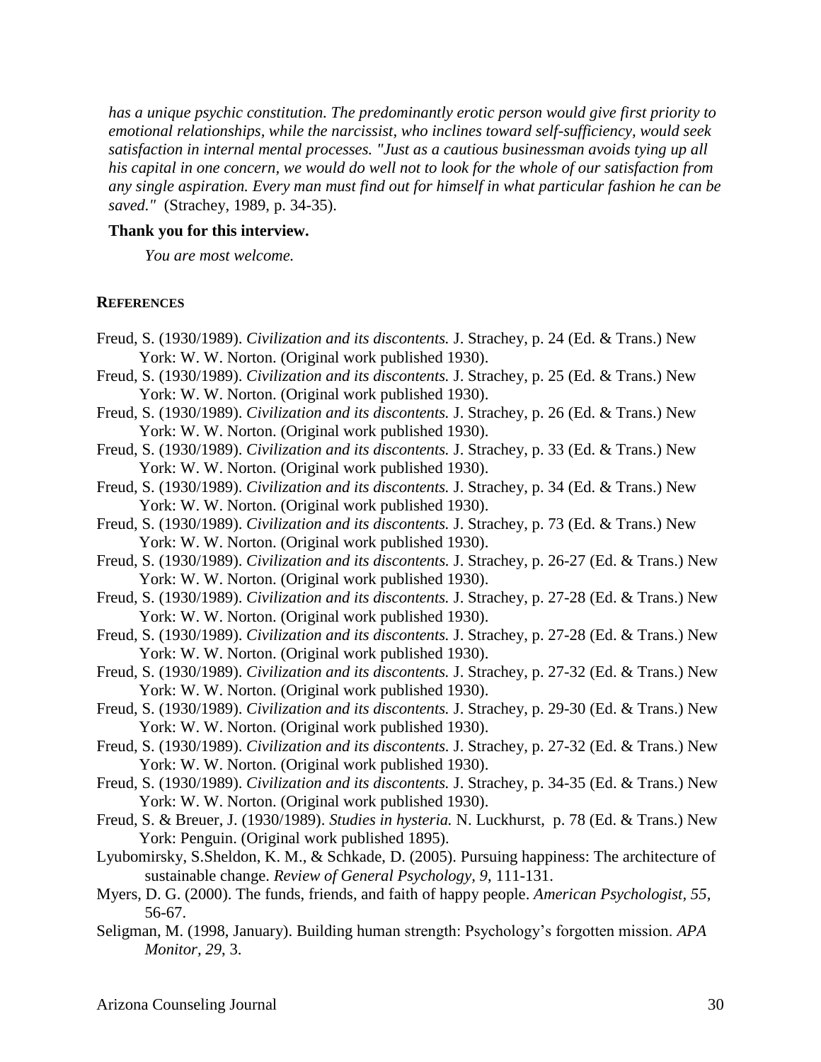*has a unique psychic constitution. The predominantly erotic person would give first priority to emotional relationships, while the narcissist, who inclines toward self-sufficiency, would seek satisfaction in internal mental processes. "Just as a cautious businessman avoids tying up all his capital in one concern, we would do well not to look for the whole of our satisfaction from any single aspiration. Every man must find out for himself in what particular fashion he can be saved."* (Strachey, 1989, p. 34-35).

**Thank you for this interview.**

*You are most welcome.*

## REFERENCES

Freud, S. (1930/1989). *Civilization and its discontents.* J. Strachey, p. 24 (Ed. & Trans.) New York: W. W. Norton. (Original work published 1930).

Freud, S. (1930/1989). *Civilization and its discontents.* J. Strachey, p. 25 (Ed. & Trans.) New York: W. W. Norton. (Original work published 1930).

Freud, S. (1930/1989). *Civilization and its discontents.* J. Strachey, p. 26 (Ed. & Trans.) New York: W. W. Norton. (Original work published 1930).

Freud, S. (1930/1989). *Civilization and its discontents.* J. Strachey, p. 33 (Ed. & Trans.) New York: W. W. Norton. (Original work published 1930).

Freud, S. (1930/1989). *Civilization and its discontents.* J. Strachey, p. 34 (Ed. & Trans.) New York: W. W. Norton. (Original work published 1930).

Freud, S. (1930/1989). *Civilization and its discontents.* J. Strachey, p. 73 (Ed. & Trans.) New York: W. W. Norton. (Original work published 1930).

Freud, S. (1930/1989). *Civilization and its discontents.* J. Strachey, p. 26-27 (Ed. & Trans.) New York: W. W. Norton. (Original work published 1930).

Freud, S. (1930/1989). *Civilization and its discontents.* J. Strachey, p. 27-28 (Ed. & Trans.) New York: W. W. Norton. (Original work published 1930).

Freud, S. (1930/1989). *Civilization and its discontents.* J. Strachey, p. 27-28 (Ed. & Trans.) New York: W. W. Norton. (Original work published 1930).

Freud, S. (1930/1989). *Civilization and its discontents.* J. Strachey, p. 27-32 (Ed. & Trans.) New York: W. W. Norton. (Original work published 1930).

Freud, S. (1930/1989). *Civilization and its discontents.* J. Strachey, p. 29-30 (Ed. & Trans.) New York: W. W. Norton. (Original work published 1930).

Freud, S. (1930/1989). *Civilization and its discontents.* J. Strachey, p. 27-32 (Ed. & Trans.) New York: W. W. Norton. (Original work published 1930).

Freud, S. (1930/1989). *Civilization and its discontents.* J. Strachey, p. 34-35 (Ed. & Trans.) New York: W. W. Norton. (Original work published 1930).

Freud, S. & Breuer, J. (1930/1989). *Studies in hysteria.* N. Luckhurst, p. 78 (Ed. & Trans.) New York: Penguin. (Original work published 1895).

Lyubomirsky, S.Sheldon, K. M., & Schkade, D. (2005). Pursuing happiness: The architecture of sustainable change. *Review of General Psychology, 9*, 111-131.

Myers, D. G. (2000). The funds, friends, and faith of happy people. *American Psychologist, 55*, 56-67.

Seligman, M. (1998, January). Building human strength: Psychology's forgotten mission. *APA Monitor, 29*, 3.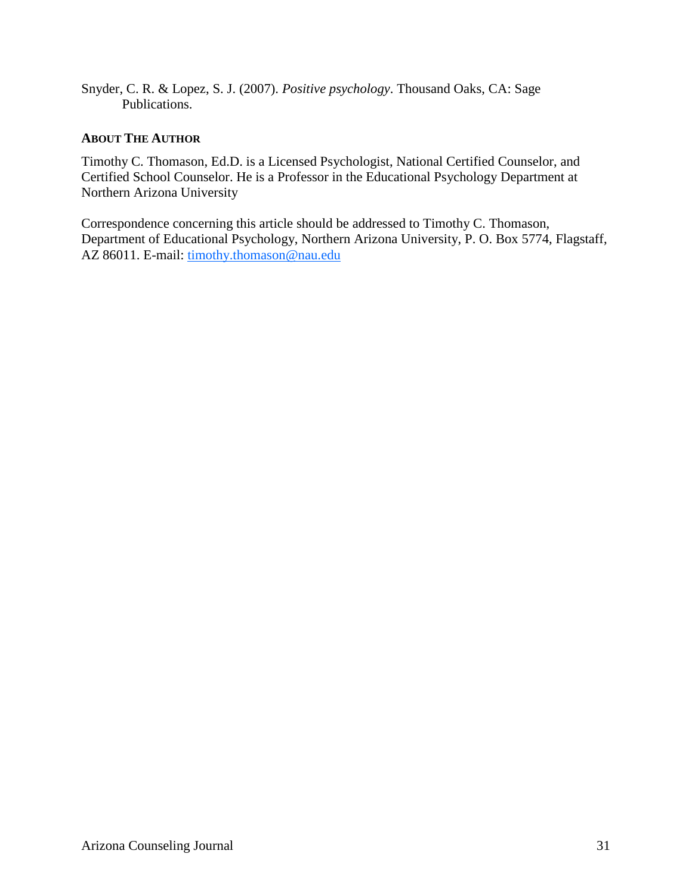Snyder, C. R. & Lopez, S. J. (2007). *Positive psychology*. Thousand Oaks, CA: Sage Publications.

## About The Author

Timothy C. Thomason, Ed.D. is a Licensed Psychologist, National Certified Counselor, and Certified School Counselor. He is a Professor in the Educational Psychology Department at Northern Arizona University

Correspondence concerning this article should be addressed to Timothy C. Thomason, Department of Educational Psychology, Northern Arizona University, P. O. Box 5774, Flagstaff, AZ 86011. E-mail: timothy.thomason@nau.edu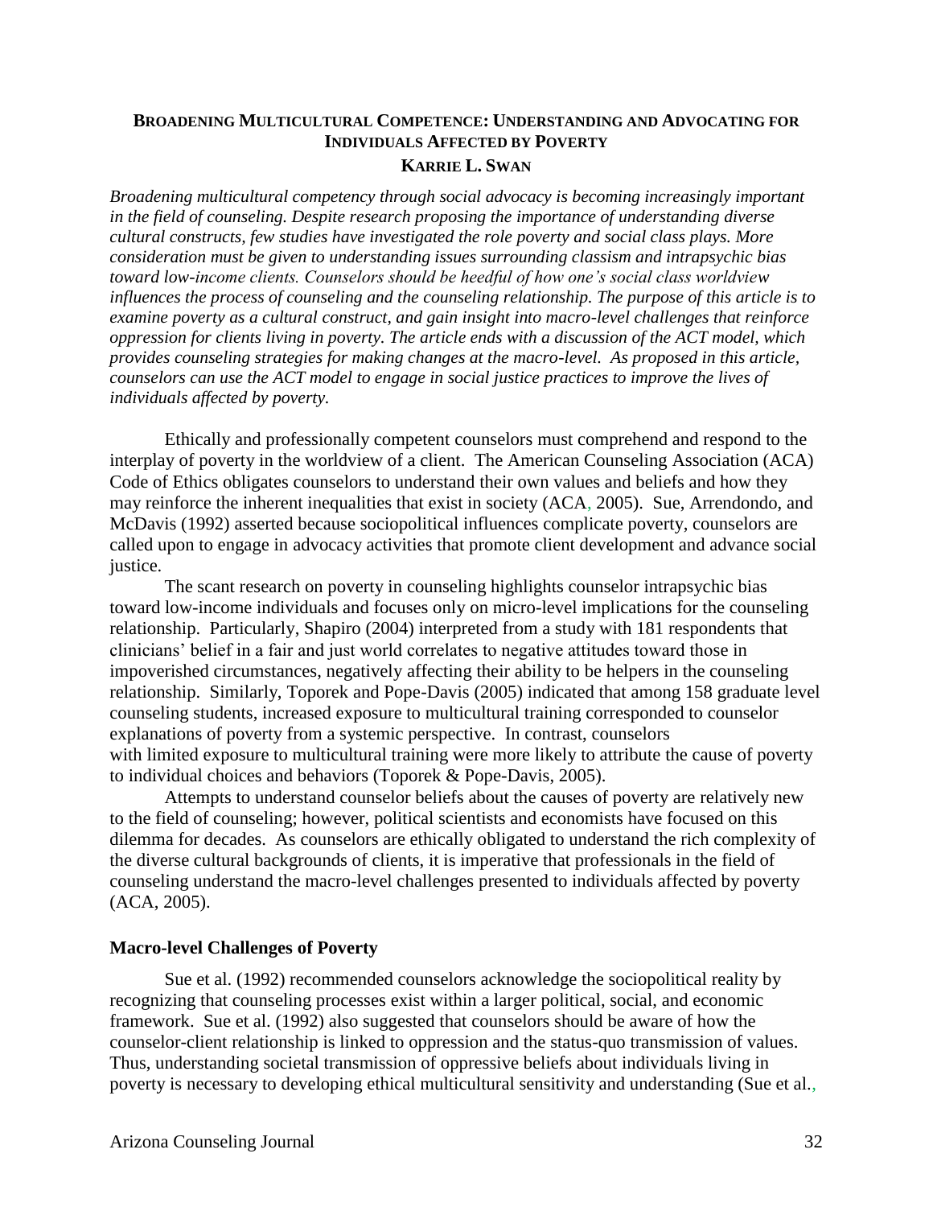## Broadening Multicultural Competence: Understanding and Advocating for Individuals Affected by Poverty

**Karrie L. Swan**

*Broadening multicultural competency through social advocacy is becoming increasingly important in the field of counseling. Despite research proposing the importance of understanding diverse cultural constructs, few studies have investigated the role poverty and social class plays. More consideration must be given to understanding issues surrounding classism and intrapsychic bias toward low-income clients. Counselors should be heedful of how one's social class worldview influences the process of counseling and the counseling relationship. The purpose of this article is to examine poverty as a cultural construct, and gain insight into macro-level challenges that reinforce oppression for clients living in poverty. The article ends with a discussion of the ACT model, which provides counseling strategies for making changes at the macro-level. As proposed in this article, counselors can use the ACT model to engage in social justice practices to improve the lives of individuals affected by poverty.*

Ethically and professionally competent counselors must comprehend and respond to the interplay of poverty in the worldview of a client. The American Counseling Association (ACA) Code of Ethics obligates counselors to understand their own values and beliefs and how they may reinforce the inherent inequalities that exist in society (ACA, 2005). Sue, Arrendondo, and McDavis (1992) asserted because sociopolitical influences complicate poverty, counselors are called upon to engage in advocacy activities that promote client development and advance social justice.

The scant research on poverty in counseling highlights counselor intrapsychic bias toward low-income individuals and focuses only on micro-level implications for the counseling relationship. Particularly, Shapiro (2004) interpreted from a study with 181 respondents that clinicians' belief in a fair and just world correlates to negative attitudes toward those in impoverished circumstances, negatively affecting their ability to be helpers in the counseling relationship. Similarly, Toporek and Pope-Davis (2005) indicated that among 158 graduate level counseling students, increased exposure to multicultural training corresponded to counselor explanations of poverty from a systemic perspective. In contrast, counselors with limited exposure to multicultural training were more likely to attribute the cause of poverty to individual choices and behaviors (Toporek & Pope-Davis, 2005).

Attempts to understand counselor beliefs about the causes of poverty are relatively new to the field of counseling; however, political scientists and economists have focused on this dilemma for decades. As counselors are ethically obligated to understand the rich complexity of the diverse cultural backgrounds of clients, it is imperative that professionals in the field of counseling understand the macro-level challenges presented to individuals affected by poverty (ACA, 2005).

### Macro-level Challenges of Poverty

Sue et al. (1992) recommended counselors acknowledge the sociopolitical reality by recognizing that counseling processes exist within a larger political, social, and economic framework. Sue et al. (1992) also suggested that counselors should be aware of how the counselor-client relationship is linked to oppression and the status-quo transmission of values. Thus, understanding societal transmission of oppressive beliefs about individuals living in poverty is necessary to developing ethical multicultural sensitivity and understanding (Sue et al.,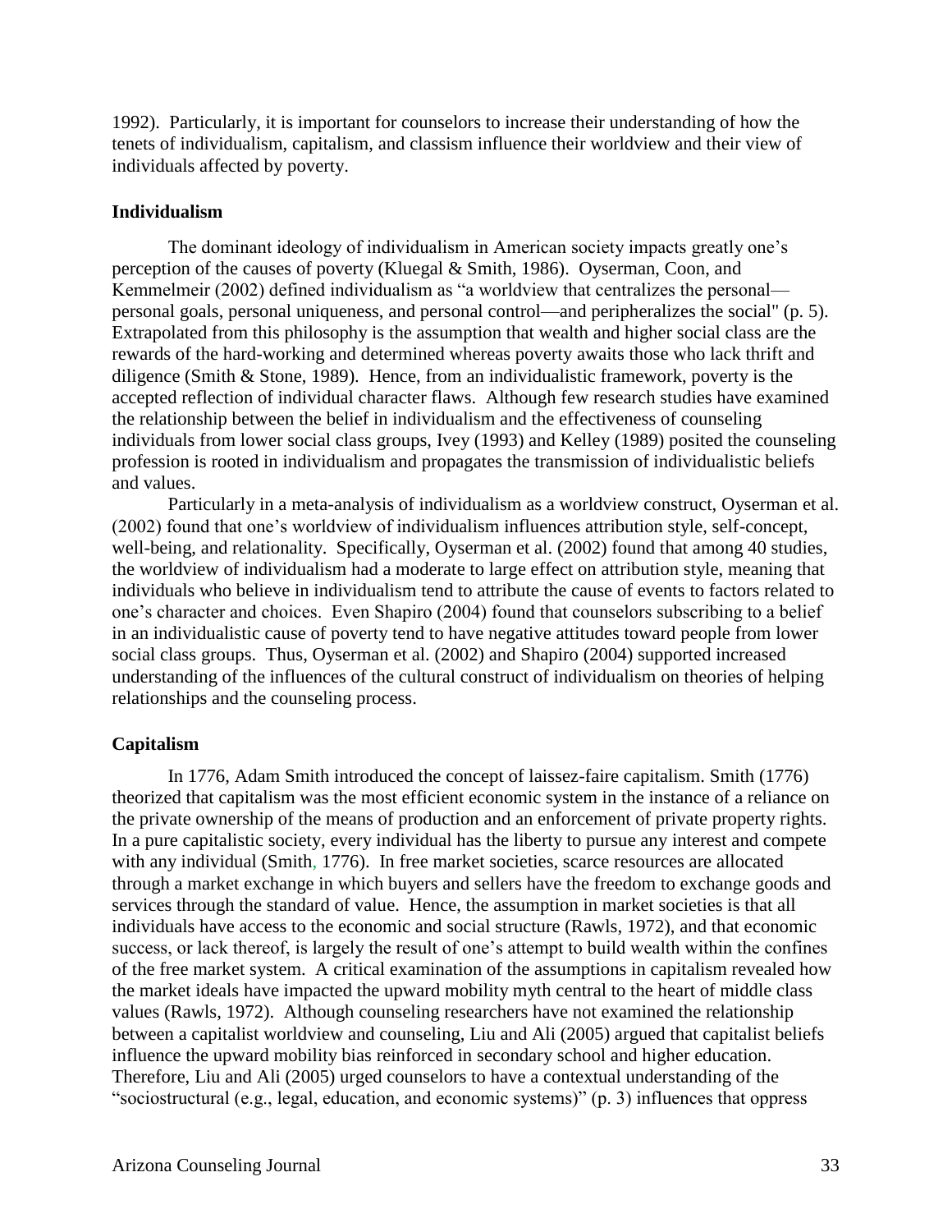1992). Particularly, it is important for counselors to increase their understanding of how the tenets of individualism, capitalism, and classism influence their worldview and their view of individuals affected by poverty.

**Individualism**

The dominant ideology of individualism in American society impacts greatly one's perception of the causes of poverty (Kluegal & Smith, 1986). Oyserman, Coon, and Kemmelmeir (2002) defined individualism as "a worldview that centralizes the personal—personal goals, personal uniqueness, and personal control—and peripheralizes the social" (p. 5). Extrapolated from this philosophy is the assumption that wealth and higher social class are the rewards of the hard-working and determined whereas poverty awaits those who lack thrift and diligence (Smith & Stone, 1989). Hence, from an individualistic framework, poverty is the accepted reflection of individual character flaws. Although few research studies have examined the relationship between the belief in individualism and the effectiveness of counseling individuals from lower social class groups, Ivey (1993) and Kelley (1989) posited the counseling profession is rooted in individualism and propagates the transmission of individualistic beliefs and values.

Particularly in a meta-analysis of individualism as a worldview construct, Oyserman et al. (2002) found that one's worldview of individualism influences attribution style, self-concept, well-being, and relationality. Specifically, Oyserman et al. (2002) found that among 40 studies, the worldview of individualism had a moderate to large effect on attribution style, meaning that individuals who believe in individualism tend to attribute the cause of events to factors related to one's character and choices. Even Shapiro (2004) found that counselors subscribing to a belief in an individualistic cause of poverty tend to have negative attitudes toward people from lower social class groups. Thus, Oyserman et al. (2002) and Shapiro (2004) supported increased understanding of the influences of the cultural construct of individualism on theories of helping relationships and the counseling process.

**Capitalism**

In 1776, Adam Smith introduced the concept of laissez-faire capitalism. Smith (1776) theorized that capitalism was the most efficient economic system in the instance of a reliance on the private ownership of the means of production and an enforcement of private property rights. In a pure capitalistic society, every individual has the liberty to pursue any interest and compete with any individual (Smith, 1776). In free market societies, scarce resources are allocated through a market exchange in which buyers and sellers have the freedom to exchange goods and services through the standard of value. Hence, the assumption in market societies is that all individuals have access to the economic and social structure (Rawls, 1972), and that economic success, or lack thereof, is largely the result of one's attempt to build wealth within the confines of the free market system. A critical examination of the assumptions in capitalism revealed how the market ideals have impacted the upward mobility myth central to the heart of middle class values (Rawls, 1972). Although counseling researchers have not examined the relationship between a capitalist worldview and counseling, Liu and Ali (2005) argued that capitalist beliefs influence the upward mobility bias reinforced in secondary school and higher education. Therefore, Liu and Ali (2005) urged counselors to have a contextual understanding of the "sociostructural (e.g., legal, education, and economic systems)" (p. 3) influences that oppress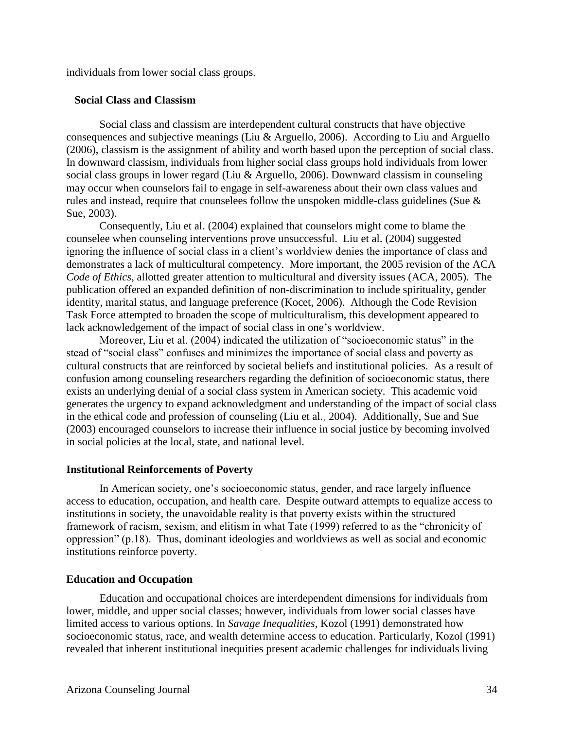individuals from lower social class groups.

### Social Class and Classism

Social class and classism are interdependent cultural constructs that have objective consequences and subjective meanings (Liu & Arguello, 2006). According to Liu and Arguello (2006), classism is the assignment of ability and worth based upon the perception of social class. In downward classism, individuals from higher social class groups hold individuals from lower social class groups in lower regard (Liu & Arguello, 2006). Downward classism in counseling may occur when counselors fail to engage in self-awareness about their own class values and rules and instead, require that counselees follow the unspoken middle-class guidelines (Sue & Sue, 2003).

Consequently, Liu et al. (2004) explained that counselors might come to blame the counselee when counseling interventions prove unsuccessful. Liu et al. (2004) suggested ignoring the influence of social class in a client's worldview denies the importance of class and demonstrates a lack of multicultural competency. More important, the 2005 revision of the ACA *Code of Ethics*, allotted greater attention to multicultural and diversity issues (ACA, 2005). The publication offered an expanded definition of non-discrimination to include spirituality, gender identity, marital status, and language preference (Kocet, 2006). Although the Code Revision Task Force attempted to broaden the scope of multiculturalism, this development appeared to lack acknowledgement of the impact of social class in one's worldview.

Moreover, Liu et al. (2004) indicated the utilization of "socioeconomic status" in the stead of "social class" confuses and minimizes the importance of social class and poverty as cultural constructs that are reinforced by societal beliefs and institutional policies. As a result of confusion among counseling researchers regarding the definition of socioeconomic status, there exists an underlying denial of a social class system in American society. This academic void generates the urgency to expand acknowledgment and understanding of the impact of social class in the ethical code and profession of counseling (Liu et al., 2004). Additionally, Sue and Sue (2003) encouraged counselors to increase their influence in social justice by becoming involved in social policies at the local, state, and national level.

### Institutional Reinforcements of Poverty

In American society, one's socioeconomic status, gender, and race largely influence access to education, occupation, and health care. Despite outward attempts to equalize access to institutions in society, the unavoidable reality is that poverty exists within the structured framework of racism, sexism, and elitism in what Tate (1999) referred to as the "chronicity of oppression" (p.18). Thus, dominant ideologies and worldviews as well as social and economic institutions reinforce poverty.

### Education and Occupation

Education and occupational choices are interdependent dimensions for individuals from lower, middle, and upper social classes; however, individuals from lower social classes have limited access to various options. In *Savage Inequalities*, Kozol (1991) demonstrated how socioeconomic status, race, and wealth determine access to education. Particularly, Kozol (1991) revealed that inherent institutional inequities present academic challenges for individuals living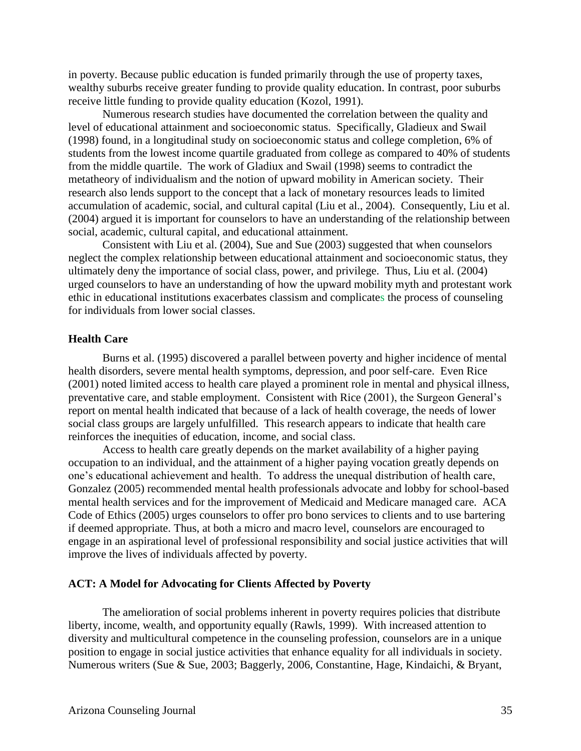in poverty. Because public education is funded primarily through the use of property taxes, wealthy suburbs receive greater funding to provide quality education. In contrast, poor suburbs receive little funding to provide quality education (Kozol, 1991).

Numerous research studies have documented the correlation between the quality and level of educational attainment and socioeconomic status. Specifically, Gladieux and Swail (1998) found, in a longitudinal study on socioeconomic status and college completion, 6% of students from the lowest income quartile graduated from college as compared to 40% of students from the middle quartile. The work of Gladieux and Swail (1998) seems to contradict the metatheory of individualism and the notion of upward mobility in American society. Their research also lends support to the concept that a lack of monetary resources leads to limited accumulation of academic, social, and cultural capital (Liu et al., 2004). Consequently, Liu et al. (2004) argued it is important for counselors to have an understanding of the relationship between social, academic, cultural capital, and educational attainment.

Consistent with Liu et al. (2004), Sue and Sue (2003) suggested that when counselors neglect the complex relationship between educational attainment and socioeconomic status, they ultimately deny the importance of social class, power, and privilege. Thus, Liu et al. (2004) urged counselors to have an understanding of how the upward mobility myth and protestant work ethic in educational institutions exacerbates classism and complicates the process of counseling for individuals from lower social classes.

**Health Care**

Burns et al. (1995) discovered a parallel between poverty and higher incidence of mental health disorders, severe mental health symptoms, depression, and poor self-care. Even Rice (2001) noted limited access to health care played a prominent role in mental and physical illness, preventative care, and stable employment. Consistent with Rice (2001), the Surgeon General's report on mental health indicated that because of a lack of health coverage, the needs of lower social class groups are largely unfulfilled. This research appears to indicate that health care reinforces the inequities of education, income, and social class.

Access to health care greatly depends on the market availability of a higher paying occupation to an individual, and the attainment of a higher paying vocation greatly depends on one's educational achievement and health. To address the unequal distribution of health care, Gonzalez (2005) recommended mental health professionals advocate and lobby for school-based mental health services and for the improvement of Medicaid and Medicare managed care. ACA Code of Ethics (2005) urges counselors to offer pro bono services to clients and to use bartering if deemed appropriate. Thus, at both a micro and macro level, counselors are encouraged to engage in an aspirational level of professional responsibility and social justice activities that will improve the lives of individuals affected by poverty.

**ACT: A Model for Advocating for Clients Affected by Poverty**

The amelioration of social problems inherent in poverty requires policies that distribute liberty, income, wealth, and opportunity equally (Rawls, 1999). With increased attention to diversity and multicultural competence in the counseling profession, counselors are in a unique position to engage in social justice activities that enhance equality for all individuals in society. Numerous writers (Sue & Sue, 2003; Baggerly, 2006, Constantine, Hage, Kindaichi, & Bryant,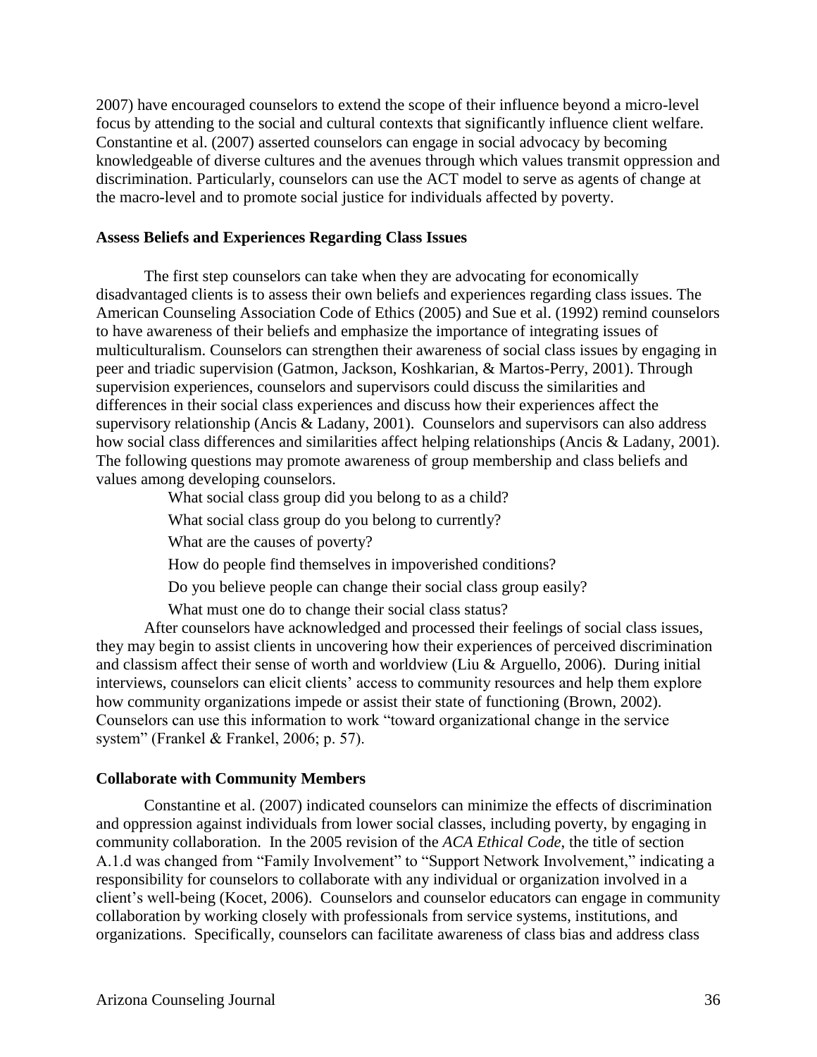2007) have encouraged counselors to extend the scope of their influence beyond a micro-level focus by attending to the social and cultural contexts that significantly influence client welfare. Constantine et al. (2007) asserted counselors can engage in social advocacy by becoming knowledgeable of diverse cultures and the avenues through which values transmit oppression and discrimination. Particularly, counselors can use the ACT model to serve as agents of change at the macro-level and to promote social justice for individuals affected by poverty.

**Assess Beliefs and Experiences Regarding Class Issues**

The first step counselors can take when they are advocating for economically disadvantaged clients is to assess their own beliefs and experiences regarding class issues. The American Counseling Association Code of Ethics (2005) and Sue et al. (1992) remind counselors to have awareness of their beliefs and emphasize the importance of integrating issues of multiculturalism. Counselors can strengthen their awareness of social class issues by engaging in peer and triadic supervision (Gatmon, Jackson, Koshkarian, & Martos-Perry, 2001). Through supervision experiences, counselors and supervisors could discuss the similarities and differences in their social class experiences and discuss how their experiences affect the supervisory relationship (Ancis & Ladany, 2001). Counselors and supervisors can also address how social class differences and similarities affect helping relationships (Ancis & Ladany, 2001). The following questions may promote awareness of group membership and class beliefs and values among developing counselors.

What social class group did you belong to as a child?

What social class group do you belong to currently?

What are the causes of poverty?

How do people find themselves in impoverished conditions?

Do you believe people can change their social class group easily?

What must one do to change their social class status?

After counselors have acknowledged and processed their feelings of social class issues, they may begin to assist clients in uncovering how their experiences of perceived discrimination and classism affect their sense of worth and worldview (Liu & Arguello, 2006). During initial interviews, counselors can elicit clients' access to community resources and help them explore how community organizations impede or assist their state of functioning (Brown, 2002). Counselors can use this information to work "toward organizational change in the service system" (Frankel & Frankel, 2006; p. 57).

**Collaborate with Community Members**

Constantine et al. (2007) indicated counselors can minimize the effects of discrimination and oppression against individuals from lower social classes, including poverty, by engaging in community collaboration. In the 2005 revision of the *ACA Ethical Code*, the title of section A.1.d was changed from "Family Involvement" to "Support Network Involvement," indicating a responsibility for counselors to collaborate with any individual or organization involved in a client's well-being (Kocet, 2006). Counselors and counselor educators can engage in community collaboration by working closely with professionals from service systems, institutions, and organizations. Specifically, counselors can facilitate awareness of class bias and address class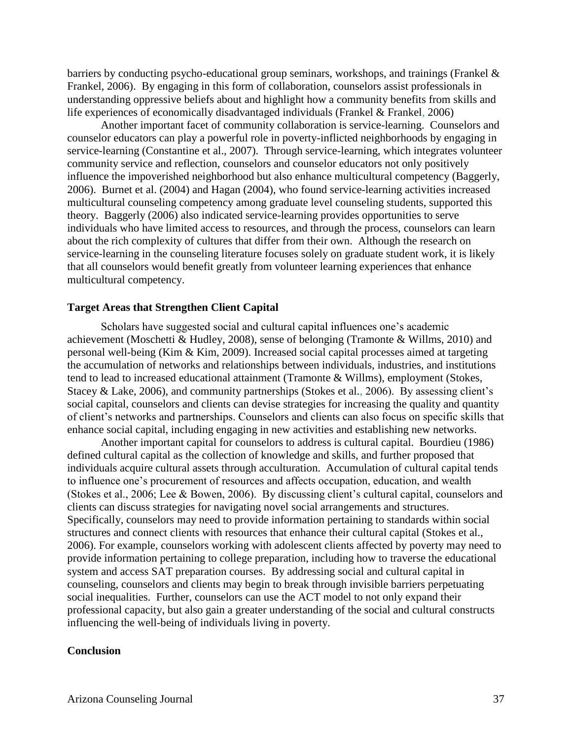barriers by conducting psycho-educational group seminars, workshops, and trainings (Frankel & Frankel, 2006). By engaging in this form of collaboration, counselors assist professionals in understanding oppressive beliefs about and highlight how a community benefits from skills and life experiences of economically disadvantaged individuals (Frankel & Frankel, 2006)

Another important facet of community collaboration is service-learning. Counselors and counselor educators can play a powerful role in poverty-inflicted neighborhoods by engaging in service-learning (Constantine et al., 2007). Through service-learning, which integrates volunteer community service and reflection, counselors and counselor educators not only positively influence the impoverished neighborhood but also enhance multicultural competency (Baggerly, 2006). Burnet et al. (2004) and Hagan (2004), who found service-learning activities increased multicultural counseling competency among graduate level counseling students, supported this theory. Baggerly (2006) also indicated service-learning provides opportunities to serve individuals who have limited access to resources, and through the process, counselors can learn about the rich complexity of cultures that differ from their own. Although the research on service-learning in the counseling literature focuses solely on graduate student work, it is likely that all counselors would benefit greatly from volunteer learning experiences that enhance multicultural competency.

**Target Areas that Strengthen Client Capital**

Scholars have suggested social and cultural capital influences one's academic achievement (Moschetti & Hudley, 2008), sense of belonging (Tramonte & Willms, 2010) and personal well-being (Kim & Kim, 2009). Increased social capital processes aimed at targeting the accumulation of networks and relationships between individuals, industries, and institutions tend to lead to increased educational attainment (Tramonte & Willms), employment (Stokes, Stacey & Lake, 2006), and community partnerships (Stokes et al., 2006). By assessing client's social capital, counselors and clients can devise strategies for increasing the quality and quantity of client's networks and partnerships. Counselors and clients can also focus on specific skills that enhance social capital, including engaging in new activities and establishing new networks.

Another important capital for counselors to address is cultural capital. Bourdieu (1986) defined cultural capital as the collection of knowledge and skills, and further proposed that individuals acquire cultural assets through acculturation. Accumulation of cultural capital tends to influence one's procurement of resources and affects occupation, education, and wealth (Stokes et al., 2006; Lee & Bowen, 2006). By discussing client's cultural capital, counselors and clients can discuss strategies for navigating novel social arrangements and structures. Specifically, counselors may need to provide information pertaining to standards within social structures and connect clients with resources that enhance their cultural capital (Stokes et al., 2006). For example, counselors working with adolescent clients affected by poverty may need to provide information pertaining to college preparation, including how to traverse the educational system and access SAT preparation courses. By addressing social and cultural capital in counseling, counselors and clients may begin to break through invisible barriers perpetuating social inequalities. Further, counselors can use the ACT model to not only expand their professional capacity, but also gain a greater understanding of the social and cultural constructs influencing the well-being of individuals living in poverty.

**Conclusion**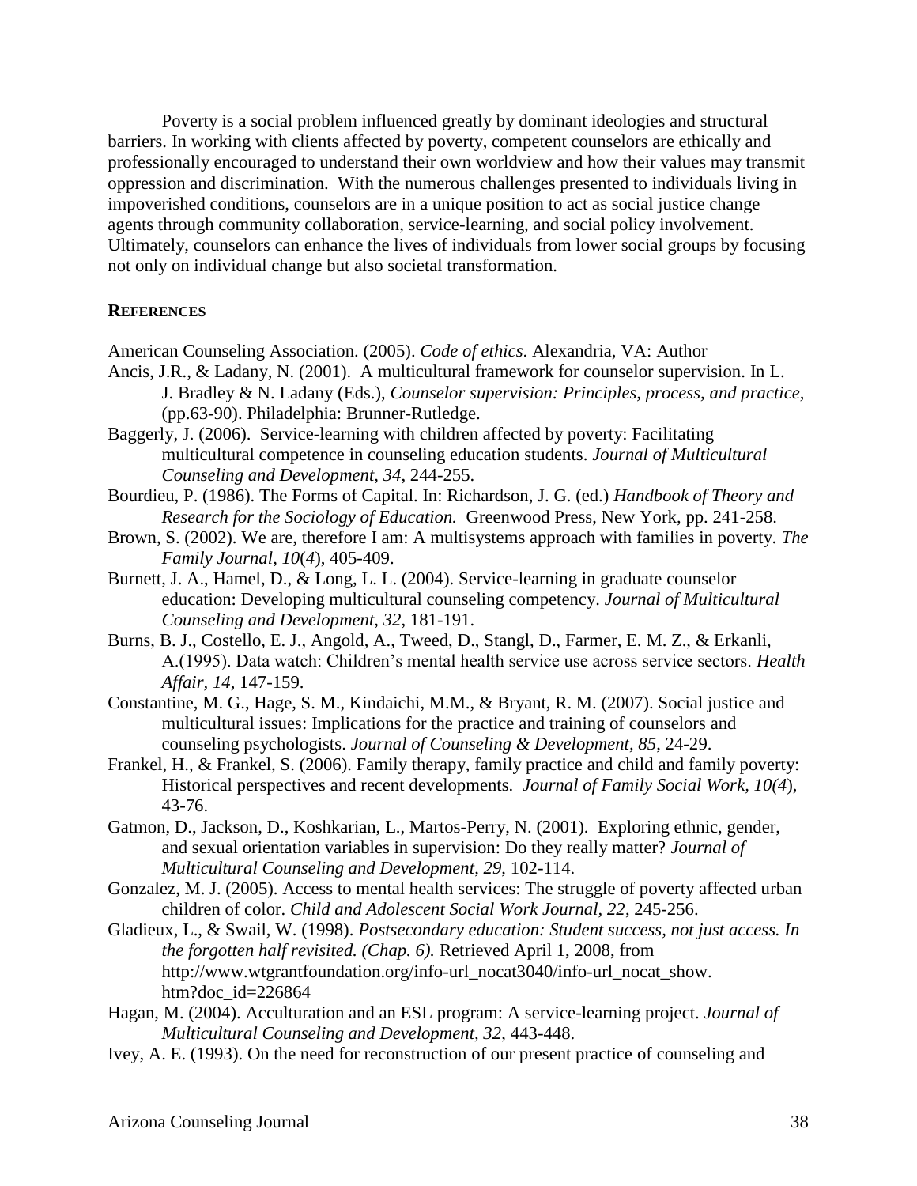Poverty is a social problem influenced greatly by dominant ideologies and structural barriers. In working with clients affected by poverty, competent counselors are ethically and professionally encouraged to understand their own worldview and how their values may transmit oppression and discrimination. With the numerous challenges presented to individuals living in impoverished conditions, counselors are in a unique position to act as social justice change agents through community collaboration, service-learning, and social policy involvement. Ultimately, counselors can enhance the lives of individuals from lower social groups by focusing not only on individual change but also societal transformation.

## REFERENCES

American Counseling Association. (2005). *Code of ethics*. Alexandria, VA: Author

Ancis, J.R., & Ladany, N. (2001). A multicultural framework for counselor supervision. In L. J. Bradley & N. Ladany (Eds.), *Counselor supervision: Principles, process, and practice,* (pp.63-90). Philadelphia: Brunner-Rutledge.

Baggerly, J. (2006). Service-learning with children affected by poverty: Facilitating multicultural competence in counseling education students. *Journal of Multicultural Counseling and Development, 34*, 244-255.

Bourdieu, P. (1986). The Forms of Capital. In: Richardson, J. G. (ed.) *Handbook of Theory and Research for the Sociology of Education.* Greenwood Press, New York, pp. 241-258.

Brown, S. (2002). We are, therefore I am: A multisystems approach with families in poverty. *The Family Journal*, *10*(*4*), 405-409.

Burnett, J. A., Hamel, D., & Long, L. L. (2004). Service-learning in graduate counselor education: Developing multicultural counseling competency. *Journal of Multicultural Counseling and Development, 32*, 181-191.

Burns, B. J., Costello, E. J., Angold, A., Tweed, D., Stangl, D., Farmer, E. M. Z., & Erkanli, A.(1995). Data watch: Children's mental health service use across service sectors. *Health Affair, 14*, 147-159.

Constantine, M. G., Hage, S. M., Kindaichi, M.M., & Bryant, R. M. (2007). Social justice and multicultural issues: Implications for the practice and training of counselors and counseling psychologists. *Journal of Counseling & Development, 85*, 24-29.

Frankel, H., & Frankel, S. (2006). Family therapy, family practice and child and family poverty: Historical perspectives and recent developments. *Journal of Family Social Work, 10(4*), 43-76.

Gatmon, D., Jackson, D., Koshkarian, L., Martos-Perry, N. (2001). Exploring ethnic, gender, and sexual orientation variables in supervision: Do they really matter? *Journal of Multicultural Counseling and Development, 29*, 102-114.

Gonzalez, M. J. (2005). Access to mental health services: The struggle of poverty affected urban children of color. *Child and Adolescent Social Work Journal, 22*, 245-256.

Gladieux, L., & Swail, W. (1998). *Postsecondary education: Student success, not just access. In the forgotten half revisited. (Chap. 6).* Retrieved April 1, 2008, from http://www.wtgrantfoundation.org/info-url_nocat3040/info-url_nocat_show.htm?doc_id=226864

Hagan, M. (2004). Acculturation and an ESL program: A service-learning project. *Journal of Multicultural Counseling and Development, 32*, 443-448.

Ivey, A. E. (1993). On the need for reconstruction of our present practice of counseling and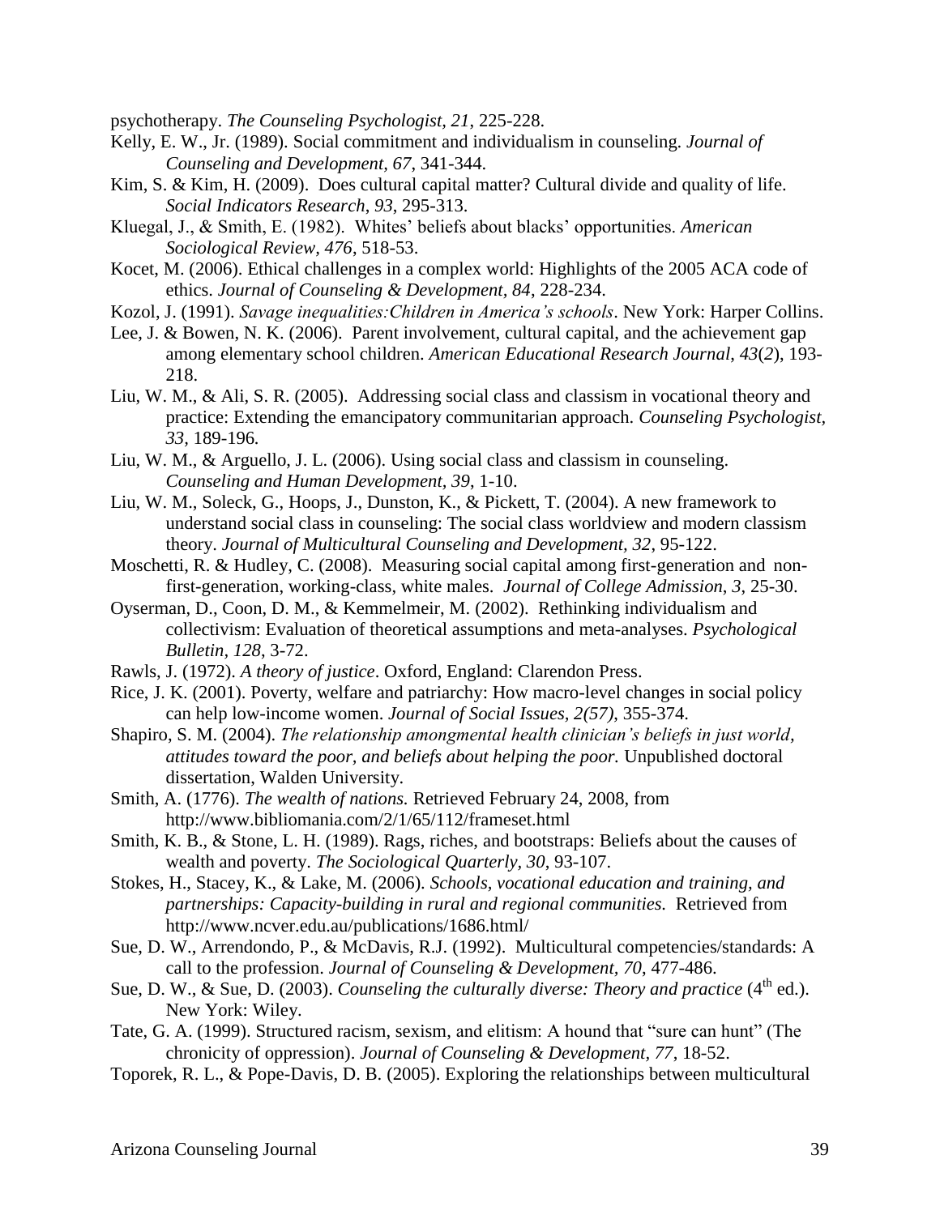psychotherapy. *The Counseling Psychologist, 21*, 225-228.

Kelly, E. W., Jr. (1989). Social commitment and individualism in counseling. *Journal of Counseling and Development, 67*, 341-344.

Kim, S. & Kim, H. (2009). Does cultural capital matter? Cultural divide and quality of life. *Social Indicators Research*, *93*, 295-313.

Kluegal, J., & Smith, E. (1982). Whites' beliefs about blacks' opportunities. *American Sociological Review, 476*, 518-53.

Kocet, M. (2006). Ethical challenges in a complex world: Highlights of the 2005 ACA code of ethics. *Journal of Counseling & Development, 84*, 228-234.

Kozol, J. (1991). *Savage inequalities:Children in America's schools*. New York: Harper Collins.

Lee, J. & Bowen, N. K. (2006). Parent involvement, cultural capital, and the achievement gap among elementary school children. *American Educational Research Journal*, *43*(*2*), 193-218.

Liu, W. M., & Ali, S. R. (2005). Addressing social class and classism in vocational theory and practice: Extending the emancipatory communitarian approach. *Counseling Psychologist, 33,* 189-196.

Liu, W. M., & Arguello, J. L. (2006). Using social class and classism in counseling. *Counseling and Human Development, 39,* 1-10.

Liu, W. M., Soleck, G., Hoops, J., Dunston, K., & Pickett, T. (2004). A new framework to understand social class in counseling: The social class worldview and modern classism theory. *Journal of Multicultural Counseling and Development, 32*, 95-122.

Moschetti, R. & Hudley, C. (2008). Measuring social capital among first-generation and non-first-generation, working-class, white males. *Journal of College Admission*, *3*, 25-30.

Oyserman, D., Coon, D. M., & Kemmelmeir, M. (2002). Rethinking individualism and collectivism: Evaluation of theoretical assumptions and meta-analyses. *Psychological Bulletin, 128*, 3-72.

Rawls, J. (1972). *A theory of justice*. Oxford, England: Clarendon Press.

Rice, J. K. (2001). Poverty, welfare and patriarchy: How macro-level changes in social policy can help low-income women. *Journal of Social Issues, 2(57),* 355-374.

Shapiro, S. M. (2004). *The relationship amongmental health clinician's beliefs in just world, attitudes toward the poor, and beliefs about helping the poor.* Unpublished doctoral dissertation, Walden University.

Smith, A. (1776). *The wealth of nations.* Retrieved February 24, 2008, from http://www.bibliomania.com/2/1/65/112/frameset.html

Smith, K. B., & Stone, L. H. (1989). Rags, riches, and bootstraps: Beliefs about the causes of wealth and poverty. *The Sociological Quarterly, 30*, 93-107.

Stokes, H., Stacey, K., & Lake, M. (2006). *Schools, vocational education and training, and partnerships: Capacity-building in rural and regional communities.* Retrieved from http://www.ncver.edu.au/publications/1686.html/

Sue, D. W., Arrendondo, P., & McDavis, R.J. (1992). Multicultural competencies/standards: A call to the profession. *Journal of Counseling & Development, 70*, 477-486.

Sue, D. W., & Sue, D. (2003). *Counseling the culturally diverse: Theory and practice* (4th ed.). New York: Wiley.

Tate, G. A. (1999). Structured racism, sexism, and elitism: A hound that "sure can hunt" (The chronicity of oppression). *Journal of Counseling & Development, 77*, 18-52.

Toporek, R. L., & Pope-Davis, D. B. (2005). Exploring the relationships between multicultural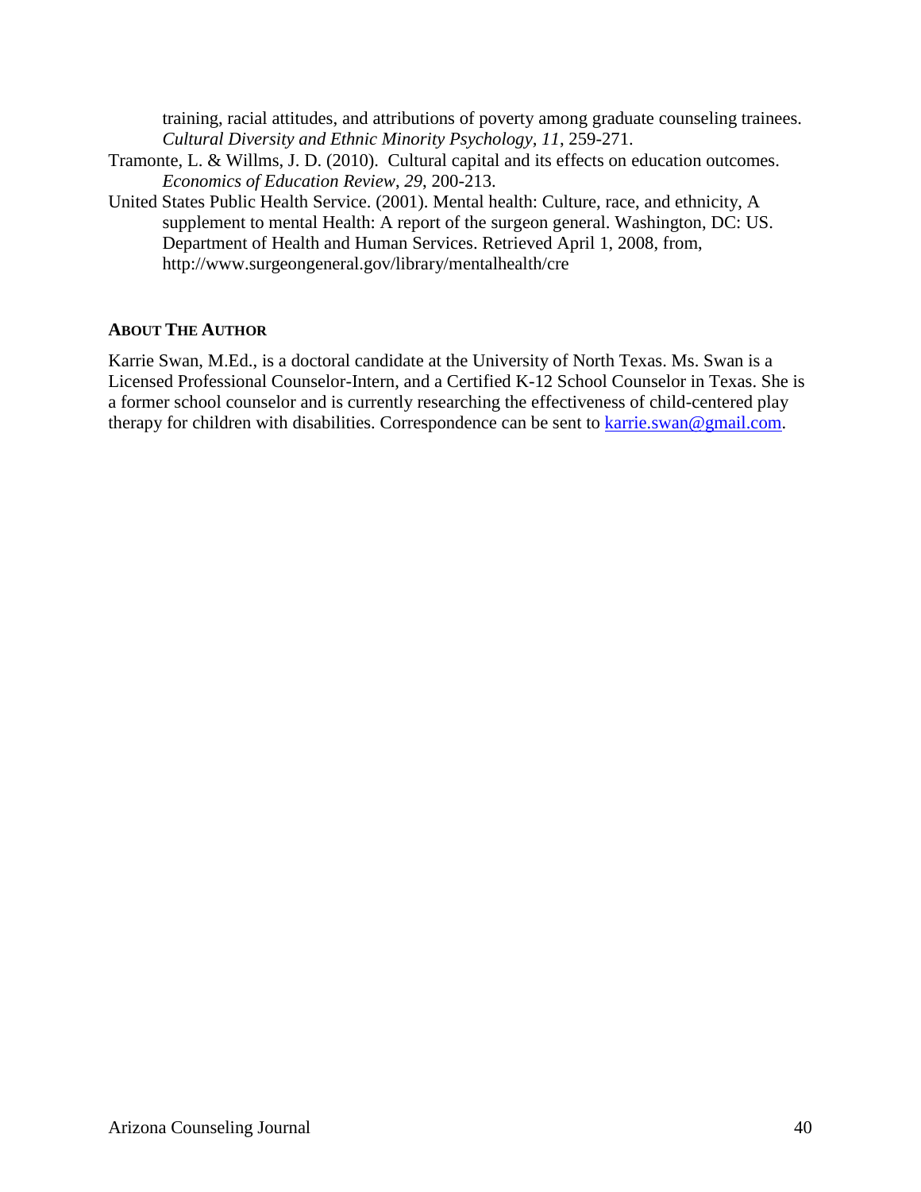training, racial attitudes, and attributions of poverty among graduate counseling trainees. *Cultural Diversity and Ethnic Minority Psychology*, *11*, 259-271.

Tramonte, L. & Willms, J. D. (2010). Cultural capital and its effects on education outcomes. *Economics of Education Review*, *29*, 200-213.

United States Public Health Service. (2001). Mental health: Culture, race, and ethnicity, A supplement to mental Health: A report of the surgeon general. Washington, DC: US. Department of Health and Human Services. Retrieved April 1, 2008, from, http://www.surgeongeneral.gov/library/mentalhealth/cre

**ABOUT THE AUTHOR**

Karrie Swan, M.Ed., is a doctoral candidate at the University of North Texas. Ms. Swan is a Licensed Professional Counselor-Intern, and a Certified K-12 School Counselor in Texas. She is a former school counselor and is currently researching the effectiveness of child-centered play therapy for children with disabilities. Correspondence can be sent to karrie.swan@gmail.com.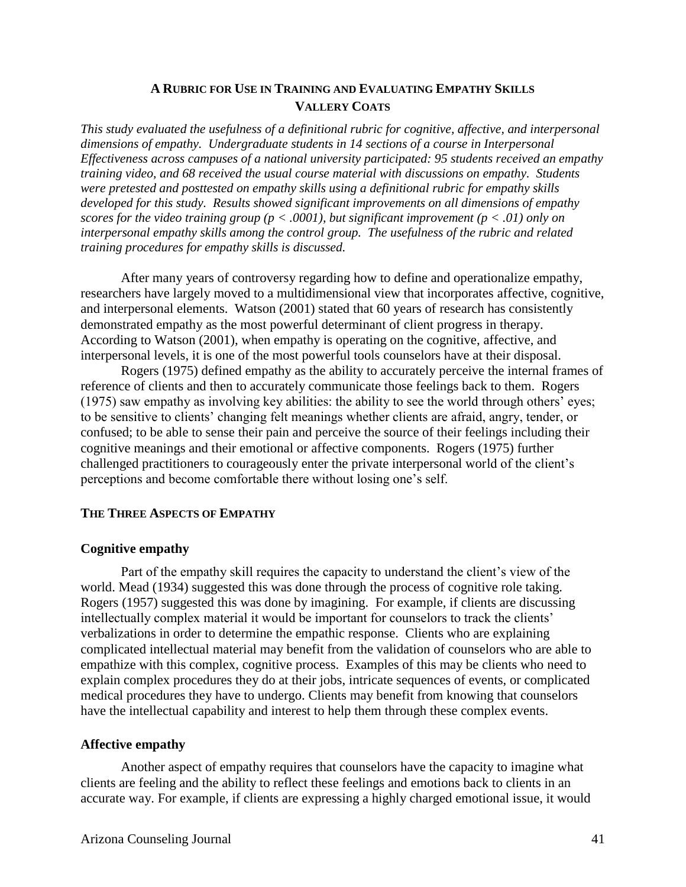## A Rubric for Use in Training and Evaluating Empathy Skills

### Vallery Coats

*This study evaluated the usefulness of a definitional rubric for cognitive, affective, and interpersonal dimensions of empathy. Undergraduate students in 14 sections of a course in Interpersonal Effectiveness across campuses of a national university participated: 95 students received an empathy training video, and 68 received the usual course material with discussions on empathy. Students were pretested and posttested on empathy skills using a definitional rubric for empathy skills developed for this study. Results showed significant improvements on all dimensions of empathy scores for the video training group ($p < .0001$), but significant improvement ($p < .01$) only on interpersonal empathy skills among the control group. The usefulness of the rubric and related training procedures for empathy skills is discussed.*

After many years of controversy regarding how to define and operationalize empathy, researchers have largely moved to a multidimensional view that incorporates affective, cognitive, and interpersonal elements. Watson (2001) stated that 60 years of research has consistently demonstrated empathy as the most powerful determinant of client progress in therapy. According to Watson (2001), when empathy is operating on the cognitive, affective, and interpersonal levels, it is one of the most powerful tools counselors have at their disposal.

Rogers (1975) defined empathy as the ability to accurately perceive the internal frames of reference of clients and then to accurately communicate those feelings back to them. Rogers (1975) saw empathy as involving key abilities: the ability to see the world through others' eyes; to be sensitive to clients' changing felt meanings whether clients are afraid, angry, tender, or confused; to be able to sense their pain and perceive the source of their feelings including their cognitive meanings and their emotional or affective components. Rogers (1975) further challenged practitioners to courageously enter the private interpersonal world of the client's perceptions and become comfortable there without losing one's self.

### The Three Aspects of Empathy

#### Cognitive empathy

Part of the empathy skill requires the capacity to understand the client's view of the world. Mead (1934) suggested this was done through the process of cognitive role taking. Rogers (1957) suggested this was done by imagining. For example, if clients are discussing intellectually complex material it would be important for counselors to track the clients' verbalizations in order to determine the empathic response. Clients who are explaining complicated intellectual material may benefit from the validation of counselors who are able to empathize with this complex, cognitive process. Examples of this may be clients who need to explain complex procedures they do at their jobs, intricate sequences of events, or complicated medical procedures they have to undergo. Clients may benefit from knowing that counselors have the intellectual capability and interest to help them through these complex events.

#### Affective empathy

Another aspect of empathy requires that counselors have the capacity to imagine what clients are feeling and the ability to reflect these feelings and emotions back to clients in an accurate way. For example, if clients are expressing a highly charged emotional issue, it would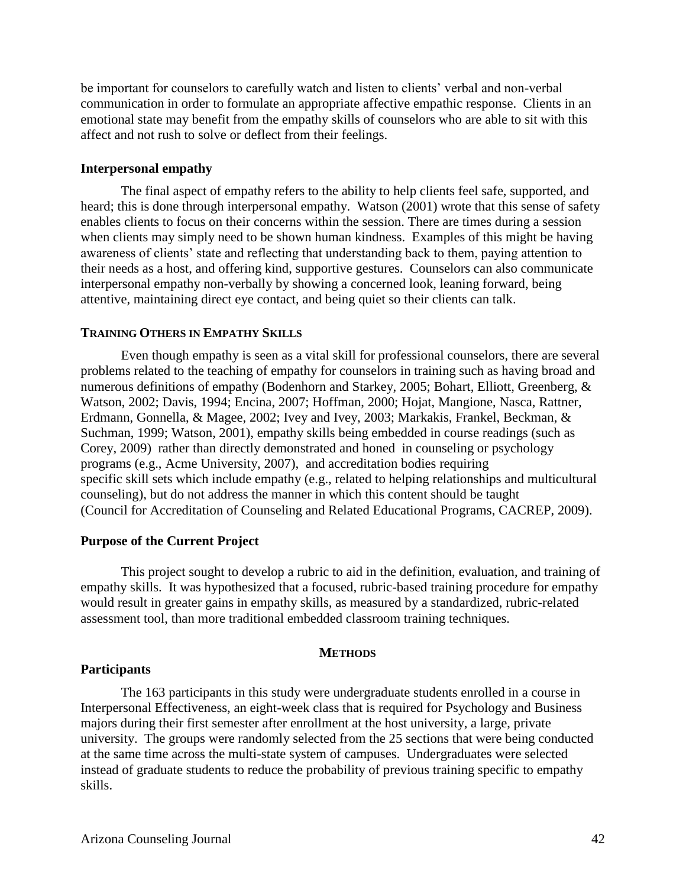be important for counselors to carefully watch and listen to clients' verbal and non-verbal communication in order to formulate an appropriate affective empathic response. Clients in an emotional state may benefit from the empathy skills of counselors who are able to sit with this affect and not rush to solve or deflect from their feelings.

### Interpersonal empathy

The final aspect of empathy refers to the ability to help clients feel safe, supported, and heard; this is done through interpersonal empathy. Watson (2001) wrote that this sense of safety enables clients to focus on their concerns within the session. There are times during a session when clients may simply need to be shown human kindness. Examples of this might be having awareness of clients' state and reflecting that understanding back to them, paying attention to their needs as a host, and offering kind, supportive gestures. Counselors can also communicate interpersonal empathy non-verbally by showing a concerned look, leaning forward, being attentive, maintaining direct eye contact, and being quiet so their clients can talk.

## TRAINING OTHERS IN EMPATHY SKILLS

Even though empathy is seen as a vital skill for professional counselors, there are several problems related to the teaching of empathy for counselors in training such as having broad and numerous definitions of empathy (Bodenhorn and Starkey, 2005; Bohart, Elliott, Greenberg, & Watson, 2002; Davis, 1994; Encina, 2007; Hoffman, 2000; Hojat, Mangione, Nasca, Rattner, Erdmann, Gonnella, & Magee, 2002; Ivey and Ivey, 2003; Markakis, Frankel, Beckman, & Suchman, 1999; Watson, 2001), empathy skills being embedded in course readings (such as Corey, 2009) rather than directly demonstrated and honed in counseling or psychology programs (e.g., Acme University, 2007), and accreditation bodies requiring specific skill sets which include empathy (e.g., related to helping relationships and multicultural counseling), but do not address the manner in which this content should be taught (Council for Accreditation of Counseling and Related Educational Programs, CACREP, 2009).

### Purpose of the Current Project

This project sought to develop a rubric to aid in the definition, evaluation, and training of empathy skills. It was hypothesized that a focused, rubric-based training procedure for empathy would result in greater gains in empathy skills, as measured by a standardized, rubric-related assessment tool, than more traditional embedded classroom training techniques.

## METHODS

### Participants

The 163 participants in this study were undergraduate students enrolled in a course in Interpersonal Effectiveness, an eight-week class that is required for Psychology and Business majors during their first semester after enrollment at the host university, a large, private university. The groups were randomly selected from the 25 sections that were being conducted at the same time across the multi-state system of campuses. Undergraduates were selected instead of graduate students to reduce the probability of previous training specific to empathy skills.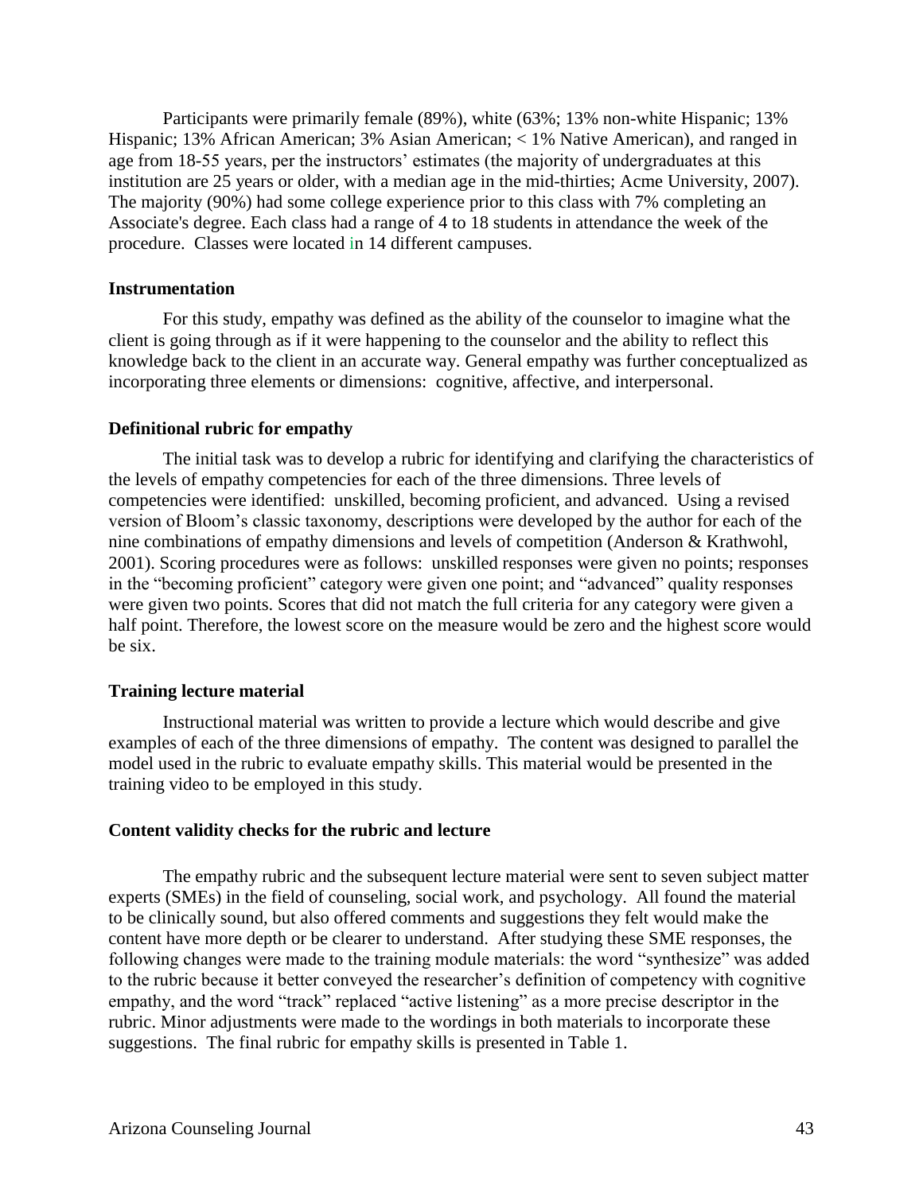Participants were primarily female (89%), white (63%; 13% non-white Hispanic; 13% Hispanic; 13% African American; 3% Asian American; < 1% Native American), and ranged in age from 18-55 years, per the instructors' estimates (the majority of undergraduates at this institution are 25 years or older, with a median age in the mid-thirties; Acme University, 2007). The majority (90%) had some college experience prior to this class with 7% completing an Associate's degree. Each class had a range of 4 to 18 students in attendance the week of the procedure. Classes were located in 14 different campuses.

### Instrumentation

For this study, empathy was defined as the ability of the counselor to imagine what the client is going through as if it were happening to the counselor and the ability to reflect this knowledge back to the client in an accurate way. General empathy was further conceptualized as incorporating three elements or dimensions: cognitive, affective, and interpersonal.

### Definitional rubric for empathy

The initial task was to develop a rubric for identifying and clarifying the characteristics of the levels of empathy competencies for each of the three dimensions. Three levels of competencies were identified: unskilled, becoming proficient, and advanced. Using a revised version of Bloom's classic taxonomy, descriptions were developed by the author for each of the nine combinations of empathy dimensions and levels of competition (Anderson & Krathwohl, 2001). Scoring procedures were as follows: unskilled responses were given no points; responses in the "becoming proficient" category were given one point; and "advanced" quality responses were given two points. Scores that did not match the full criteria for any category were given a half point. Therefore, the lowest score on the measure would be zero and the highest score would be six.

### Training lecture material

Instructional material was written to provide a lecture which would describe and give examples of each of the three dimensions of empathy. The content was designed to parallel the model used in the rubric to evaluate empathy skills. This material would be presented in the training video to be employed in this study.

### Content validity checks for the rubric and lecture

The empathy rubric and the subsequent lecture material were sent to seven subject matter experts (SMEs) in the field of counseling, social work, and psychology. All found the material to be clinically sound, but also offered comments and suggestions they felt would make the content have more depth or be clearer to understand. After studying these SME responses, the following changes were made to the training module materials: the word "synthesize" was added to the rubric because it better conveyed the researcher's definition of competency with cognitive empathy, and the word "track" replaced "active listening" as a more precise descriptor in the rubric. Minor adjustments were made to the wordings in both materials to incorporate these suggestions. The final rubric for empathy skills is presented in Table 1.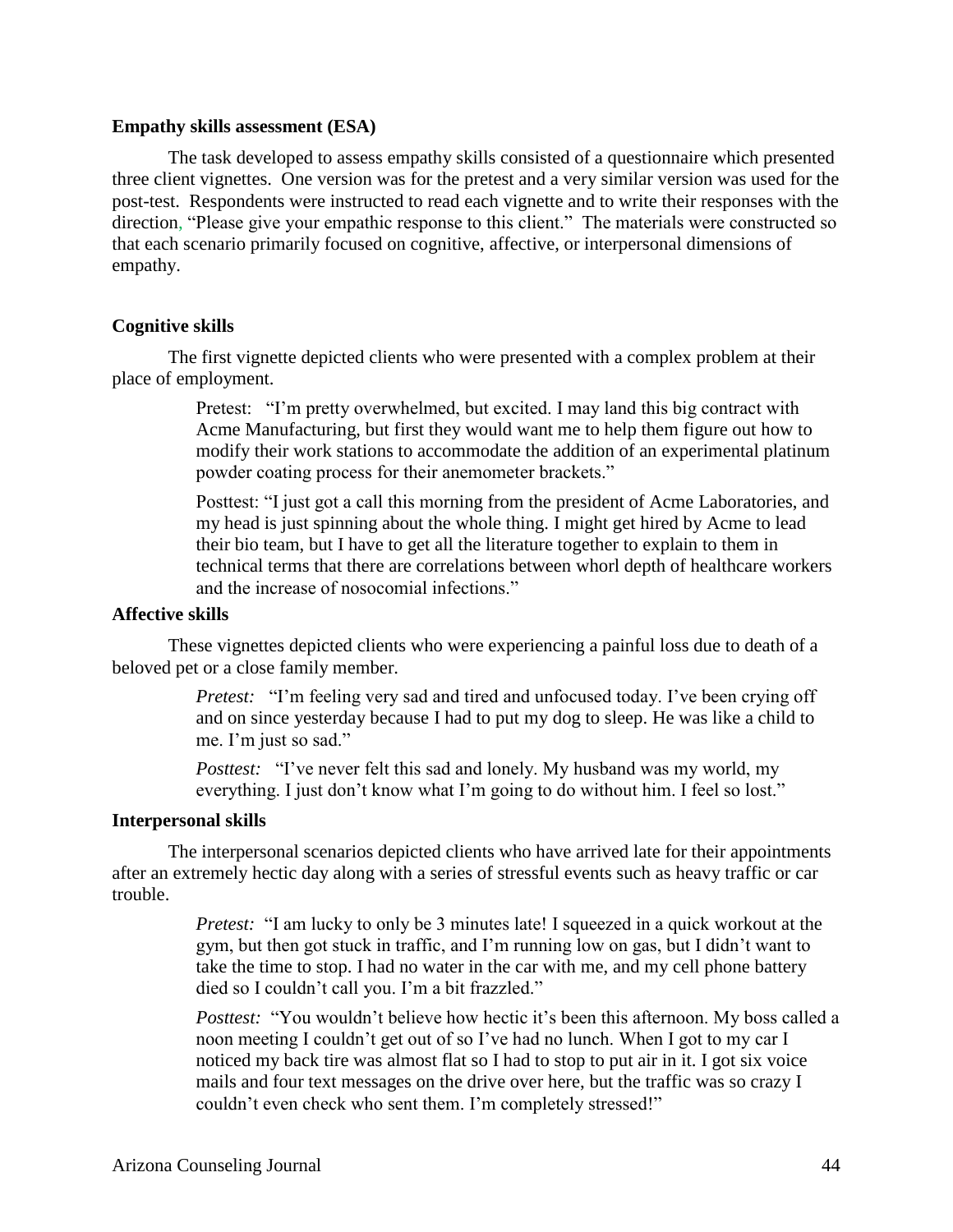**Empathy skills assessment (ESA)**

The task developed to assess empathy skills consisted of a questionnaire which presented three client vignettes. One version was for the pretest and a very similar version was used for the post-test. Respondents were instructed to read each vignette and to write their responses with the direction, "Please give your empathic response to this client." The materials were constructed so that each scenario primarily focused on cognitive, affective, or interpersonal dimensions of empathy.

**Cognitive skills**

The first vignette depicted clients who were presented with a complex problem at their place of employment.

> Pretest: "I'm pretty overwhelmed, but excited. I may land this big contract with Acme Manufacturing, but first they would want me to help them figure out how to modify their work stations to accommodate the addition of an experimental platinum powder coating process for their anemometer brackets."
>
> Posttest: "I just got a call this morning from the president of Acme Laboratories, and my head is just spinning about the whole thing. I might get hired by Acme to lead their bio team, but I have to get all the literature together to explain to them in technical terms that there are correlations between whorl depth of healthcare workers and the increase of nosocomial infections."

**Affective skills**

These vignettes depicted clients who were experiencing a painful loss due to death of a beloved pet or a close family member.

> *Pretest:* "I'm feeling very sad and tired and unfocused today. I've been crying off and on since yesterday because I had to put my dog to sleep. He was like a child to me. I'm just so sad."
>
> *Posttest:* "I've never felt this sad and lonely. My husband was my world, my everything. I just don't know what I'm going to do without him. I feel so lost."

**Interpersonal skills**

The interpersonal scenarios depicted clients who have arrived late for their appointments after an extremely hectic day along with a series of stressful events such as heavy traffic or car trouble.

> *Pretest:* "I am lucky to only be 3 minutes late! I squeezed in a quick workout at the gym, but then got stuck in traffic, and I'm running low on gas, but I didn't want to take the time to stop. I had no water in the car with me, and my cell phone battery died so I couldn't call you. I'm a bit frazzled."
>
> *Posttest:* "You wouldn't believe how hectic it's been this afternoon. My boss called a noon meeting I couldn't get out of so I've had no lunch. When I got to my car I noticed my back tire was almost flat so I had to stop to put air in it. I got six voice mails and four text messages on the drive over here, but the traffic was so crazy I couldn't even check who sent them. I'm completely stressed!"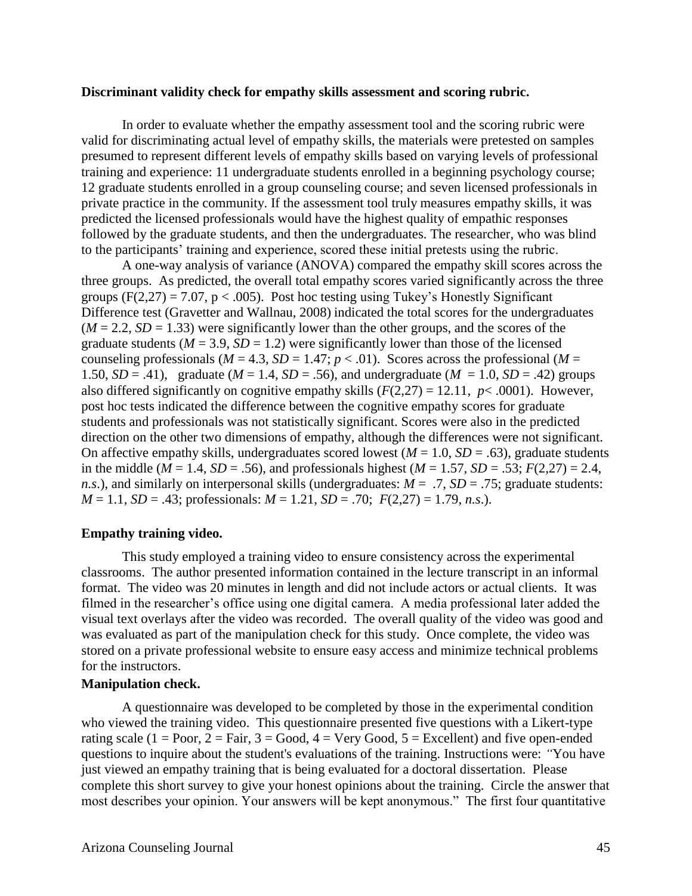**Discriminant validity check for empathy skills assessment and scoring rubric.**

In order to evaluate whether the empathy assessment tool and the scoring rubric were valid for discriminating actual level of empathy skills, the materials were pretested on samples presumed to represent different levels of empathy skills based on varying levels of professional training and experience: 11 undergraduate students enrolled in a beginning psychology course; 12 graduate students enrolled in a group counseling course; and seven licensed professionals in private practice in the community. If the assessment tool truly measures empathy skills, it was predicted the licensed professionals would have the highest quality of empathic responses followed by the graduate students, and then the undergraduates. The researcher, who was blind to the participants' training and experience, scored these initial pretests using the rubric.

A one-way analysis of variance (ANOVA) compared the empathy skill scores across the three groups. As predicted, the overall total empathy scores varied significantly across the three groups ($F(2,27) = 7.07$, $p < .005$). Post hoc testing using Tukey's Honestly Significant Difference test (Gravetter and Wallnau, 2008) indicated the total scores for the undergraduates ($M = 2.2$, $SD = 1.33$) were significantly lower than the other groups, and the scores of the graduate students ($M = 3.9$, $SD = 1.2$) were significantly lower than those of the licensed counseling professionals ($M = 4.3$, $SD = 1.47$; $p < .01$). Scores across the professional ($M = 1.50$, $SD = .41$), graduate ($M = 1.4$, $SD = .56$), and undergraduate ($M = 1.0$, $SD = .42$) groups also differed significantly on cognitive empathy skills ($F(2,27) = 12.11$, $p < .0001$). However, post hoc tests indicated the difference between the cognitive empathy scores for graduate students and professionals was not statistically significant. Scores were also in the predicted direction on the other two dimensions of empathy, although the differences were not significant. On affective empathy skills, undergraduates scored lowest ($M = 1.0$, $SD = .63$), graduate students in the middle ($M = 1.4$, $SD = .56$), and professionals highest ($M = 1.57$, $SD = .53$; $F(2,27) = 2.4$, *n.s.*), and similarly on interpersonal skills (undergraduates: $M = .7$, $SD = .75$; graduate students: $M = 1.1$, $SD = .43$; professionals: $M = 1.21$, $SD = .70$; $F(2,27) = 1.79$, *n.s.*).

**Empathy training video.**

This study employed a training video to ensure consistency across the experimental classrooms. The author presented information contained in the lecture transcript in an informal format. The video was 20 minutes in length and did not include actors or actual clients. It was filmed in the researcher's office using one digital camera. A media professional later added the visual text overlays after the video was recorded. The overall quality of the video was good and was evaluated as part of the manipulation check for this study. Once complete, the video was stored on a private professional website to ensure easy access and minimize technical problems for the instructors.

**Manipulation check.**

A questionnaire was developed to be completed by those in the experimental condition who viewed the training video. This questionnaire presented five questions with a Likert-type rating scale (1 = Poor, 2 = Fair, 3 = Good, 4 = Very Good, 5 = Excellent) and five open-ended questions to inquire about the student's evaluations of the training. Instructions were: *"*You have just viewed an empathy training that is being evaluated for a doctoral dissertation. Please complete this short survey to give your honest opinions about the training. Circle the answer that most describes your opinion. Your answers will be kept anonymous." The first four quantitative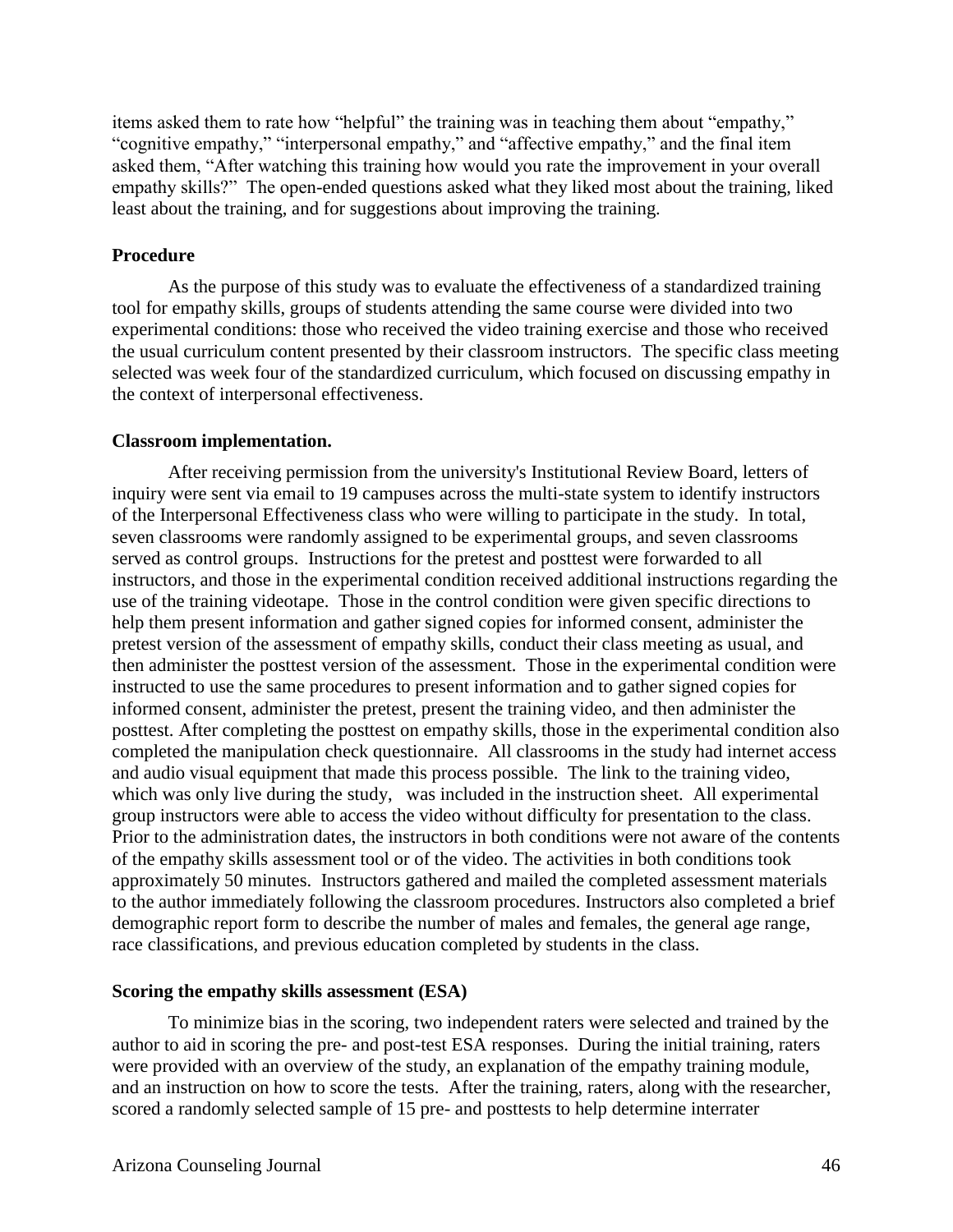items asked them to rate how "helpful" the training was in teaching them about "empathy," "cognitive empathy," "interpersonal empathy," and "affective empathy," and the final item asked them, "After watching this training how would you rate the improvement in your overall empathy skills?" The open-ended questions asked what they liked most about the training, liked least about the training, and for suggestions about improving the training.

**Procedure**

As the purpose of this study was to evaluate the effectiveness of a standardized training tool for empathy skills, groups of students attending the same course were divided into two experimental conditions: those who received the video training exercise and those who received the usual curriculum content presented by their classroom instructors. The specific class meeting selected was week four of the standardized curriculum, which focused on discussing empathy in the context of interpersonal effectiveness.

**Classroom implementation.**

After receiving permission from the university's Institutional Review Board, letters of inquiry were sent via email to 19 campuses across the multi-state system to identify instructors of the Interpersonal Effectiveness class who were willing to participate in the study. In total, seven classrooms were randomly assigned to be experimental groups, and seven classrooms served as control groups. Instructions for the pretest and posttest were forwarded to all instructors, and those in the experimental condition received additional instructions regarding the use of the training videotape. Those in the control condition were given specific directions to help them present information and gather signed copies for informed consent, administer the pretest version of the assessment of empathy skills, conduct their class meeting as usual, and then administer the posttest version of the assessment. Those in the experimental condition were instructed to use the same procedures to present information and to gather signed copies for informed consent, administer the pretest, present the training video, and then administer the posttest. After completing the posttest on empathy skills, those in the experimental condition also completed the manipulation check questionnaire. All classrooms in the study had internet access and audio visual equipment that made this process possible. The link to the training video, which was only live during the study, was included in the instruction sheet. All experimental group instructors were able to access the video without difficulty for presentation to the class. Prior to the administration dates, the instructors in both conditions were not aware of the contents of the empathy skills assessment tool or of the video. The activities in both conditions took approximately 50 minutes. Instructors gathered and mailed the completed assessment materials to the author immediately following the classroom procedures. Instructors also completed a brief demographic report form to describe the number of males and females, the general age range, race classifications, and previous education completed by students in the class.

**Scoring the empathy skills assessment (ESA)**

To minimize bias in the scoring, two independent raters were selected and trained by the author to aid in scoring the pre- and post-test ESA responses. During the initial training, raters were provided with an overview of the study, an explanation of the empathy training module, and an instruction on how to score the tests. After the training, raters, along with the researcher, scored a randomly selected sample of 15 pre- and posttests to help determine interrater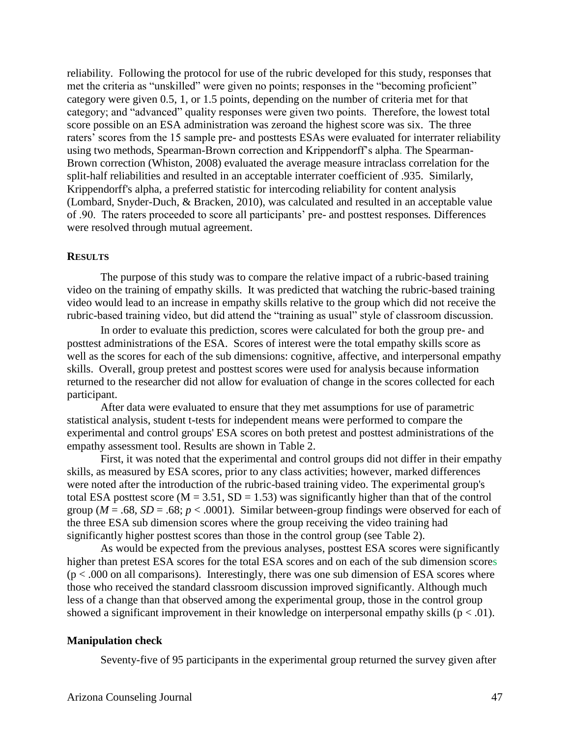reliability. Following the protocol for use of the rubric developed for this study, responses that met the criteria as "unskilled" were given no points; responses in the "becoming proficient" category were given 0.5, 1, or 1.5 points, depending on the number of criteria met for that category; and "advanced" quality responses were given two points. Therefore, the lowest total score possible on an ESA administration was zeroand the highest score was six. The three raters' scores from the 15 sample pre- and posttests ESAs were evaluated for interrater reliability using two methods, Spearman-Brown correction and Krippendorff's alpha. The Spearman-Brown correction (Whiston, 2008) evaluated the average measure intraclass correlation for the split-half reliabilities and resulted in an acceptable interrater coefficient of .935. Similarly, Krippendorff's alpha, a preferred statistic for intercoding reliability for content analysis (Lombard, Snyder-Duch, & Bracken, 2010), was calculated and resulted in an acceptable value of .90. The raters proceeded to score all participants' pre- and posttest responses. Differences were resolved through mutual agreement.

## RESULTS

The purpose of this study was to compare the relative impact of a rubric-based training video on the training of empathy skills. It was predicted that watching the rubric-based training video would lead to an increase in empathy skills relative to the group which did not receive the rubric-based training video, but did attend the "training as usual" style of classroom discussion.

In order to evaluate this prediction, scores were calculated for both the group pre- and posttest administrations of the ESA. Scores of interest were the total empathy skills score as well as the scores for each of the sub dimensions: cognitive, affective, and interpersonal empathy skills. Overall, group pretest and posttest scores were used for analysis because information returned to the researcher did not allow for evaluation of change in the scores collected for each participant.

After data were evaluated to ensure that they met assumptions for use of parametric statistical analysis, student t-tests for independent means were performed to compare the experimental and control groups' ESA scores on both pretest and posttest administrations of the empathy assessment tool. Results are shown in Table 2.

First, it was noted that the experimental and control groups did not differ in their empathy skills, as measured by ESA scores, prior to any class activities; however, marked differences were noted after the introduction of the rubric-based training video. The experimental group's total ESA posttest score ($M = 3.51$, $SD = 1.53$) was significantly higher than that of the control group ($M = .68$, $SD = .68$; $p < .0001$). Similar between-group findings were observed for each of the three ESA sub dimension scores where the group receiving the video training had significantly higher posttest scores than those in the control group (see Table 2).

As would be expected from the previous analyses, posttest ESA scores were significantly higher than pretest ESA scores for the total ESA scores and on each of the sub dimension scores ($p < .000$ on all comparisons). Interestingly, there was one sub dimension of ESA scores where those who received the standard classroom discussion improved significantly. Although much less of a change than that observed among the experimental group, those in the control group showed a significant improvement in their knowledge on interpersonal empathy skills ($p < .01$).

### Manipulation check

Seventy-five of 95 participants in the experimental group returned the survey given after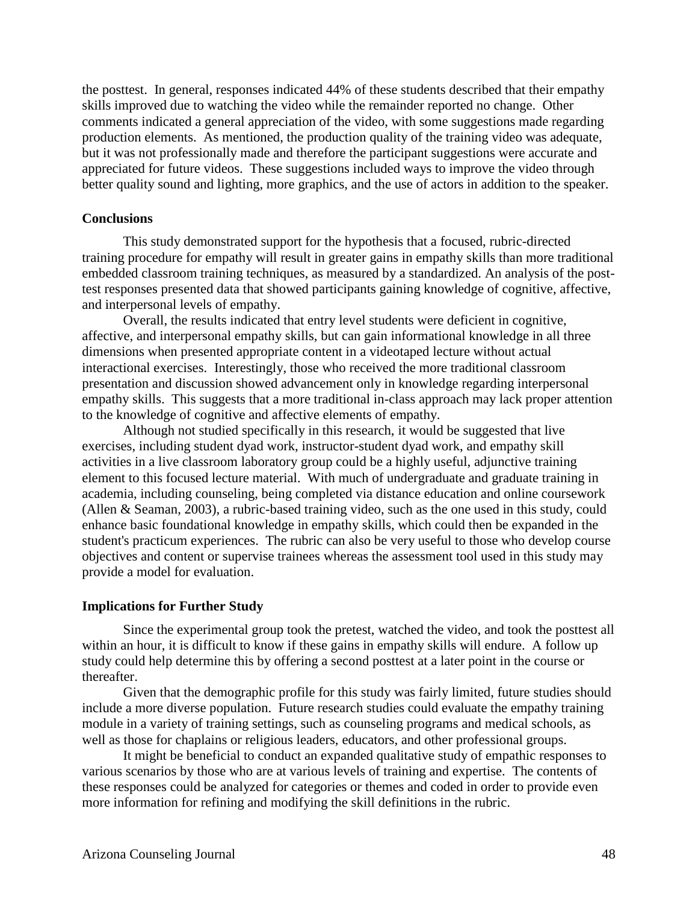the posttest. In general, responses indicated 44% of these students described that their empathy skills improved due to watching the video while the remainder reported no change. Other comments indicated a general appreciation of the video, with some suggestions made regarding production elements. As mentioned, the production quality of the training video was adequate, but it was not professionally made and therefore the participant suggestions were accurate and appreciated for future videos. These suggestions included ways to improve the video through better quality sound and lighting, more graphics, and the use of actors in addition to the speaker.

**Conclusions**

This study demonstrated support for the hypothesis that a focused, rubric-directed training procedure for empathy will result in greater gains in empathy skills than more traditional embedded classroom training techniques, as measured by a standardized. An analysis of the post-test responses presented data that showed participants gaining knowledge of cognitive, affective, and interpersonal levels of empathy.

Overall, the results indicated that entry level students were deficient in cognitive, affective, and interpersonal empathy skills, but can gain informational knowledge in all three dimensions when presented appropriate content in a videotaped lecture without actual interactional exercises. Interestingly, those who received the more traditional classroom presentation and discussion showed advancement only in knowledge regarding interpersonal empathy skills. This suggests that a more traditional in-class approach may lack proper attention to the knowledge of cognitive and affective elements of empathy.

Although not studied specifically in this research, it would be suggested that live exercises, including student dyad work, instructor-student dyad work, and empathy skill activities in a live classroom laboratory group could be a highly useful, adjunctive training element to this focused lecture material. With much of undergraduate and graduate training in academia, including counseling, being completed via distance education and online coursework (Allen & Seaman, 2003), a rubric-based training video, such as the one used in this study, could enhance basic foundational knowledge in empathy skills, which could then be expanded in the student's practicum experiences. The rubric can also be very useful to those who develop course objectives and content or supervise trainees whereas the assessment tool used in this study may provide a model for evaluation.

**Implications for Further Study**

Since the experimental group took the pretest, watched the video, and took the posttest all within an hour, it is difficult to know if these gains in empathy skills will endure. A follow up study could help determine this by offering a second posttest at a later point in the course or thereafter.

Given that the demographic profile for this study was fairly limited, future studies should include a more diverse population. Future research studies could evaluate the empathy training module in a variety of training settings, such as counseling programs and medical schools, as well as those for chaplains or religious leaders, educators, and other professional groups.

It might be beneficial to conduct an expanded qualitative study of empathic responses to various scenarios by those who are at various levels of training and expertise. The contents of these responses could be analyzed for categories or themes and coded in order to provide even more information for refining and modifying the skill definitions in the rubric.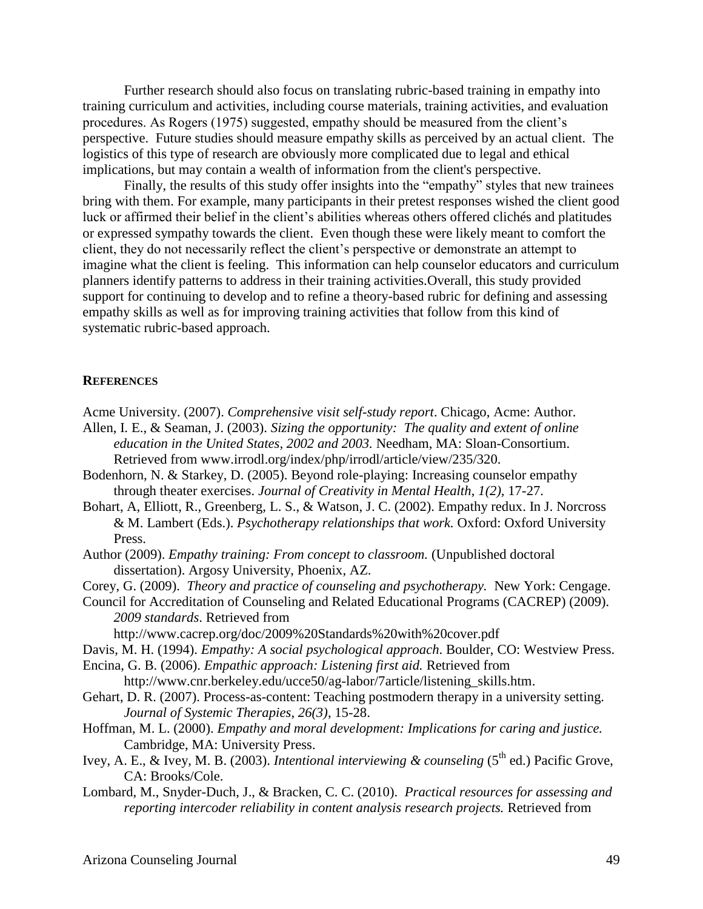Further research should also focus on translating rubric-based training in empathy into training curriculum and activities, including course materials, training activities, and evaluation procedures. As Rogers (1975) suggested, empathy should be measured from the client's perspective. Future studies should measure empathy skills as perceived by an actual client. The logistics of this type of research are obviously more complicated due to legal and ethical implications, but may contain a wealth of information from the client's perspective.

Finally, the results of this study offer insights into the "empathy" styles that new trainees bring with them. For example, many participants in their pretest responses wished the client good luck or affirmed their belief in the client's abilities whereas others offered clichés and platitudes or expressed sympathy towards the client. Even though these were likely meant to comfort the client, they do not necessarily reflect the client's perspective or demonstrate an attempt to imagine what the client is feeling. This information can help counselor educators and curriculum planners identify patterns to address in their training activities.Overall, this study provided support for continuing to develop and to refine a theory-based rubric for defining and assessing empathy skills as well as for improving training activities that follow from this kind of systematic rubric-based approach.

## REFERENCES

Acme University. (2007). *Comprehensive visit self-study report*. Chicago, Acme: Author.

Allen, I. E., & Seaman, J. (2003). *Sizing the opportunity: The quality and extent of online education in the United States, 2002 and 2003.* Needham, MA: Sloan-Consortium. Retrieved from www.irrodl.org/index/php/irrodl/article/view/235/320.

Bodenhorn, N. & Starkey, D. (2005). Beyond role-playing: Increasing counselor empathy through theater exercises. *Journal of Creativity in Mental Health*, *1(2)*, 17-27.

Bohart, A, Elliott, R., Greenberg, L. S., & Watson, J. C. (2002). Empathy redux. In J. Norcross & M. Lambert (Eds.). *Psychotherapy relationships that work.* Oxford: Oxford University Press.

Author (2009). *Empathy training: From concept to classroom.* (Unpublished doctoral dissertation). Argosy University, Phoenix, AZ.

Corey, G. (2009). *Theory and practice of counseling and psychotherapy.* New York: Cengage.

Council for Accreditation of Counseling and Related Educational Programs (CACREP) (2009). *2009 standards*. Retrieved from http://www.cacrep.org/doc/2009%20Standards%20with%20cover.pdf

Davis, M. H. (1994). *Empathy: A social psychological approach*. Boulder, CO: Westview Press.

Encina, G. B. (2006). *Empathic approach: Listening first aid.* Retrieved from http://www.cnr.berkeley.edu/ucce50/ag-labor/7article/listening_skills.htm.

Gehart, D. R. (2007). Process-as-content: Teaching postmodern therapy in a university setting. *Journal of Systemic Therapies*, *26(3)*, 15-28.

Hoffman, M. L. (2000). *Empathy and moral development: Implications for caring and justice.* Cambridge, MA: University Press.

Ivey, A. E., & Ivey, M. B. (2003). *Intentional interviewing & counseling* (5th ed.) Pacific Grove, CA: Brooks/Cole.

Lombard, M., Snyder-Duch, J., & Bracken, C. C. (2010). *Practical resources for assessing and reporting intercoder reliability in content analysis research projects.* Retrieved from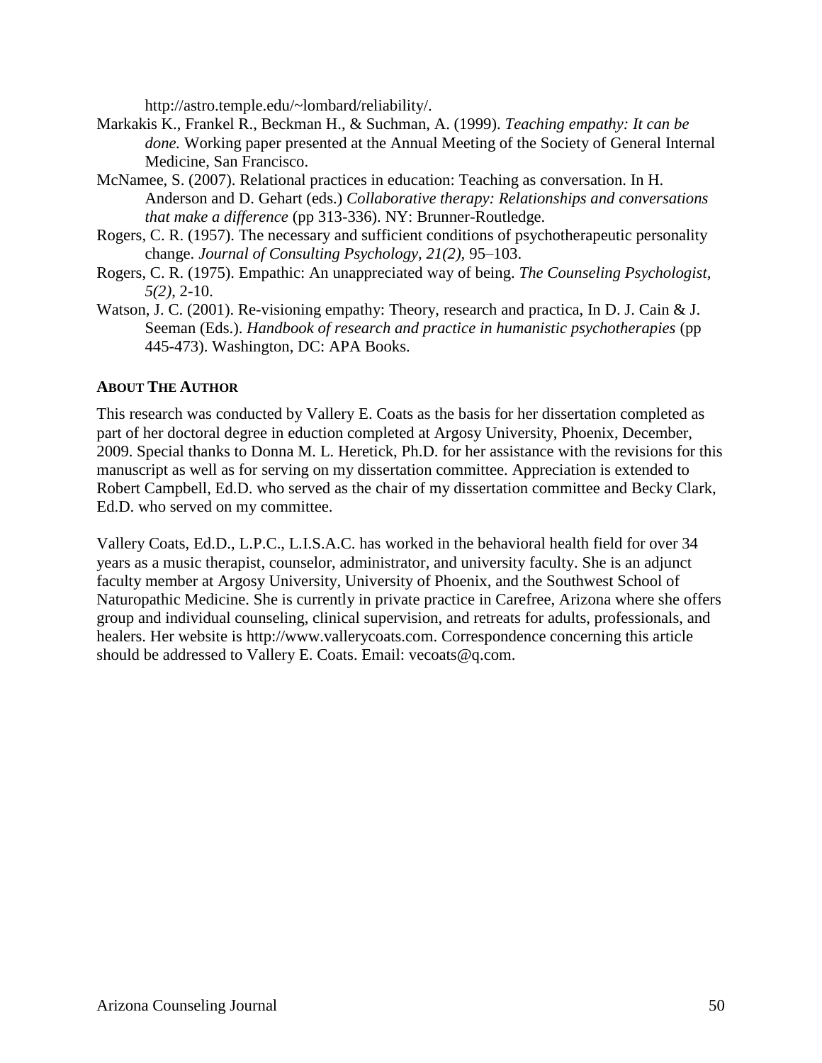http://astro.temple.edu/~lombard/reliability/.

Markakis K., Frankel R., Beckman H., & Suchman, A. (1999). *Teaching empathy: It can be done.* Working paper presented at the Annual Meeting of the Society of General Internal Medicine, San Francisco.

McNamee, S. (2007). Relational practices in education: Teaching as conversation. In H. Anderson and D. Gehart (eds.) *Collaborative therapy: Relationships and conversations that make a difference* (pp 313-336). NY: Brunner-Routledge.

Rogers, C. R. (1957). The necessary and sufficient conditions of psychotherapeutic personality change. *Journal of Consulting Psychology, 21(2)*, 95–103.

Rogers, C. R. (1975). Empathic: An unappreciated way of being. *The Counseling Psychologist, 5(2)*, 2-10.

Watson, J. C. (2001). Re-visioning empathy: Theory, research and practica, In D. J. Cain & J. Seeman (Eds.). *Handbook of research and practice in humanistic psychotherapies* (pp 445-473). Washington, DC: APA Books.

## About The Author

This research was conducted by Vallery E. Coats as the basis for her dissertation completed as part of her doctoral degree in eduction completed at Argosy University, Phoenix, December, 2009. Special thanks to Donna M. L. Heretick, Ph.D. for her assistance with the revisions for this manuscript as well as for serving on my dissertation committee. Appreciation is extended to Robert Campbell, Ed.D. who served as the chair of my dissertation committee and Becky Clark, Ed.D. who served on my committee.

Vallery Coats, Ed.D., L.P.C., L.I.S.A.C. has worked in the behavioral health field for over 34 years as a music therapist, counselor, administrator, and university faculty. She is an adjunct faculty member at Argosy University, University of Phoenix, and the Southwest School of Naturopathic Medicine. She is currently in private practice in Carefree, Arizona where she offers group and individual counseling, clinical supervision, and retreats for adults, professionals, and healers. Her website is http://www.vallerycoats.com. Correspondence concerning this article should be addressed to Vallery E. Coats. Email: vecoats@q.com.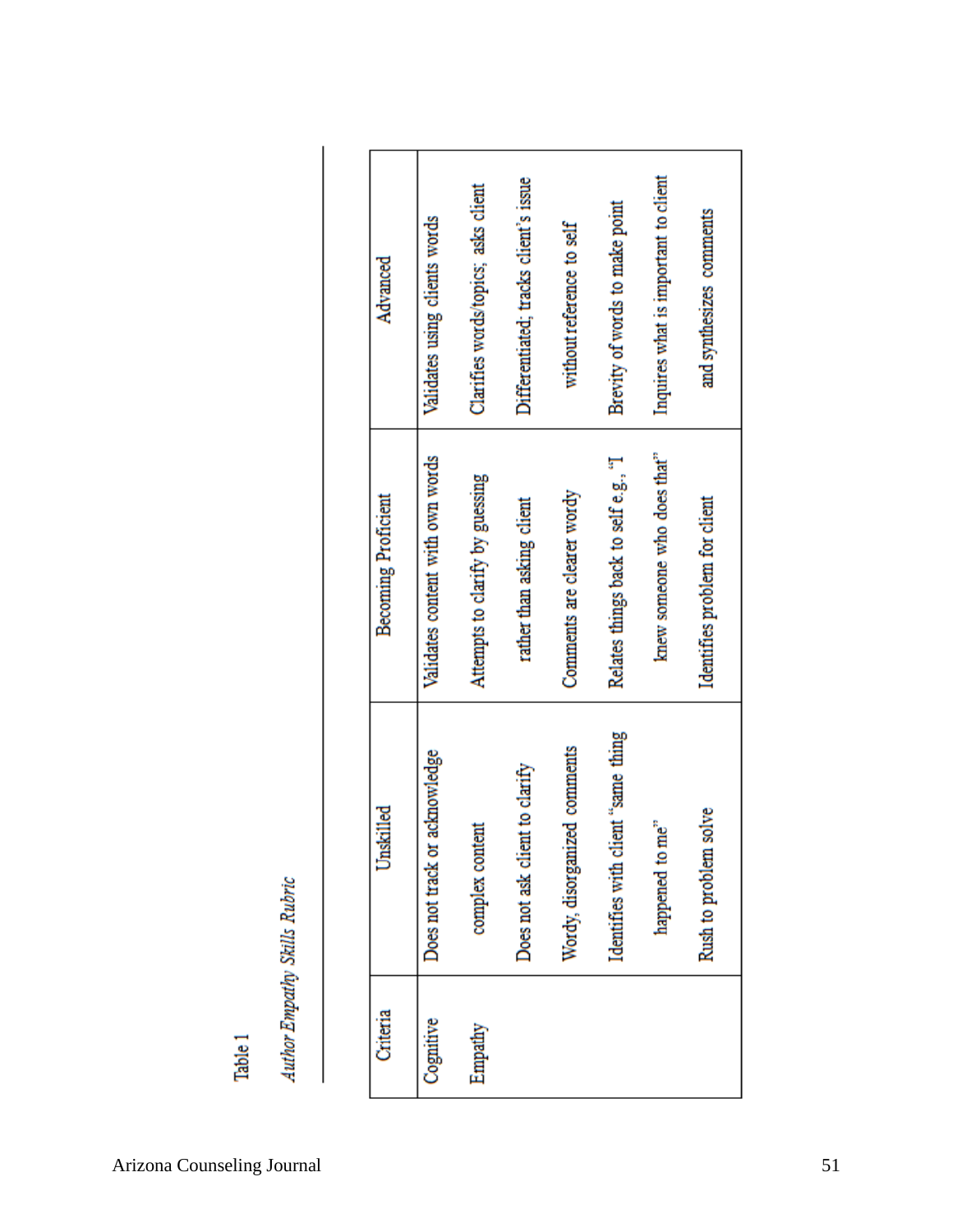Table 1

*Author Empathy Skills Rubric*

| Criteria | Unskilled | Becoming Proficient | Advanced |
|---|---|---|---|
| Cognitive Empathy | Does not track or acknowledge complex content | Validates content with own words | Validates using clients words |
| | Does not ask client to clarify | Attempts to clarify by guessing rather than asking client | Clarifies words/topics; asks client |
| | Wordy, disorganized comments | Comments are clearer wordy | Differentiated; tracks client's issue without reference to self |
| | Identifies with client "same thing happened to me" | Relates things back to self e.g., "I knew someone who does that" | Brevity of words to make point |
| | Rush to problem solve | Identifies problem for client | Inquires what is important to client and synthesizes comments |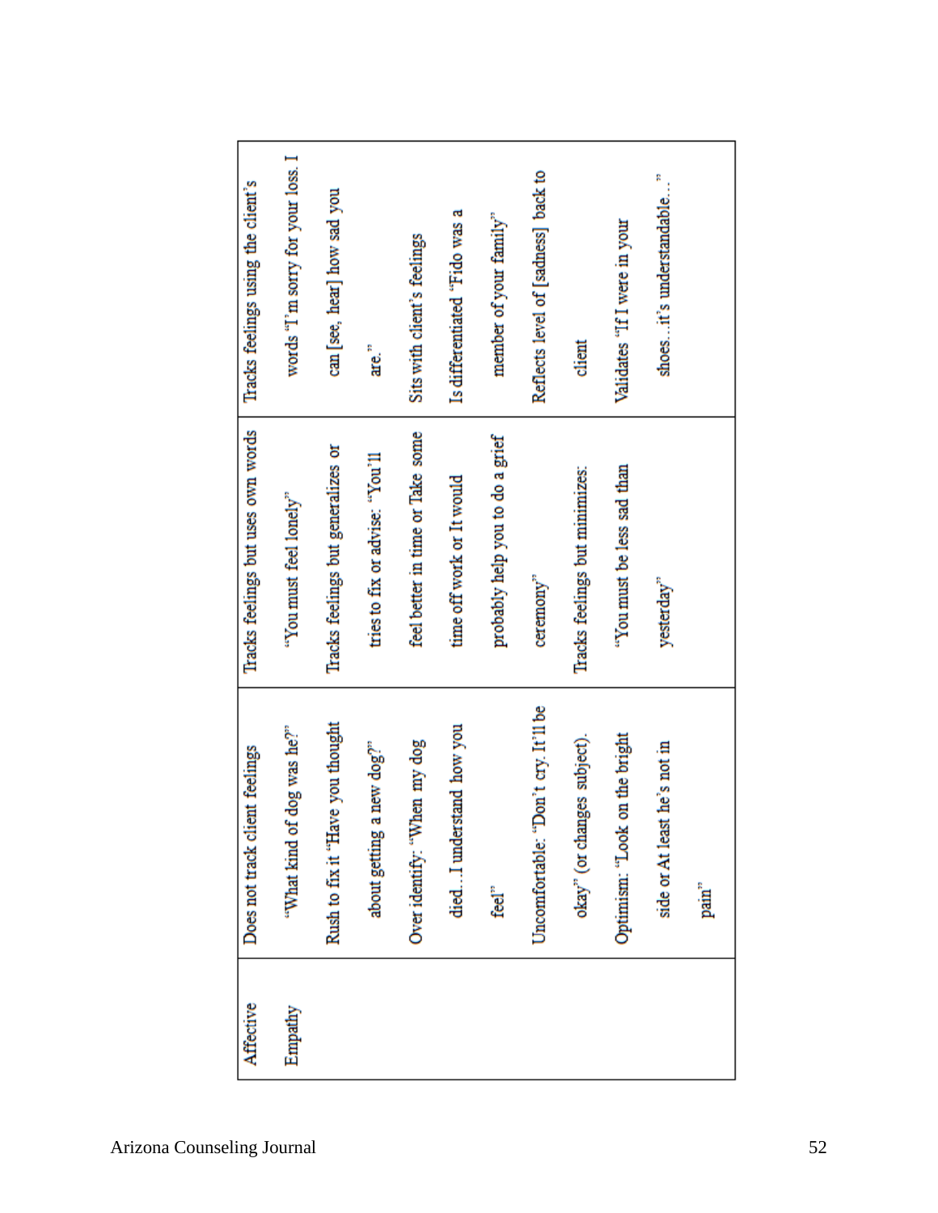| Affective Empathy | Does not track client feelings "What kind of dog was he?" Rush to fix it "Have you thought about getting a new dog?" Over identify: "When my dog died…I understand how you feel" Uncomfortable: "Don't cry. It'll be okay" (or changes subject). Optimism: "Look on the bright side or At least he's not in pain" | Tracks feelings but uses own words "You must feel lonely" Tracks feelings but generalizes or tries to fix or advise: "You'll feel better in time or Take some time off work or It would probably help you to do a grief ceremony" Tracks feelings but minimizes: "You must be less sad than yesterday" | Tracks feelings using the client's words "I'm sorry for your loss. I can [see, hear] how sad you are." Sits with client's feelings Is differentiated "Fido was a member of your family" Reflects level of [sadness] back to client Validates "If I were in your shoes…it's understandable…" |
|---|---|---|---|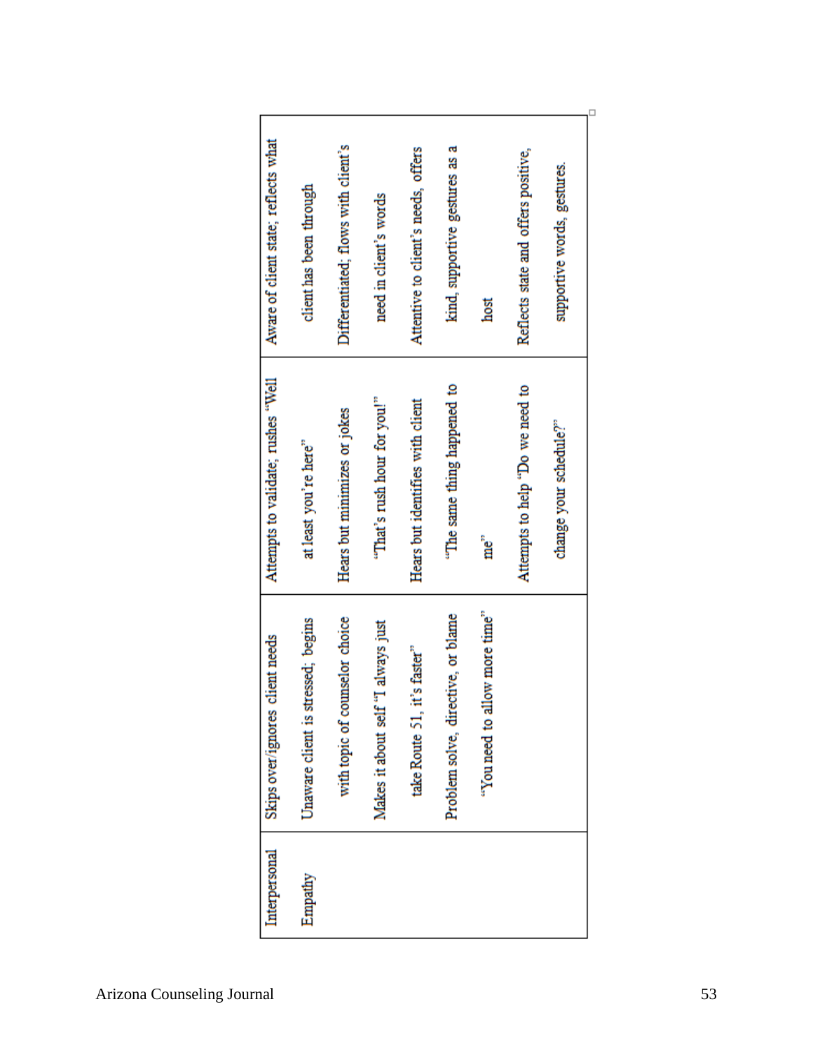| Interpersonal Empathy | Skips over/ignores client needs<br>Unaware client is stressed; begins with topic of counselor choice<br>Makes it about self "I always just take Route 51, it's faster"<br>Problem solve, directive, or blame "You need to allow more time" | Attempts to validate; rushes "Well at least you're here"<br>Hears but minimizes or jokes "That's rush hour for you!"<br>Hears but identifies with client "The same thing happened to me"<br>Attempts to help "Do we need to change your schedule?" | Aware of client state; reflects what client has been through<br>Differentiated; flows with client's need in client's words<br>Attentive to client's needs, offers kind, supportive gestures as a host<br>Reflects state and offers positive, supportive words, gestures. |
|---|---|---|---|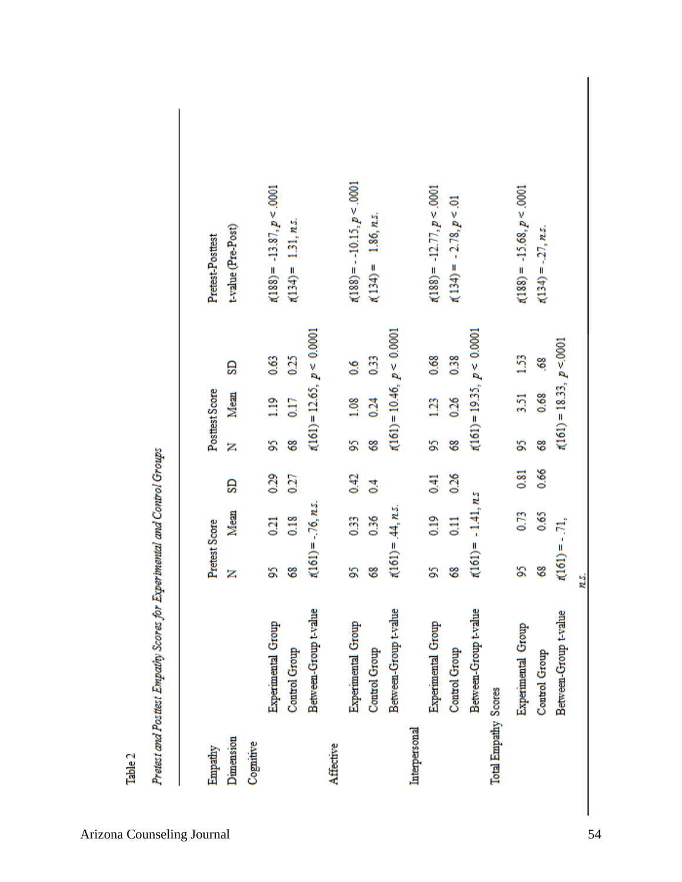Table 2

*Pretest and Posttest Empathy Scores for Experimental and Control Groups*

| Empathy Dimension | | Pretest Score N | Mean | SD | Posttest Score N | Mean | SD | Pretest-Posttest t-value (Pre-Post) |
|---|---|---|---|---|---|---|---|---|
| Cognitive | | | | | | | | |
| | Experimental Group | 95 | 0.21 | 0.29 | 95 | 1.19 | 0.63 | $t(188) = -13.87, p < .0001$ |
| | Control Group | 68 | 0.18 | 0.27 | 68 | 0.17 | 0.25 | $t(134) = 1.31$, *n.s.* |
| | Between-Group t-value | $t(161) = -.76$, *n.s.* | | | $t(161) = 12.65,\ p < 0.0001$ | | | |
| Affective | | | | | | | | |
| | Experimental Group | 95 | 0.33 | 0.42 | 95 | 1.08 | 0.6 | $t(188) = --10.15, p < .0001$ |
| | Control Group | 68 | 0.36 | 0.4 | 68 | 0.24 | 0.33 | $t(134) = 1.86$, *n.s.* |
| | Between-Group t-value | $t(161) = .44$, *n.s.* | | | $t(161) = 10.46,\ p < 0.0001$ | | | |
| Interpersonal | | | | | | | | |
| | Experimental Group | 95 | 0.19 | 0.41 | 95 | 1.23 | 0.68 | $t(188) = -12.77, p < .0001$ |
| | Control Group | 68 | 0.11 | 0.26 | 68 | 0.26 | 0.38 | $t(134) = -2.78, p < .01$ |
| | Between-Group t-value | $t(161) = -1.41$, *n.s* | | | $t(161) = 19.35,\ p < 0.0001$ | | | |
| Total Empathy Scores | | | | | | | | |
| | Experimental Group | 95 | 0.73 | 0.81 | 95 | 3.51 | 1.53 | $t(188) = -15.68, p < .0001$ |
| | Control Group | 68 | 0.65 | 0.66 | 68 | 0.68 | .68 | $t(134) = -.27$, *n.s.* |
| | Between-Group t-value | $t(161) = -.71$, *n.s.* | | | $t(161) = 18.33,\ p < .0001$ | | | |